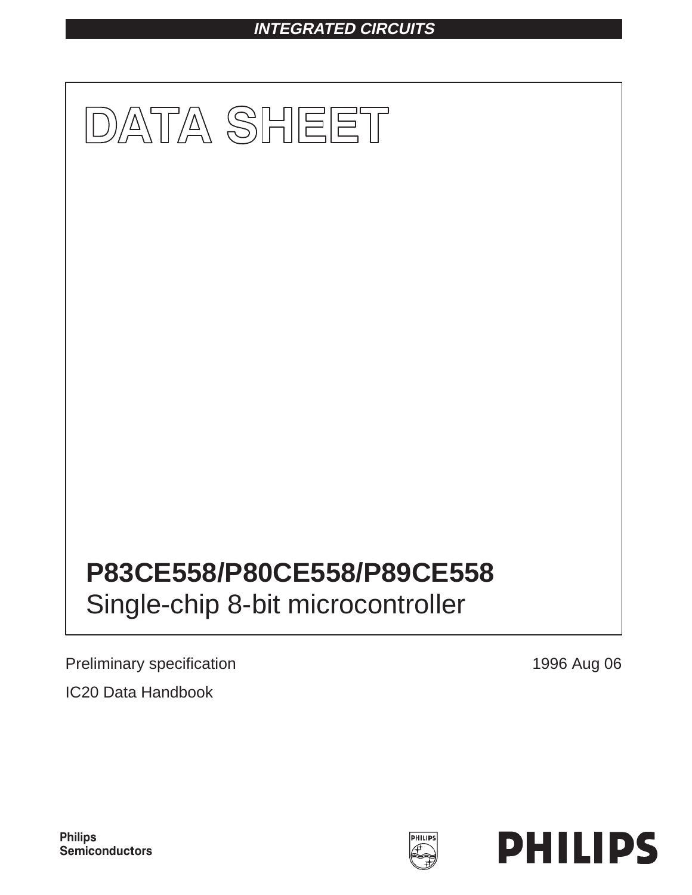INTEGRATED CIRCUITS

# DATA SHEET

## P83CE558/P80CE558/P89CE558

Single-chip 8-bit microcontroller

Preliminary specification

IC20 Data Handbook

1996 Aug 06

Philips Semiconductors

PHILIPS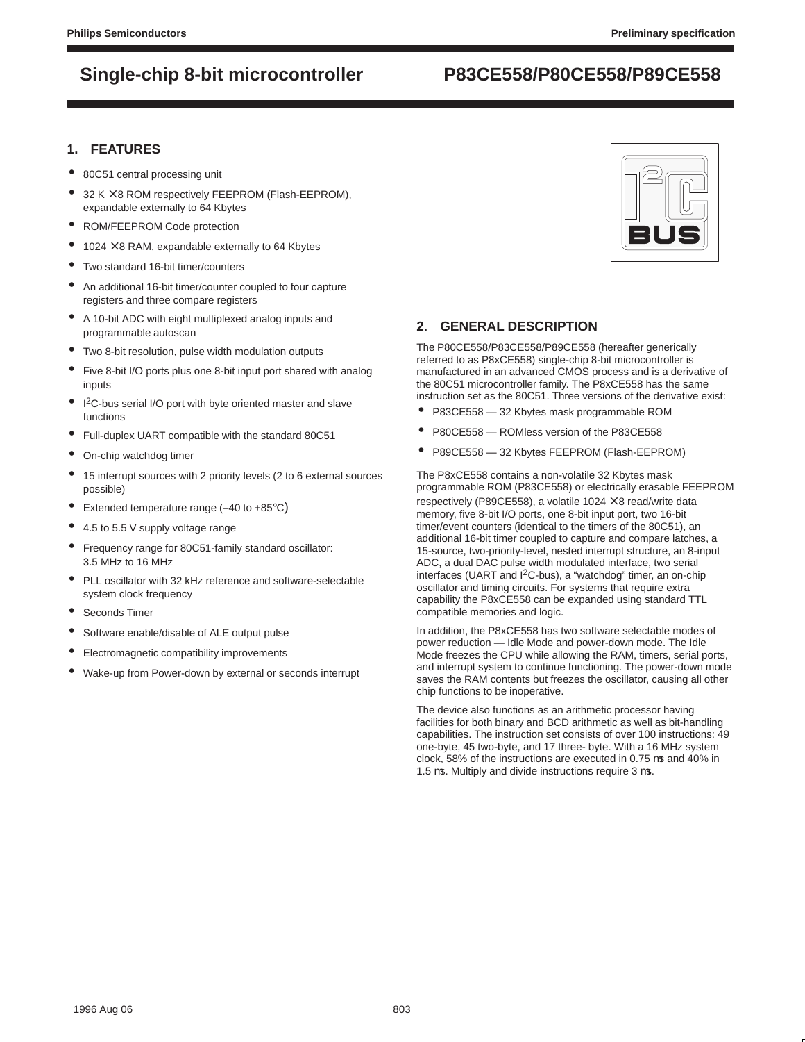## 1. FEATURES

- 80C51 central processing unit
- 32 K × 8 ROM respectively FEEPROM (Flash-EEPROM), expandable externally to 64 Kbytes
- ROM/FEEPROM Code protection
- 1024 × 8 RAM, expandable externally to 64 Kbytes
- Two standard 16-bit timer/counters
- An additional 16-bit timer/counter coupled to four capture registers and three compare registers
- A 10-bit ADC with eight multiplexed analog inputs and programmable autoscan
- Two 8-bit resolution, pulse width modulation outputs
- Five 8-bit I/O ports plus one 8-bit input port shared with analog inputs
- $I^2C$-bus serial I/O port with byte oriented master and slave functions
- Full-duplex UART compatible with the standard 80C51
- On-chip watchdog timer
- 15 interrupt sources with 2 priority levels (2 to 6 external sources possible)
- Extended temperature range (–40 to +85°C)
- 4.5 to 5.5 V supply voltage range
- Frequency range for 80C51-family standard oscillator: 3.5 MHz to 16 MHz
- PLL oscillator with 32 kHz reference and software-selectable system clock frequency
- Seconds Timer
- Software enable/disable of ALE output pulse
- Electromagnetic compatibility improvements
- Wake-up from Power-down by external or seconds interrupt

## 2. GENERAL DESCRIPTION

The P80CE558/P83CE558/P89CE558 (hereafter generically referred to as P8xCE558) single-chip 8-bit microcontroller is manufactured in an advanced CMOS process and is a derivative of the 80C51 microcontroller family. The P8xCE558 has the same instruction set as the 80C51. Three versions of the derivative exist:

- P83CE558 — 32 Kbytes mask programmable ROM
- P80CE558 — ROMless version of the P83CE558
- P89CE558 — 32 Kbytes FEEPROM (Flash-EEPROM)

The P8xCE558 contains a non-volatile 32 Kbytes mask programmable ROM (P83CE558) or electrically erasable FEEPROM respectively (P89CE558), a volatile 1024 × 8 read/write data memory, five 8-bit I/O ports, one 8-bit input port, two 16-bit timer/event counters (identical to the timers of the 80C51), an additional 16-bit timer coupled to capture and compare latches, a 15-source, two-priority-level, nested interrupt structure, an 8-input ADC, a dual DAC pulse width modulated interface, two serial interfaces (UART and $I^2C$-bus), a "watchdog" timer, an on-chip oscillator and timing circuits. For systems that require extra capability the P8xCE558 can be expanded using standard TTL compatible memories and logic.

In addition, the P8xCE558 has two software selectable modes of power reduction — Idle Mode and power-down mode. The Idle Mode freezes the CPU while allowing the RAM, timers, serial ports, and interrupt system to continue functioning. The power-down mode saves the RAM contents but freezes the oscillator, causing all other chip functions to be inoperative.

The device also functions as an arithmetic processor having facilities for both binary and BCD arithmetic as well as bit-handling capabilities. The instruction set consists of over 100 instructions: 49 one-byte, 45 two-byte, and 17 three- byte. With a 16 MHz system clock, 58% of the instructions are executed in 0.75 µs and 40% in 1.5 µs. Multiply and divide instructions require 3 µs.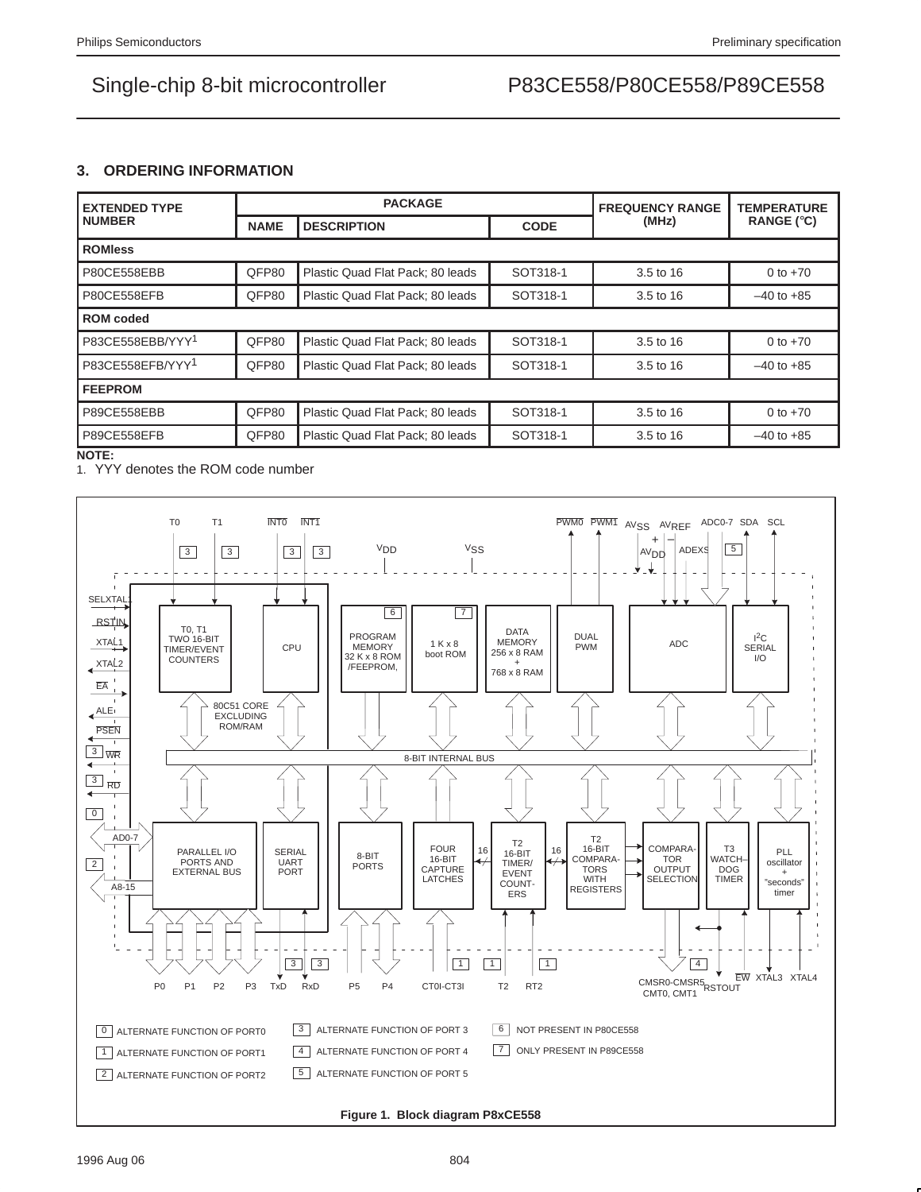## 3. ORDERING INFORMATION

| EXTENDED TYPE NUMBER | PACKAGE | | | FREQUENCY RANGE (MHz) | TEMPERATURE RANGE (°C) |
|---|---|---|---|---|---|
| | NAME | DESCRIPTION | CODE | | |
| **ROMless** | | | | | |
| P80CE558EBB | QFP80 | Plastic Quad Flat Pack; 80 leads | SOT318-1 | 3.5 to 16 | 0 to +70 |
| P80CE558EFB | QFP80 | Plastic Quad Flat Pack; 80 leads | SOT318-1 | 3.5 to 16 | –40 to +85 |
| **ROM coded** | | | | | |
| P83CE558EBB/YYY[1] | QFP80 | Plastic Quad Flat Pack; 80 leads | SOT318-1 | 3.5 to 16 | 0 to +70 |
| P83CE558EFB/YYY[1] | QFP80 | Plastic Quad Flat Pack; 80 leads | SOT318-1 | 3.5 to 16 | –40 to +85 |
| **FEEPROM** | | | | | |
| P89CE558EBB | QFP80 | Plastic Quad Flat Pack; 80 leads | SOT318-1 | 3.5 to 16 | 0 to +70 |
| P89CE558EFB | QFP80 | Plastic Quad Flat Pack; 80 leads | SOT318-1 | 3.5 to 16 | –40 to +85 |

**NOTE:**

1. YYY denotes the ROM code number

Figure 1. Block diagram P8xCE558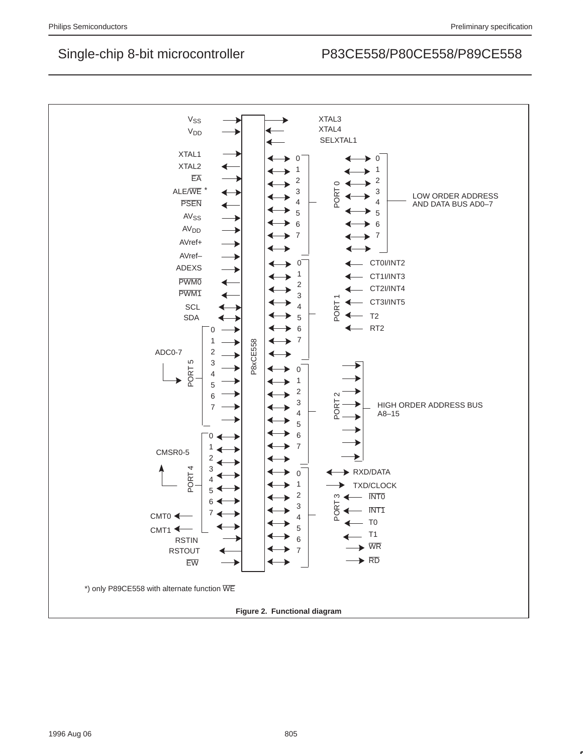$V_{SS}$

$V_{DD}$

XTAL1

XTAL2

$\overline{EA}$

ALE/$\overline{WE}$ *

$\overline{PSEN}$

$AV_{SS}$

$AV_{DD}$

AVref+

AVref–

ADEXS

$\overline{PWM0}$

$\overline{PWM1}$

SCL

SDA

ADC0-7

PORT 5

CMSR0-5

PORT 4

CMT0

CMT1

RSTIN

RSTOUT

$\overline{EW}$

P8xCE558

XTAL3

XTAL4

SELXTAL1

PORT 0 — LOW ORDER ADDRESS AND DATA BUS AD0–7

PORT 1 — CT0I/INT2, CT1I/INT3, CT2I/INT4, CT3I/INT5, T2, RT2

PORT 2 — HIGH ORDER ADDRESS BUS A8–15

PORT 3 — RXD/DATA, TXD/CLOCK, $\overline{INT0}$, $\overline{INT1}$, T0, T1, $\overline{WR}$, $\overline{RD}$

*) only P89CE558 with alternate function $\overline{WE}$

**Figure 2. Functional diagram**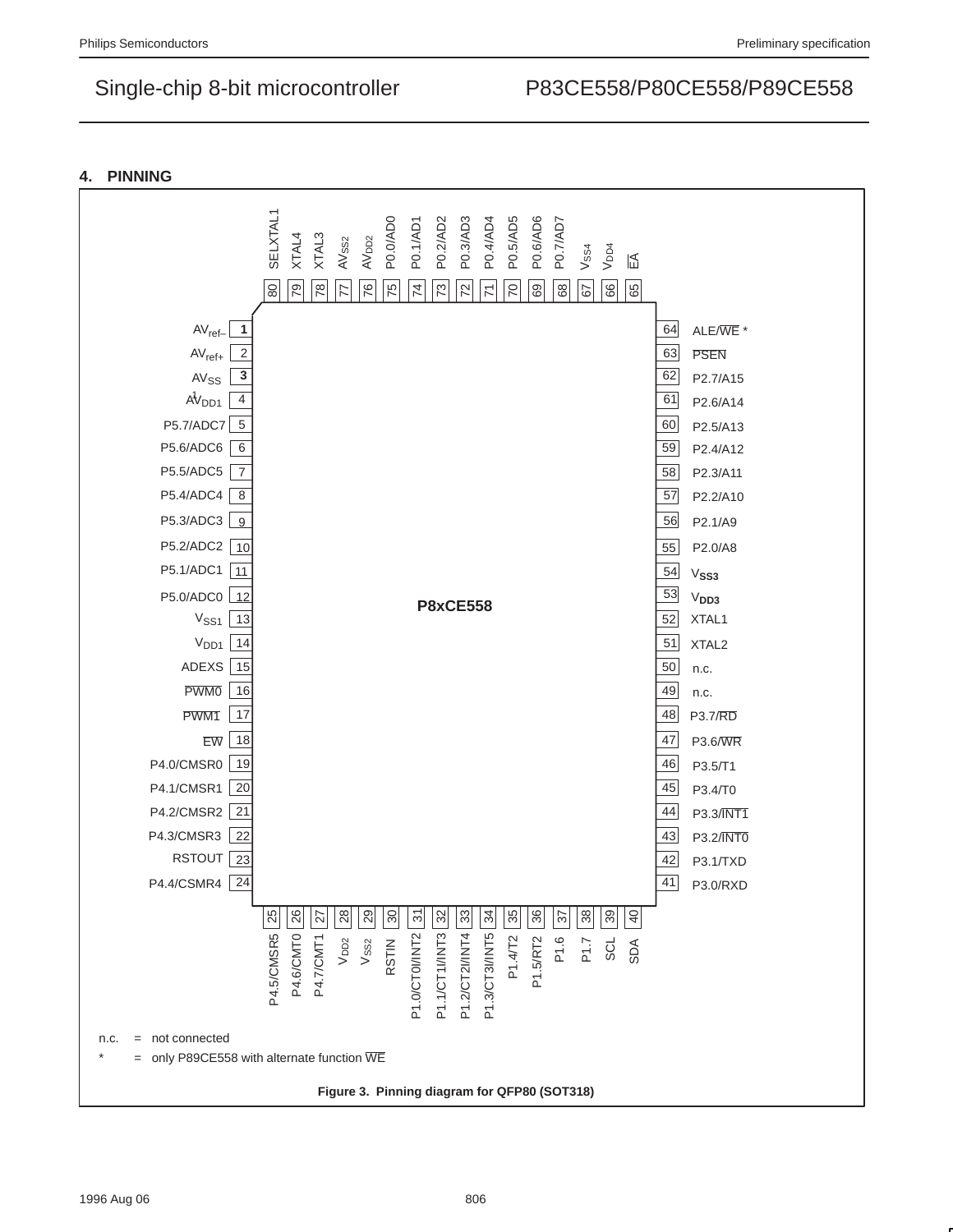## 4. PINNING

| Pin | Symbol |
|---|---|
| 1 | $AV_{ref-}$ |
| 2 | $AV_{ref+}$ |
| 3 | $AV_{SS}$ |
| 4 | $AV_{DD1}$ |
| 5 | P5.7/ADC7 |
| 6 | P5.6/ADC6 |
| 7 | P5.5/ADC5 |
| 8 | P5.4/ADC4 |
| 9 | P5.3/ADC3 |
| 10 | P5.2/ADC2 |
| 11 | P5.1/ADC1 |
| 12 | P5.0/ADC0 |
| 13 | $V_{SS1}$ |
| 14 | $V_{DD1}$ |
| 15 | ADEXS |
| 16 | $\overline{PWM0}$ |
| 17 | $\overline{PWM1}$ |
| 18 | $\overline{EW}$ |
| 19 | P4.0/CMSR0 |
| 20 | P4.1/CMSR1 |
| 21 | P4.2/CMSR2 |
| 22 | P4.3/CMSR3 |
| 23 | RSTOUT |
| 24 | P4.4/CSMR4 |
| 25 | P4.5/CMSR5 |
| 26 | P4.6/CMT0 |
| 27 | P4.7/CMT1 |
| 28 | $V_{DD2}$ |
| 29 | $V_{SS2}$ |
| 30 | RSTIN |
| 31 | P1.0/CT0I/INT2 |
| 32 | P1.1/CT1I/INT3 |
| 33 | P1.2/CT2I/INT4 |
| 34 | P1.3/CT3I/INT5 |
| 35 | P1.4/T2 |
| 36 | P1.5/RT2 |
| 37 | P1.6 |
| 38 | P1.7 |
| 39 | SCL |
| 40 | SDA |
| 41 | P3.0/RXD |
| 42 | P3.1/TXD |
| 43 | P3.2/$\overline{INT0}$ |
| 44 | P3.3/$\overline{INT1}$ |
| 45 | P3.4/T0 |
| 46 | P3.5/T1 |
| 47 | P3.6/$\overline{WR}$ |
| 48 | P3.7/$\overline{RD}$ |
| 49 | n.c. |
| 50 | n.c. |
| 51 | XTAL2 |
| 52 | XTAL1 |
| 53 | $V_{DD3}$ |
| 54 | $V_{SS3}$ |
| 55 | P2.0/A8 |
| 56 | P2.1/A9 |
| 57 | P2.2/A10 |
| 58 | P2.3/A11 |
| 59 | P2.4/A12 |
| 60 | P2.5/A13 |
| 61 | P2.6/A14 |
| 62 | P2.7/A15 |
| 63 | $\overline{PSEN}$ |
| 64 | ALE/$\overline{WE}$ * |
| 65 | $\overline{EA}$ |
| 66 | $V_{DD4}$ |
| 67 | $V_{SS4}$ |
| 68 | P0.7/AD7 |
| 69 | P0.6/AD6 |
| 70 | P0.5/AD5 |
| 71 | P0.4/AD4 |
| 72 | P0.3/AD3 |
| 73 | P0.2/AD2 |
| 74 | P0.1/AD1 |
| 75 | P0.0/AD0 |
| 76 | $AV_{DD2}$ |
| 77 | $AV_{SS2}$ |
| 78 | XTAL3 |
| 79 | XTAL4 |
| 80 | SELXTAL1 |

P8xCE558

n.c. = not connected

\* = only P89CE558 with alternate function $\overline{WE}$

**Figure 3. Pinning diagram for QFP80 (SOT318)**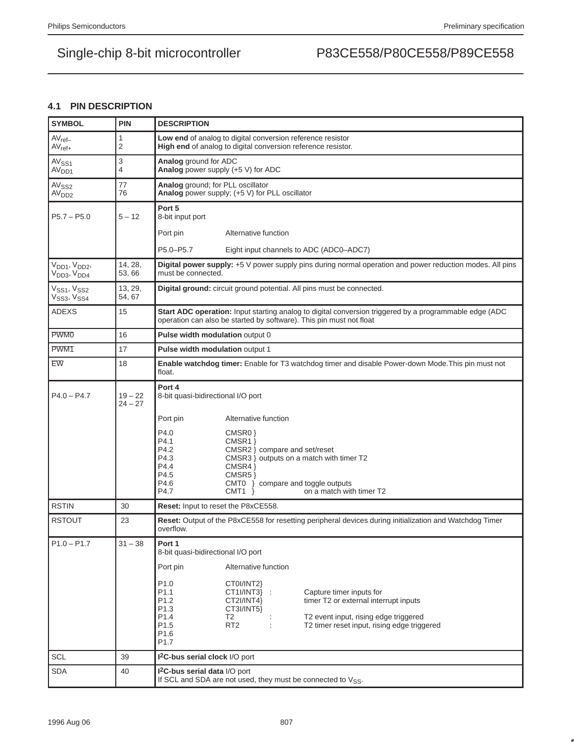### 4.1 PIN DESCRIPTION

| SYMBOL | PIN | DESCRIPTION |
|---|---|---|
| $AV_{ref-}$<br>$AV_{ref+}$ | 1<br>2 | **Low end** of analog to digital conversion reference resistor<br>**High end** of analog to digital conversion reference resistor. |
| $AV_{SS1}$<br>$AV_{DD1}$ | 3<br>4 | **Analog** ground for ADC<br>**Analog** power supply (+5 V) for ADC |
| $AV_{SS2}$<br>$AV_{DD2}$ | 77<br>76 | **Analog** ground; for PLL oscillator<br>**Analog** power supply; (+5 V) for PLL oscillator |
| P5.7 – P5.0 | 5 – 12 | **Port 5**<br>8-bit input port<br>Port pin — Alternative function<br>P5.0–P5.7 — Eight input channels to ADC (ADC0–ADC7) |
| $V_{DD1}$, $V_{DD2}$,<br>$V_{DD3}$, $V_{DD4}$ | 14, 28,<br>53, 66 | **Digital power supply:** +5 V power supply pins during normal operation and power reduction modes. All pins must be connected. |
| $V_{SS1}$, $V_{SS2}$<br>$V_{SS3}$, $V_{SS4}$ | 13, 29,<br>54, 67 | **Digital ground:** circuit ground potential. All pins must be connected. |
| ADEXS | 15 | **Start ADC operation:** Input starting analog to digital conversion triggered by a programmable edge (ADC operation can also be started by software). This pin must not float |
| $\overline{PWM0}$ | 16 | **Pulse width modulation** output 0 |
| $\overline{PWM1}$ | 17 | **Pulse width modulation** output 1 |
| $\overline{EW}$ | 18 | **Enable watchdog timer:** Enable for T3 watchdog timer and disable Power-down Mode.This pin must not float. |
| P4.0 – P4.7 | 19 – 22<br>24 – 27 | **Port 4**<br>8-bit quasi-bidirectional I/O port<br>Port pin — Alternative function<br>P4.0 — CMSR0 }<br>P4.1 — CMSR1 }<br>P4.2 — CMSR2 } compare and set/reset<br>P4.3 — CMSR3 } outputs on a match with timer T2<br>P4.4 — CMSR4 }<br>P4.5 — CMSR5 }<br>P4.6 — CMT0 } compare and toggle outputs<br>P4.7 — CMT1 } on a match with timer T2 |
| RSTIN | 30 | **Reset:** Input to reset the P8xCE558. |
| RSTOUT | 23 | **Reset:** Output of the P8xCE558 for resetting peripheral devices during initialization and Watchdog Timer overflow. |
| P1.0 – P1.7 | 31 – 38 | **Port 1**<br>8-bit quasi-bidirectional I/O port<br>Port pin — Alternative function<br>P1.0 — CT0I/INT2}<br>P1.1 — CT1I/INT3} : Capture timer inputs for<br>P1.2 — CT2I/INT4} timer T2 or external interrupt inputs<br>P1.3 — CT3I/INT5}<br>P1.4 — T2 : T2 event input, rising edge triggered<br>P1.5 — RT2 : T2 timer reset input, rising edge triggered<br>P1.6<br>P1.7 |
| SCL | 39 | **I²C-bus serial clock** I/O port |
| SDA | 40 | **I²C-bus serial data** I/O port<br>If SCL and SDA are not used, they must be connected to $V_{SS}$. |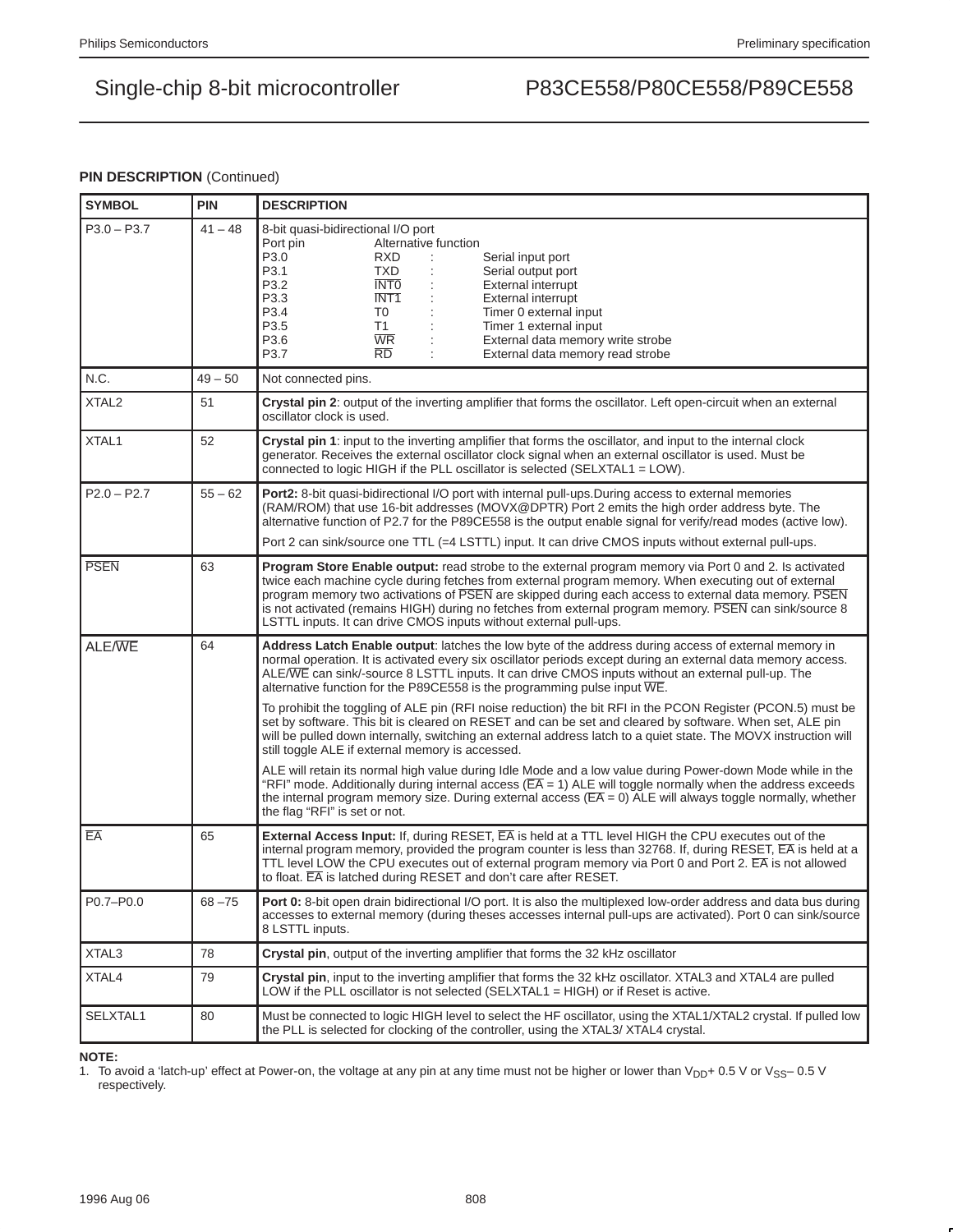**PIN DESCRIPTION** (Continued)

| SYMBOL | PIN | DESCRIPTION |
|---|---|---|
| P3.0 – P3.7 | 41 – 48 | 8-bit quasi-bidirectional I/O port<br>Port pin — Alternative function<br>P3.0 — RXD : Serial input port<br>P3.1 — TXD : Serial output port<br>P3.2 — $\overline{INT0}$ : External interrupt<br>P3.3 — $\overline{INT1}$ : External interrupt<br>P3.4 — T0 : Timer 0 external input<br>P3.5 — T1 : Timer 1 external input<br>P3.6 — $\overline{WR}$ : External data memory write strobe<br>P3.7 — $\overline{RD}$ : External data memory read strobe |
| N.C. | 49 – 50 | Not connected pins. |
| XTAL2 | 51 | **Crystal pin 2**: output of the inverting amplifier that forms the oscillator. Left open-circuit when an external oscillator clock is used. |
| XTAL1 | 52 | **Crystal pin 1**: input to the inverting amplifier that forms the oscillator, and input to the internal clock generator. Receives the external oscillator clock signal when an external oscillator is used. Must be connected to logic HIGH if the PLL oscillator is selected (SELXTAL1 = LOW). |
| P2.0 – P2.7 | 55 – 62 | **Port2:** 8-bit quasi-bidirectional I/O port with internal pull-ups.During access to external memories (RAM/ROM) that use 16-bit addresses (MOVX@DPTR) Port 2 emits the high order address byte. The alternative function of P2.7 for the P89CE558 is the output enable signal for verify/read modes (active low).<br><br>Port 2 can sink/source one TTL (=4 LSTTL) input. It can drive CMOS inputs without external pull-ups. |
| $\overline{PSEN}$ | 63 | **Program Store Enable output:** read strobe to the external program memory via Port 0 and 2. Is activated twice each machine cycle during fetches from external program memory. When executing out of external program memory two activations of $\overline{PSEN}$ are skipped during each access to external data memory. $\overline{PSEN}$ is not activated (remains HIGH) during no fetches from external program memory. $\overline{PSEN}$ can sink/source 8 LSTTL inputs. It can drive CMOS inputs without external pull-ups. |
| ALE/$\overline{WE}$ | 64 | **Address Latch Enable output**: latches the low byte of the address during access of external memory in normal operation. It is activated every six oscillator periods except during an external data memory access. ALE/$\overline{WE}$ can sink/-source 8 LSTTL inputs. It can drive CMOS inputs without an external pull-up. The alternative function for the P89CE558 is the programming pulse input $\overline{WE}$.<br><br>To prohibit the toggling of ALE pin (RFI noise reduction) the bit RFI in the PCON Register (PCON.5) must be set by software. This bit is cleared on RESET and can be set and cleared by software. When set, ALE pin will be pulled down internally, switching an external address latch to a quiet state. The MOVX instruction will still toggle ALE if external memory is accessed.<br><br>ALE will retain its normal high value during Idle Mode and a low value during Power-down Mode while in the "RFI" mode. Additionally during internal access ($\overline{EA}$ = 1) ALE will toggle normally when the address exceeds the internal program memory size. During external access ($\overline{EA}$ = 0) ALE will always toggle normally, whether the flag "RFI" is set or not. |
| $\overline{EA}$ | 65 | **External Access Input:** If, during RESET, $\overline{EA}$ is held at a TTL level HIGH the CPU executes out of the internal program memory, provided the program counter is less than 32768. If, during RESET, $\overline{EA}$ is held at a TTL level LOW the CPU executes out of external program memory via Port 0 and Port 2. $\overline{EA}$ is not allowed to float. $\overline{EA}$ is latched during RESET and don't care after RESET. |
| P0.7–P0.0 | 68 –75 | **Port 0:** 8-bit open drain bidirectional I/O port. It is also the multiplexed low-order address and data bus during accesses to external memory (during theses accesses internal pull-ups are activated). Port 0 can sink/source 8 LSTTL inputs. |
| XTAL3 | 78 | **Crystal pin**, output of the inverting amplifier that forms the 32 kHz oscillator |
| XTAL4 | 79 | **Crystal pin**, input to the inverting amplifier that forms the 32 kHz oscillator. XTAL3 and XTAL4 are pulled LOW if the PLL oscillator is not selected (SELXTAL1 = HIGH) or if Reset is active. |
| SELXTAL1 | 80 | Must be connected to logic HIGH level to select the HF oscillator, using the XTAL1/XTAL2 crystal. If pulled low the PLL is selected for clocking of the controller, using the XTAL3/ XTAL4 crystal. |

**NOTE:**

1. To avoid a 'latch-up' effect at Power-on, the voltage at any pin at any time must not be higher or lower than $V_{DD}$+ 0.5 V or $V_{SS}$– 0.5 V respectively.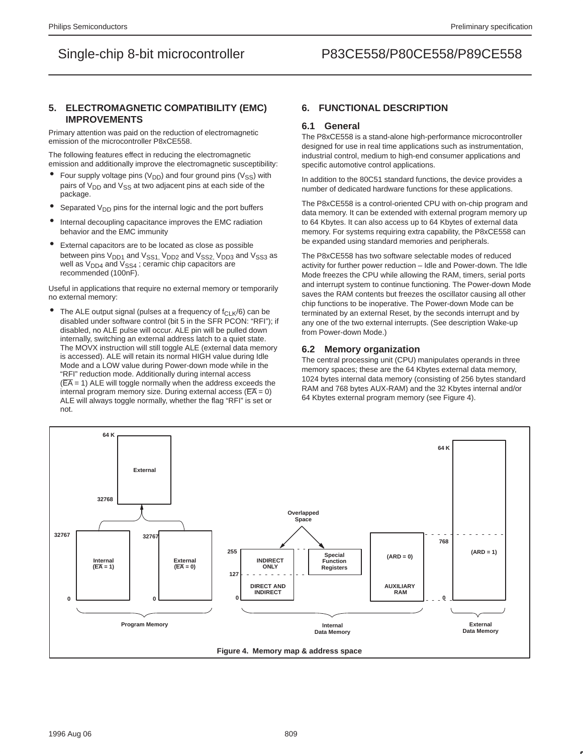## 5. ELECTROMAGNETIC COMPATIBILITY (EMC) IMPROVEMENTS

Primary attention was paid on the reduction of electromagnetic emission of the microcontroller P8xCE558.

The following features effect in reducing the electromagnetic emission and additionally improve the electromagnetic susceptibility:

- Four supply voltage pins ($V_{DD}$) and four ground pins ($V_{SS}$) with pairs of $V_{DD}$ and $V_{SS}$ at two adjacent pins at each side of the package.
- Separated $V_{DD}$ pins for the internal logic and the port buffers
- Internal decoupling capacitance improves the EMC radiation behavior and the EMC immunity
- External capacitors are to be located as close as possible between pins $V_{DD1}$ and $V_{SS1}$, $V_{DD2}$ and $V_{SS2}$, $V_{DD3}$ and $V_{SS3}$ as well as $V_{DD4}$ and $V_{SS4}$ ; ceramic chip capacitors are recommended (100nF).

Useful in applications that require no external memory or temporarily no external memory:

- The ALE output signal (pulses at a frequency of $f_{CLK}/6$) can be disabled under software control (bit 5 in the SFR PCON: “RFI”); if disabled, no ALE pulse will occur. ALE pin will be pulled down internally, switching an external address latch to a quiet state. The MOVX instruction will still toggle ALE (external data memory is accessed). ALE will retain its normal HIGH value during Idle Mode and a LOW value during Power-down mode while in the “RFI” reduction mode. Additionally during internal access ($\overline{EA}$ = 1) ALE will toggle normally when the address exceeds the internal program memory size. During external access ($\overline{EA}$ = 0) ALE will always toggle normally, whether the flag “RFI” is set or not.

## 6. FUNCTIONAL DESCRIPTION

### 6.1 General

The P8xCE558 is a stand-alone high-performance microcontroller designed for use in real time applications such as instrumentation, industrial control, medium to high-end consumer applications and specific automotive control applications.

In addition to the 80C51 standard functions, the device provides a number of dedicated hardware functions for these applications.

The P8xCE558 is a control-oriented CPU with on-chip program and data memory. It can be extended with external program memory up to 64 Kbytes. It can also access up to 64 Kbytes of external data memory. For systems requiring extra capability, the P8xCE558 can be expanded using standard memories and peripherals.

The P8xCE558 has two software selectable modes of reduced activity for further power reduction – Idle and Power-down. The Idle Mode freezes the CPU while allowing the RAM, timers, serial ports and interrupt system to continue functioning. The Power-down Mode saves the RAM contents but freezes the oscillator causing all other chip functions to be inoperative. The Power-down Mode can be terminated by an external Reset, by the seconds interrupt and by any one of the two external interrupts. (See description Wake-up from Power-down Mode.)

### 6.2 Memory organization

The central processing unit (CPU) manipulates operands in three memory spaces; these are the 64 Kbytes external data memory, 1024 bytes internal data memory (consisting of 256 bytes standard RAM and 768 bytes AUX-RAM) and the 32 Kbytes internal and/or 64 Kbytes external program memory (see Figure 4).

Figure 4. Memory map & address space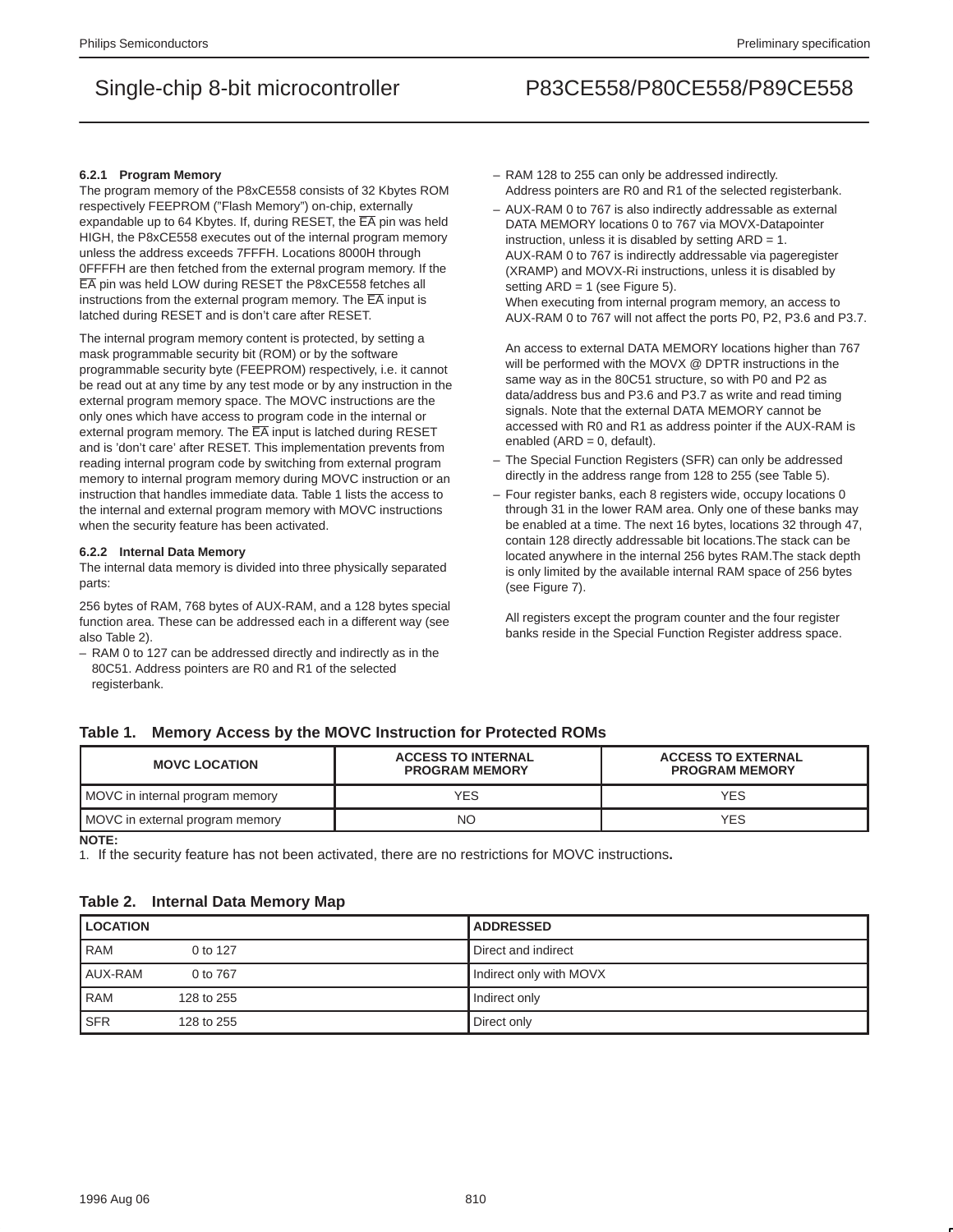### 6.2.1 Program Memory

The program memory of the P8xCE558 consists of 32 Kbytes ROM respectively FEEPROM ("Flash Memory") on-chip, externally expandable up to 64 Kbytes. If, during RESET, the EA pin was held HIGH, the P8xCE558 executes out of the internal program memory unless the address exceeds 7FFFH. Locations 8000H through 0FFFFH are then fetched from the external program memory. If the EA pin was held LOW during RESET the P8xCE558 fetches all instructions from the external program memory. The EA input is latched during RESET and is don't care after RESET.

The internal program memory content is protected, by setting a mask programmable security bit (ROM) or by the software programmable security byte (FEEPROM) respectively, i.e. it cannot be read out at any time by any test mode or by any instruction in the external program memory space. The MOVC instructions are the only ones which have access to program code in the internal or external program memory. The EA input is latched during RESET and is 'don't care' after RESET. This implementation prevents from reading internal program code by switching from external program memory to internal program memory during MOVC instruction or an instruction that handles immediate data. Table 1 lists the access to the internal and external program memory with MOVC instructions when the security feature has been activated.

### 6.2.2 Internal Data Memory

The internal data memory is divided into three physically separated parts:

256 bytes of RAM, 768 bytes of AUX-RAM, and a 128 bytes special function area. These can be addressed each in a different way (see also Table 2).

- RAM 0 to 127 can be addressed directly and indirectly as in the 80C51. Address pointers are R0 and R1 of the selected registerbank.
- RAM 128 to 255 can only be addressed indirectly. Address pointers are R0 and R1 of the selected registerbank.
- AUX-RAM 0 to 767 is also indirectly addressable as external DATA MEMORY locations 0 to 767 via MOVX-Datapointer instruction, unless it is disabled by setting ARD = 1. AUX-RAM 0 to 767 is indirectly addressable via pageregister (XRAMP) and MOVX-Ri instructions, unless it is disabled by setting ARD = 1 (see Figure 5). When executing from internal program memory, an access to AUX-RAM 0 to 767 will not affect the ports P0, P2, P3.6 and P3.7.

  An access to external DATA MEMORY locations higher than 767 will be performed with the MOVX @ DPTR instructions in the same way as in the 80C51 structure, so with P0 and P2 as data/address bus and P3.6 and P3.7 as write and read timing signals. Note that the external DATA MEMORY cannot be accessed with R0 and R1 as address pointer if the AUX-RAM is enabled (ARD = 0, default).
- The Special Function Registers (SFR) can only be addressed directly in the address range from 128 to 255 (see Table 5).
- Four register banks, each 8 registers wide, occupy locations 0 through 31 in the lower RAM area. Only one of these banks may be enabled at a time. The next 16 bytes, locations 32 through 47, contain 128 directly addressable bit locations.The stack can be located anywhere in the internal 256 bytes RAM.The stack depth is only limited by the available internal RAM space of 256 bytes (see Figure 7).

  All registers except the program counter and the four register banks reside in the Special Function Register address space.

**Table 1. Memory Access by the MOVC Instruction for Protected ROMs**

| MOVC LOCATION | ACCESS TO INTERNAL PROGRAM MEMORY | ACCESS TO EXTERNAL PROGRAM MEMORY |
|---|---|---|
| MOVC in internal program memory | YES | YES |
| MOVC in external program memory | NO | YES |

**NOTE:**
1. If the security feature has not been activated, there are no restrictions for MOVC instructions.

**Table 2. Internal Data Memory Map**

| LOCATION | | ADDRESSED |
|---|---|---|
| RAM | 0 to 127 | Direct and indirect |
| AUX-RAM | 0 to 767 | Indirect only with MOVX |
| RAM | 128 to 255 | Indirect only |
| SFR | 128 to 255 | Direct only |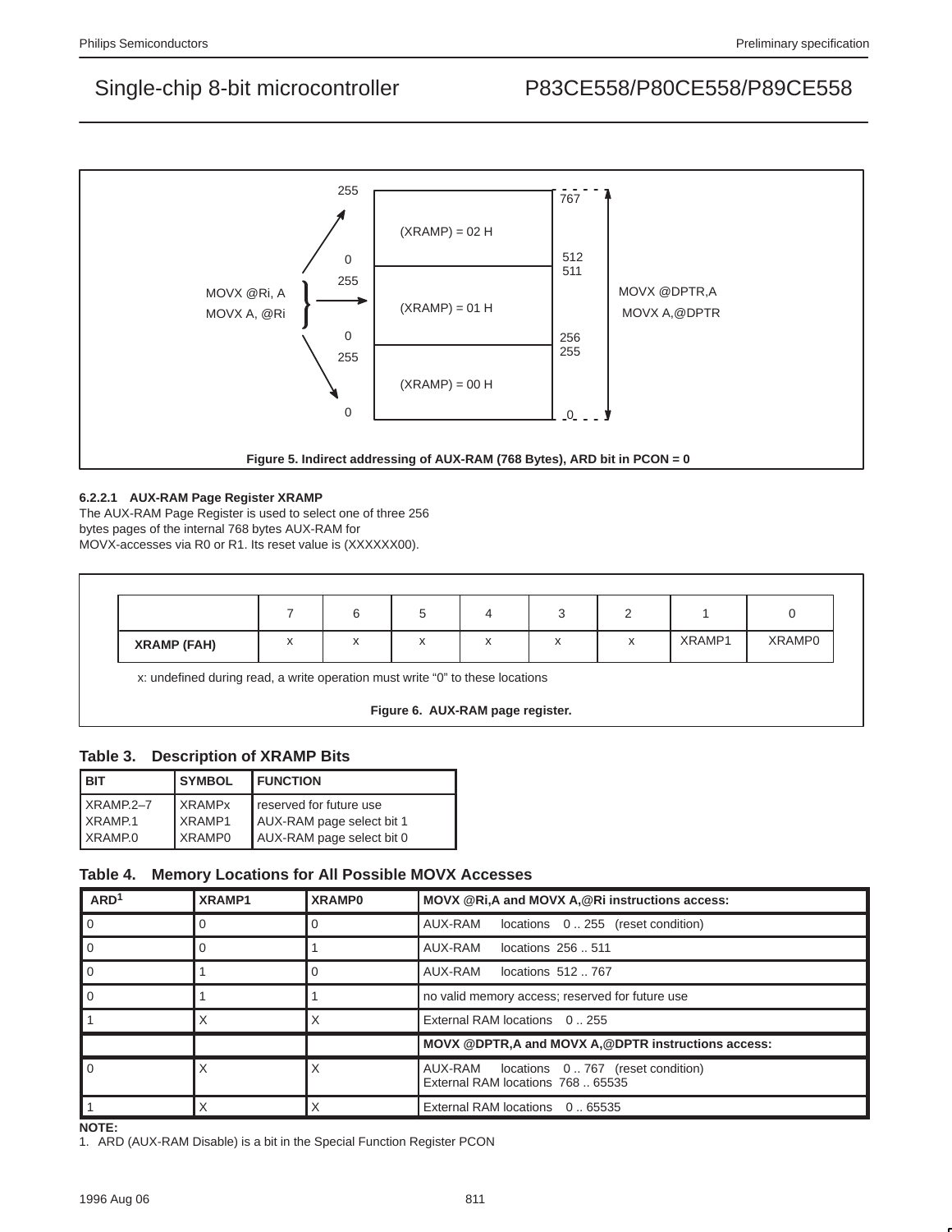MOVX @Ri, A
MOVX A, @Ri

| | Page | Addresses |
|---|---|---|
| 255 / 0 | (XRAMP) = 02 H | 512 .. 767 |
| 255 / 0 | (XRAMP) = 01 H | 256 .. 511 |
| 255 / 0 | (XRAMP) = 00 H | 0 .. 255 |

MOVX @DPTR,A
MOVX A,@DPTR

**Figure 5. Indirect addressing of AUX-RAM (768 Bytes), ARD bit in PCON = 0**

#### 6.2.2.1 AUX-RAM Page Register XRAMP

The AUX-RAM Page Register is used to select one of three 256 bytes pages of the internal 768 bytes AUX-RAM for MOVX-accesses via R0 or R1. Its reset value is (XXXXXX00).

| | 7 | 6 | 5 | 4 | 3 | 2 | 1 | 0 |
|---|---|---|---|---|---|---|---|---|
| **XRAMP (FAH)** | x | x | x | x | x | x | XRAMP1 | XRAMP0 |

x: undefined during read, a write operation must write "0" to these locations

**Figure 6. AUX-RAM page register.**

**Table 3. Description of XRAMP Bits**

| BIT | SYMBOL | FUNCTION |
|---|---|---|
| XRAMP.2–7 | XRAMPx | reserved for future use |
| XRAMP.1 | XRAMP1 | AUX-RAM page select bit 1 |
| XRAMP.0 | XRAMP0 | AUX-RAM page select bit 0 |

**Table 4. Memory Locations for All Possible MOVX Accesses**

| ARD[1] | XRAMP1 | XRAMP0 | MOVX @Ri,A and MOVX A,@Ri instructions access: |
|---|---|---|---|
| 0 | 0 | 0 | AUX-RAM locations 0 .. 255 (reset condition) |
| 0 | 0 | 1 | AUX-RAM locations 256 .. 511 |
| 0 | 1 | 0 | AUX-RAM locations 512 .. 767 |
| 0 | 1 | 1 | no valid memory access; reserved for future use |
| 1 | X | X | External RAM locations 0 .. 255 |
| | | | **MOVX @DPTR,A and MOVX A,@DPTR instructions access:** |
| 0 | X | X | AUX-RAM locations 0 .. 767 (reset condition)<br>External RAM locations 768 .. 65535 |
| 1 | X | X | External RAM locations 0 .. 65535 |

**NOTE:**

1. ARD (AUX-RAM Disable) is a bit in the Special Function Register PCON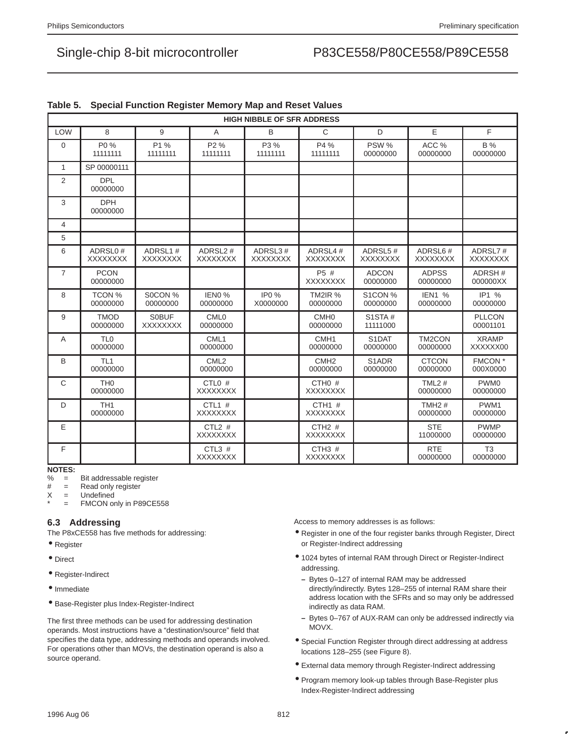**Table 5. Special Function Register Memory Map and Reset Values**

| | HIGH NIBBLE OF SFR ADDRESS | | | | | | | |
|---|---|---|---|---|---|---|---|---|
| LOW | 8 | 9 | A | B | C | D | E | F |
| 0 | P0 % 11111111 | P1 % 11111111 | P2 % 11111111 | P3 % 11111111 | P4 % 11111111 | PSW % 00000000 | ACC % 00000000 | B % 00000000 |
| 1 | SP 00000111 | | | | | | | |
| 2 | DPL 00000000 | | | | | | | |
| 3 | DPH 00000000 | | | | | | | |
| 4 | | | | | | | | |
| 5 | | | | | | | | |
| 6 | ADRSL0 # XXXXXXXX | ADRSL1 # XXXXXXXX | ADRSL2 # XXXXXXXX | ADRSL3 # XXXXXXXX | ADRSL4 # XXXXXXXX | ADRSL5 # XXXXXXXX | ADRSL6 # XXXXXXXX | ADRSL7 # XXXXXXXX |
| 7 | PCON 00000000 | | | | P5 # XXXXXXXX | ADCON 00000000 | ADPSS 00000000 | ADRSH # 000000XX |
| 8 | TCON % 00000000 | S0CON % 00000000 | IEN0 % 00000000 | IP0 % X0000000 | TM2IR % 00000000 | S1CON % 00000000 | IEN1 % 00000000 | IP1 % 00000000 |
| 9 | TMOD 00000000 | S0BUF XXXXXXXX | CML0 00000000 | | CMH0 00000000 | S1STA # 11111000 | | PLLCON 00001101 |
| A | TL0 00000000 | | CML1 00000000 | | CMH1 00000000 | S1DAT 00000000 | TM2CON 00000000 | XRAMP XXXXXX00 |
| B | TL1 00000000 | | CML2 00000000 | | CMH2 00000000 | S1ADR 00000000 | CTCON 00000000 | FMCON * 000X0000 |
| C | TH0 00000000 | | CTL0 # XXXXXXXX | | CTH0 # XXXXXXXX | | TML2 # 00000000 | PWM0 00000000 |
| D | TH1 00000000 | | CTL1 # XXXXXXXX | | CTH1 # XXXXXXXX | | TMH2 # 00000000 | PWM1 00000000 |
| E | | | CTL2 # XXXXXXXX | | CTH2 # XXXXXXXX | | STE 11000000 | PWMP 00000000 |
| F | | | CTL3 # XXXXXXXX | | CTH3 # XXXXXXXX | | RTE 00000000 | T3 00000000 |

**NOTES:**
% = Bit addressable register
# = Read only register
X = Undefined
* = FMCON only in P89CE558

## 6.3 Addressing

The P8xCE558 has five methods for addressing:

- Register
- Direct
- Register-Indirect
- Immediate
- Base-Register plus Index-Register-Indirect

The first three methods can be used for addressing destination operands. Most instructions have a "destination/source" field that specifies the data type, addressing methods and operands involved. For operations other than MOVs, the destination operand is also a source operand.

Access to memory addresses is as follows:

- Register in one of the four register banks through Register, Direct or Register-Indirect addressing
- 1024 bytes of internal RAM through Direct or Register-Indirect addressing.
  - Bytes 0–127 of internal RAM may be addressed directly/indirectly. Bytes 128–255 of internal RAM share their address location with the SFRs and so may only be addressed indirectly as data RAM.
  - Bytes 0–767 of AUX-RAM can only be addressed indirectly via MOVX.
- Special Function Register through direct addressing at address locations 128–255 (see Figure 8).
- External data memory through Register-Indirect addressing
- Program memory look-up tables through Base-Register plus Index-Register-Indirect addressing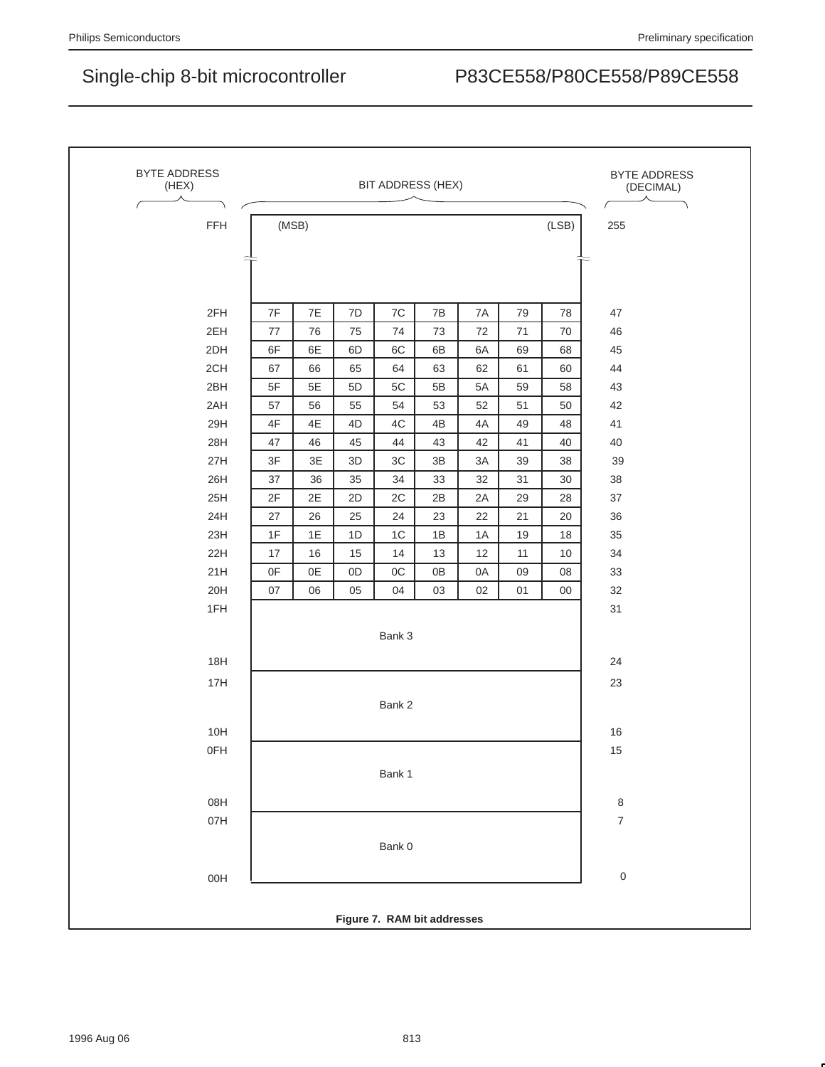| BYTE ADDRESS (HEX) | BIT ADDRESS (HEX) | | | | | | | | BYTE ADDRESS (DECIMAL) |
|---|---|---|---|---|---|---|---|---|---|
| FFH | (MSB) | | | | | | | (LSB) | 255 |
| 2FH | 7F | 7E | 7D | 7C | 7B | 7A | 79 | 78 | 47 |
| 2EH | 77 | 76 | 75 | 74 | 73 | 72 | 71 | 70 | 46 |
| 2DH | 6F | 6E | 6D | 6C | 6B | 6A | 69 | 68 | 45 |
| 2CH | 67 | 66 | 65 | 64 | 63 | 62 | 61 | 60 | 44 |
| 2BH | 5F | 5E | 5D | 5C | 5B | 5A | 59 | 58 | 43 |
| 2AH | 57 | 56 | 55 | 54 | 53 | 52 | 51 | 50 | 42 |
| 29H | 4F | 4E | 4D | 4C | 4B | 4A | 49 | 48 | 41 |
| 28H | 47 | 46 | 45 | 44 | 43 | 42 | 41 | 40 | 40 |
| 27H | 3F | 3E | 3D | 3C | 3B | 3A | 39 | 38 | 39 |
| 26H | 37 | 36 | 35 | 34 | 33 | 32 | 31 | 30 | 38 |
| 25H | 2F | 2E | 2D | 2C | 2B | 2A | 29 | 28 | 37 |
| 24H | 27 | 26 | 25 | 24 | 23 | 22 | 21 | 20 | 36 |
| 23H | 1F | 1E | 1D | 1C | 1B | 1A | 19 | 18 | 35 |
| 22H | 17 | 16 | 15 | 14 | 13 | 12 | 11 | 10 | 34 |
| 21H | 0F | 0E | 0D | 0C | 0B | 0A | 09 | 08 | 33 |
| 20H | 07 | 06 | 05 | 04 | 03 | 02 | 01 | 00 | 32 |
| 1FH – 18H | Bank 3 | | | | | | | | 31 – 24 |
| 17H – 10H | Bank 2 | | | | | | | | 23 – 16 |
| 0FH – 08H | Bank 1 | | | | | | | | 15 – 8 |
| 07H – 00H | Bank 0 | | | | | | | | 7 – 0 |

**Figure 7. RAM bit addresses**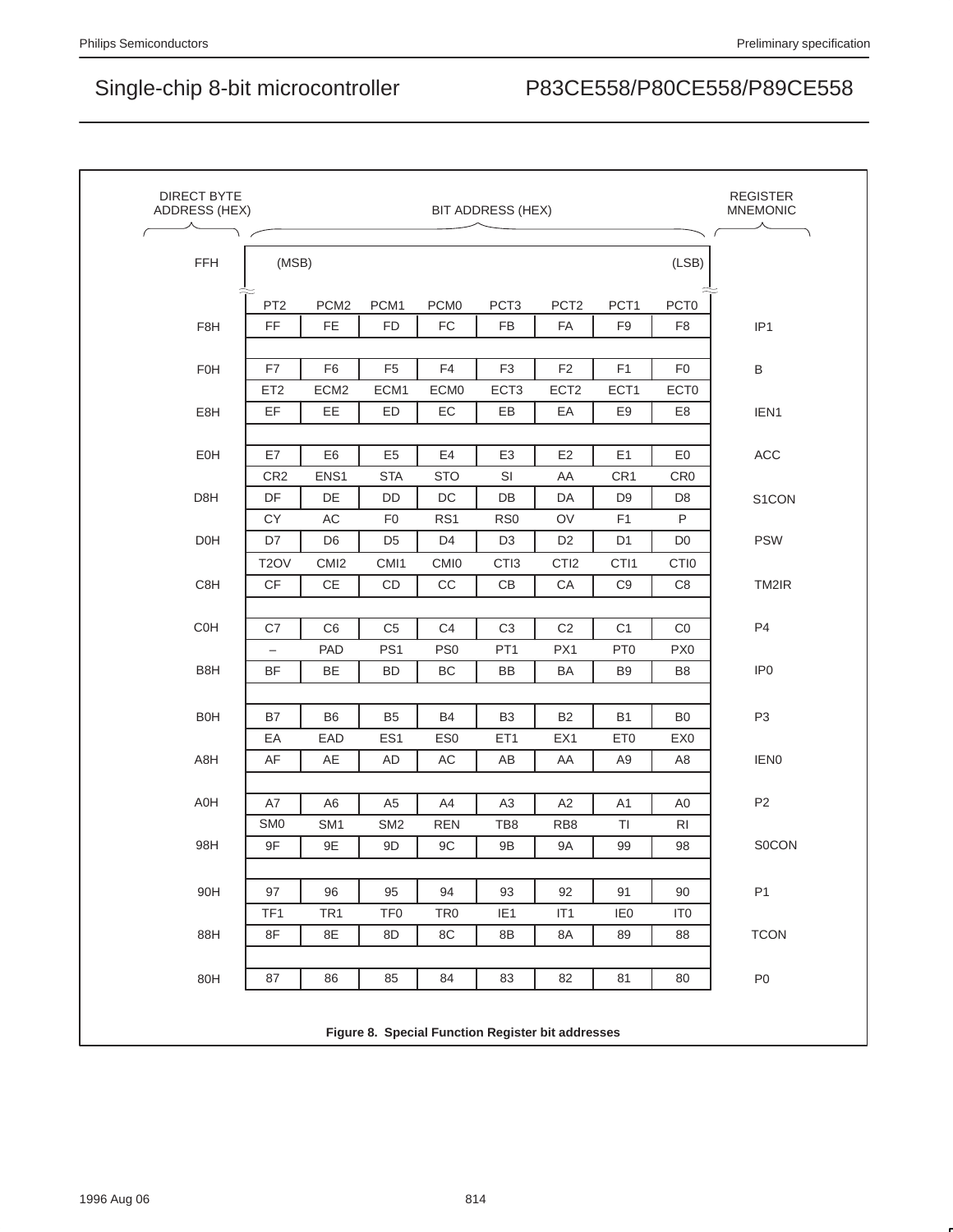| DIRECT BYTE ADDRESS (HEX) | BIT ADDRESS (HEX) | | | | | | | | REGISTER MNEMONIC |
|---|---|---|---|---|---|---|---|---|---|
| FFH | (MSB) | | | | | | | (LSB) | |
| | PT2 | PCM2 | PCM1 | PCM0 | PCT3 | PCT2 | PCT1 | PCT0 | |
| F8H | FF | FE | FD | FC | FB | FA | F9 | F8 | IP1 |
| F0H | F7 | F6 | F5 | F4 | F3 | F2 | F1 | F0 | B |
| | ET2 | ECM2 | ECM1 | ECM0 | ECT3 | ECT2 | ECT1 | ECT0 | |
| E8H | EF | EE | ED | EC | EB | EA | E9 | E8 | IEN1 |
| E0H | E7 | E6 | E5 | E4 | E3 | E2 | E1 | E0 | ACC |
| | CR2 | ENS1 | STA | STO | SI | AA | CR1 | CR0 | |
| D8H | DF | DE | DD | DC | DB | DA | D9 | D8 | S1CON |
| | CY | AC | F0 | RS1 | RS0 | OV | F1 | P | |
| D0H | D7 | D6 | D5 | D4 | D3 | D2 | D1 | D0 | PSW |
| | T2OV | CMI2 | CMI1 | CMI0 | CTI3 | CTI2 | CTI1 | CTI0 | |
| C8H | CF | CE | CD | CC | CB | CA | C9 | C8 | TM2IR |
| C0H | C7 | C6 | C5 | C4 | C3 | C2 | C1 | C0 | P4 |
| | – | PAD | PS1 | PS0 | PT1 | PX1 | PT0 | PX0 | |
| B8H | BF | BE | BD | BC | BB | BA | B9 | B8 | IP0 |
| B0H | B7 | B6 | B5 | B4 | B3 | B2 | B1 | B0 | P3 |
| | EA | EAD | ES1 | ES0 | ET1 | EX1 | ET0 | EX0 | |
| A8H | AF | AE | AD | AC | AB | AA | A9 | A8 | IEN0 |
| A0H | A7 | A6 | A5 | A4 | A3 | A2 | A1 | A0 | P2 |
| | SM0 | SM1 | SM2 | REN | TB8 | RB8 | TI | RI | |
| 98H | 9F | 9E | 9D | 9C | 9B | 9A | 99 | 98 | S0CON |
| 90H | 97 | 96 | 95 | 94 | 93 | 92 | 91 | 90 | P1 |
| | TF1 | TR1 | TF0 | TR0 | IE1 | IT1 | IE0 | IT0 | |
| 88H | 8F | 8E | 8D | 8C | 8B | 8A | 89 | 88 | TCON |
| 80H | 87 | 86 | 85 | 84 | 83 | 82 | 81 | 80 | P0 |

**Figure 8. Special Function Register bit addresses**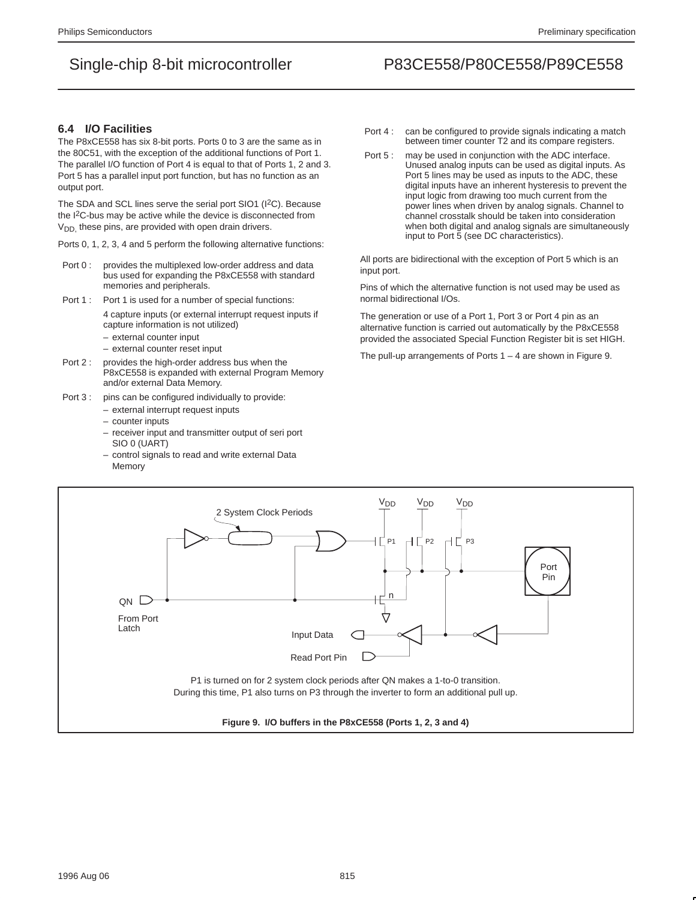### 6.4 I/O Facilities

The P8xCE558 has six 8-bit ports. Ports 0 to 3 are the same as in the 80C51, with the exception of the additional functions of Port 1. The parallel I/O function of Port 4 is equal to that of Ports 1, 2 and 3. Port 5 has a parallel input port function, but has no function as an output port.

The SDA and SCL lines serve the serial port SIO1 (I2C). Because the I2C-bus may be active while the device is disconnected from $V_{DD}$, these pins, are provided with open drain drivers.

Ports 0, 1, 2, 3, 4 and 5 perform the following alternative functions:

Port 0 : provides the multiplexed low-order address and data bus used for expanding the P8xCE558 with standard memories and peripherals.

Port 1 : Port 1 is used for a number of special functions:

4 capture inputs (or external interrupt request inputs if capture information is not utilized)

- external counter input
- external counter reset input

Port 2 : provides the high-order address bus when the P8xCE558 is expanded with external Program Memory and/or external Data Memory.

Port 3 : pins can be configured individually to provide:

- external interrupt request inputs
- counter inputs
- receiver input and transmitter output of seri port SIO 0 (UART)
- control signals to read and write external Data Memory

Port 4 : can be configured to provide signals indicating a match between timer counter T2 and its compare registers.

Port 5 : may be used in conjunction with the ADC interface. Unused analog inputs can be used as digital inputs. As Port 5 lines may be used as inputs to the ADC, these digital inputs have an inherent hysteresis to prevent the input logic from drawing too much current from the power lines when driven by analog signals. Channel to channel crosstalk should be taken into consideration when both digital and analog signals are simultaneously input to Port 5 (see DC characteristics).

All ports are bidirectional with the exception of Port 5 which is an input port.

Pins of which the alternative function is not used may be used as normal bidirectional I/Os.

The generation or use of a Port 1, Port 3 or Port 4 pin as an alternative function is carried out automatically by the P8xCE558 provided the associated Special Function Register bit is set HIGH.

The pull-up arrangements of Ports 1 – 4 are shown in Figure 9.

P1 is turned on for 2 system clock periods after QN makes a 1-to-0 transition.
During this time, P1 also turns on P3 through the inverter to form an additional pull up.

**Figure 9. I/O buffers in the P8xCE558 (Ports 1, 2, 3 and 4)**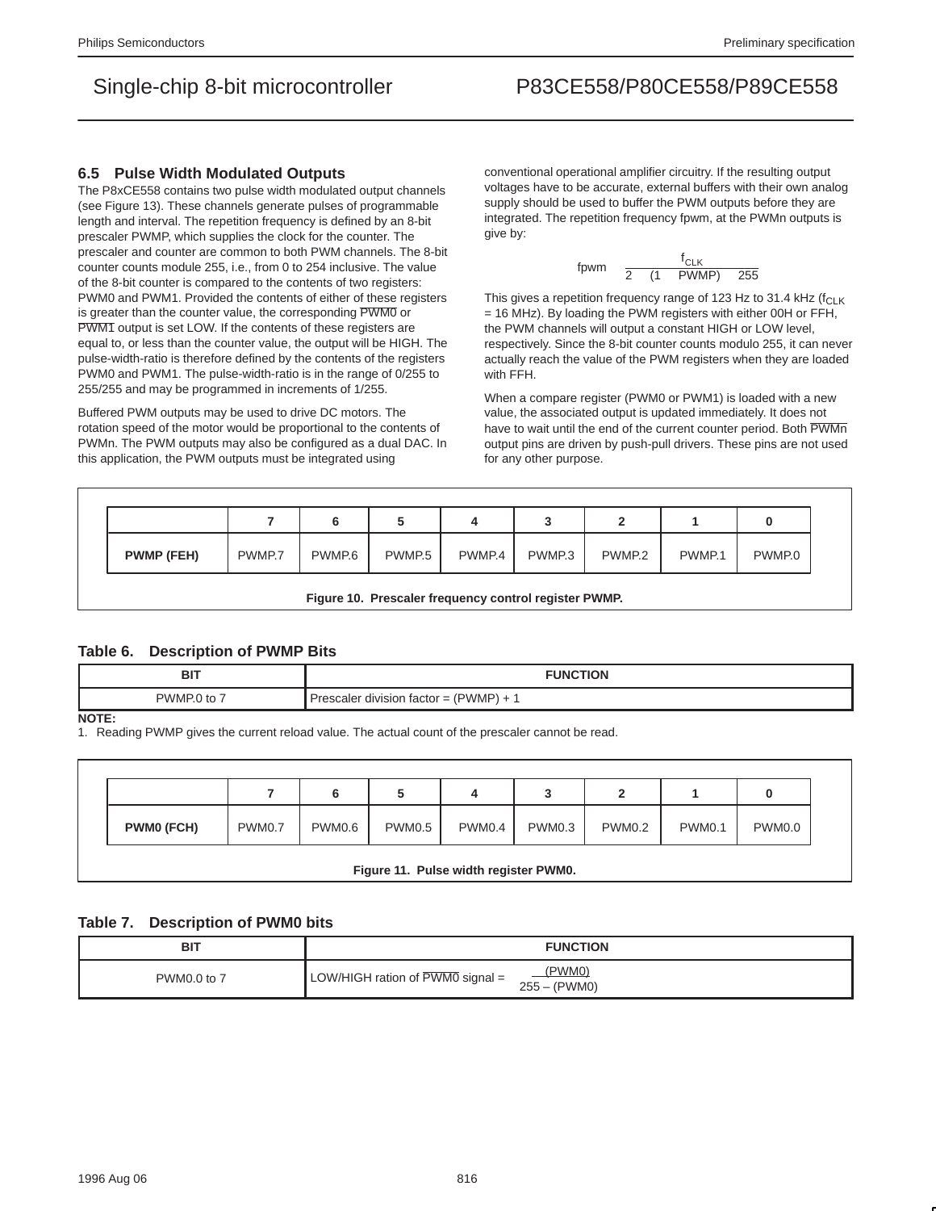### 6.5 Pulse Width Modulated Outputs

The P8xCE558 contains two pulse width modulated output channels (see Figure 13). These channels generate pulses of programmable length and interval. The repetition frequency is defined by an 8-bit prescaler PWMP, which supplies the clock for the counter. The prescaler and counter are common to both PWM channels. The 8-bit counter counts module 255, i.e., from 0 to 254 inclusive. The value of the 8-bit counter is compared to the contents of two registers: PWM0 and PWM1. Provided the contents of either of these registers is greater than the counter value, the corresponding $\overline{PWM0}$ or $\overline{PWM1}$ output is set LOW. If the contents of these registers are equal to, or less than the counter value, the output will be HIGH. The pulse-width-ratio is therefore defined by the contents of the registers PWM0 and PWM1. The pulse-width-ratio is in the range of 0/255 to 255/255 and may be programmed in increments of 1/255.

Buffered PWM outputs may be used to drive DC motors. The rotation speed of the motor would be proportional to the contents of PWMn. The PWM outputs may also be configured as a dual DAC. In this application, the PWM outputs must be integrated using conventional operational amplifier circuitry. If the resulting output voltages have to be accurate, external buffers with their own analog supply should be used to buffer the PWM outputs before they are integrated. The repetition frequency fpwm, at the PWMn outputs is give by:

$$fpwm \quad \frac{f_{CLK}}{2 \quad (1 \quad PWMP) \quad 255}$$

This gives a repetition frequency range of 123 Hz to 31.4 kHz ($f_{CLK}$ = 16 MHz). By loading the PWM registers with either 00H or FFH, the PWM channels will output a constant HIGH or LOW level, respectively. Since the 8-bit counter counts modulo 255, it can never actually reach the value of the PWM registers when they are loaded with FFH.

When a compare register (PWM0 or PWM1) is loaded with a new value, the associated output is updated immediately. It does not have to wait until the end of the current counter period. Both $\overline{PWMn}$ output pins are driven by push-pull drivers. These pins are not used for any other purpose.

| | 7 | 6 | 5 | 4 | 3 | 2 | 1 | 0 |
|---|---|---|---|---|---|---|---|---|
| **PWMP (FEH)** | PWMP.7 | PWMP.6 | PWMP.5 | PWMP.4 | PWMP.3 | PWMP.2 | PWMP.1 | PWMP.0 |

**Figure 10. Prescaler frequency control register PWMP.**

**Table 6. Description of PWMP Bits**

| BIT | FUNCTION |
|---|---|
| PWMP.0 to 7 | Prescaler division factor = (PWMP) + 1 |

**NOTE:**

1. Reading PWMP gives the current reload value. The actual count of the prescaler cannot be read.

| | 7 | 6 | 5 | 4 | 3 | 2 | 1 | 0 |
|---|---|---|---|---|---|---|---|---|
| **PWM0 (FCH)** | PWM0.7 | PWM0.6 | PWM0.5 | PWM0.4 | PWM0.3 | PWM0.2 | PWM0.1 | PWM0.0 |

**Figure 11. Pulse width register PWM0.**

**Table 7. Description of PWM0 bits**

| BIT | FUNCTION |
|---|---|
| PWM0.0 to 7 | LOW/HIGH ration of $\overline{PWM0}$ signal = $\frac{(PWM0)}{255 - (PWM0)}$ |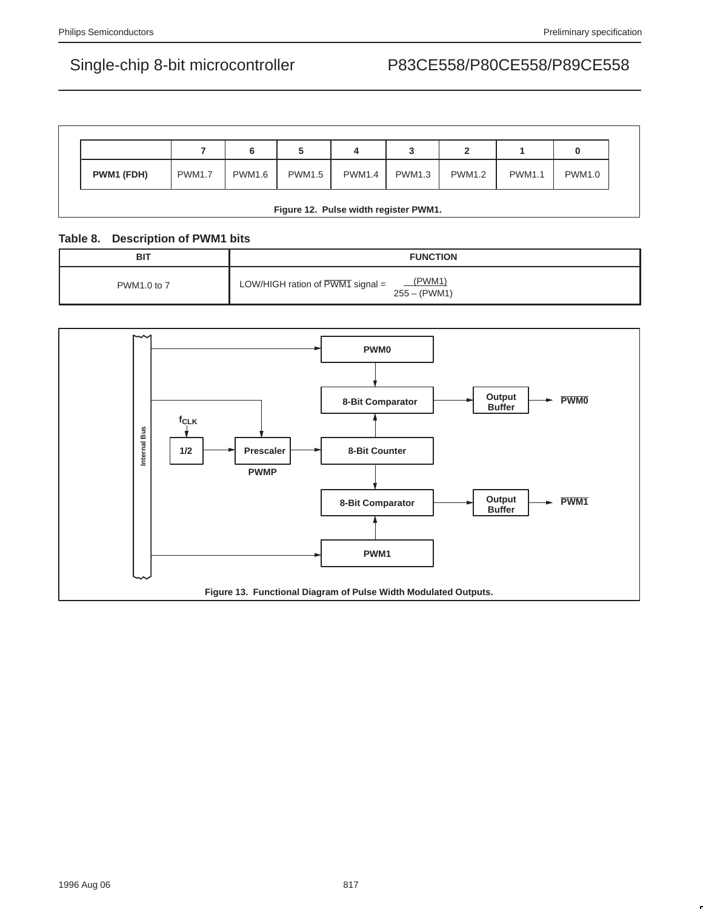|  | 7 | 6 | 5 | 4 | 3 | 2 | 1 | 0 |
|---|---|---|---|---|---|---|---|---|
| **PWM1 (FDH)** | PWM1.7 | PWM1.6 | PWM1.5 | PWM1.4 | PWM1.3 | PWM1.2 | PWM1.1 | PWM1.0 |

**Figure 12. Pulse width register PWM1.**

### Table 8. Description of PWM1 bits

| BIT | FUNCTION |
|---|---|
| PWM1.0 to 7 | LOW/HIGH ration of $\overline{PWM1}$ signal = $\frac{(PWM1)}{255 - (PWM1)}$ |

Internal Bus

PWM0

8-Bit Comparator → Output Buffer → $\overline{PWM0}$

$f_{CLK}$

1/2 → Prescaler → 8-Bit Counter

PWMP

8-Bit Comparator → Output Buffer → $\overline{PWM1}$

PWM1

**Figure 13. Functional Diagram of Pulse Width Modulated Outputs.**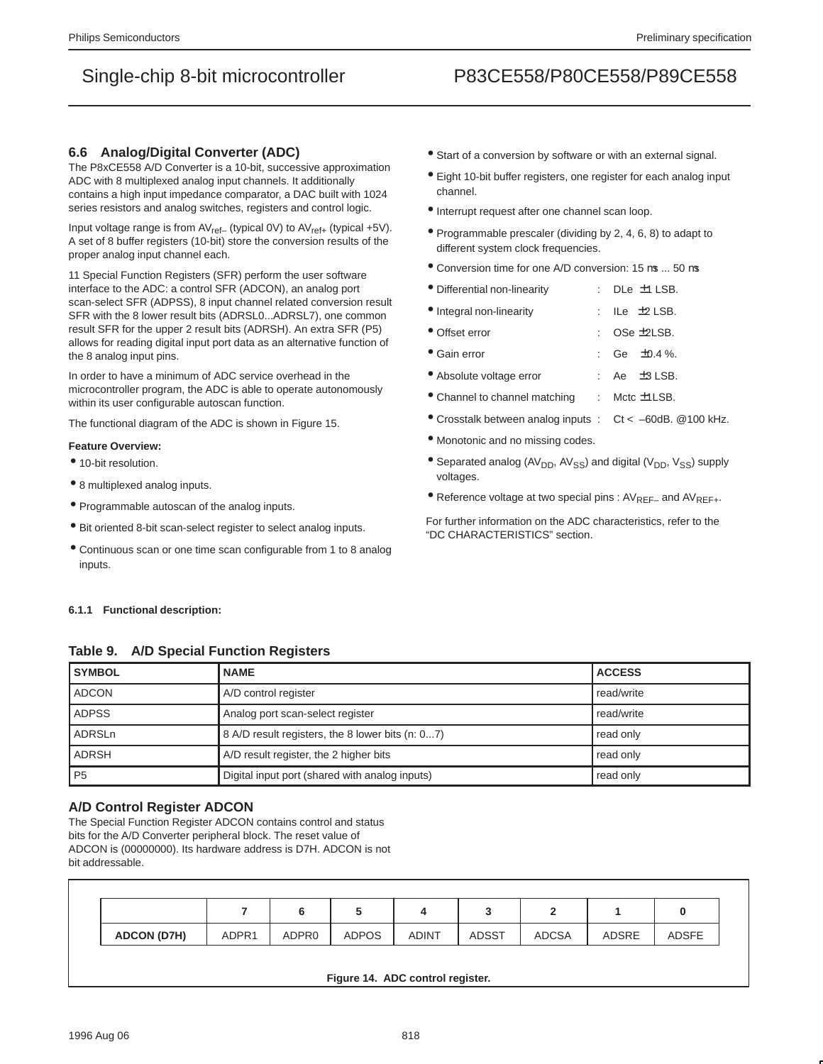## 6.6 Analog/Digital Converter (ADC)

The P8xCE558 A/D Converter is a 10-bit, successive approximation ADC with 8 multiplexed analog input channels. It additionally contains a high input impedance comparator, a DAC built with 1024 series resistors and analog switches, registers and control logic.

Input voltage range is from $AV_{ref-}$ (typical 0V) to $AV_{ref+}$ (typical +5V). A set of 8 buffer registers (10-bit) store the conversion results of the proper analog input channel each.

11 Special Function Registers (SFR) perform the user software interface to the ADC: a control SFR (ADCON), an analog port scan-select SFR (ADPSS), 8 input channel related conversion result SFR with the 8 lower result bits (ADRSL0...ADRSL7), one common result SFR for the upper 2 result bits (ADRSH). An extra SFR (P5) allows for reading digital input port data as an alternative function of the 8 analog input pins.

In order to have a minimum of ADC service overhead in the microcontroller program, the ADC is able to operate autonomously within its user configurable autoscan function.

The functional diagram of the ADC is shown in Figure 15.

**Feature Overview:**

- 10-bit resolution.
- 8 multiplexed analog inputs.
- Programmable autoscan of the analog inputs.
- Bit oriented 8-bit scan-select register to select analog inputs.
- Continuous scan or one time scan configurable from 1 to 8 analog inputs.
- Start of a conversion by software or with an external signal.
- Eight 10-bit buffer registers, one register for each analog input channel.
- Interrupt request after one channel scan loop.
- Programmable prescaler (dividing by 2, 4, 6, 8) to adapt to different system clock frequencies.
- Conversion time for one A/D conversion: 15 μs ... 50 μs
- Differential non-linearity : DLe ±1 LSB.
- Integral non-linearity : ILe ±2 LSB.
- Offset error : OSe ±2LSB.
- Gain error : Ge ±0.4 %.
- Absolute voltage error : Ae ±3 LSB.
- Channel to channel matching : Mctc ±1LSB.
- Crosstalk between analog inputs : Ct < –60dB. @100 kHz.
- Monotonic and no missing codes.
- Separated analog ($AV_{DD}$, $AV_{SS}$) and digital ($V_{DD}$, $V_{SS}$) supply voltages.
- Reference voltage at two special pins : $AV_{REF-}$ and $AV_{REF+}$.

For further information on the ADC characteristics, refer to the “DC CHARACTERISTICS” section.

### 6.1.1 Functional description:

**Table 9. A/D Special Function Registers**

| SYMBOL | NAME | ACCESS |
|---|---|---|
| ADCON | A/D control register | read/write |
| ADPSS | Analog port scan-select register | read/write |
| ADRSLn | 8 A/D result registers, the 8 lower bits (n: 0...7) | read only |
| ADRSH | A/D result register, the 2 higher bits | read only |
| P5 | Digital input port (shared with analog inputs) | read only |

### A/D Control Register ADCON

The Special Function Register ADCON contains control and status bits for the A/D Converter peripheral block. The reset value of ADCON is (00000000). Its hardware address is D7H. ADCON is not bit addressable.

| | 7 | 6 | 5 | 4 | 3 | 2 | 1 | 0 |
|---|---|---|---|---|---|---|---|---|
| ADCON (D7H) | ADPR1 | ADPR0 | ADPOS | ADINT | ADSST | ADCSA | ADSRE | ADSFE |

**Figure 14. ADC control register.**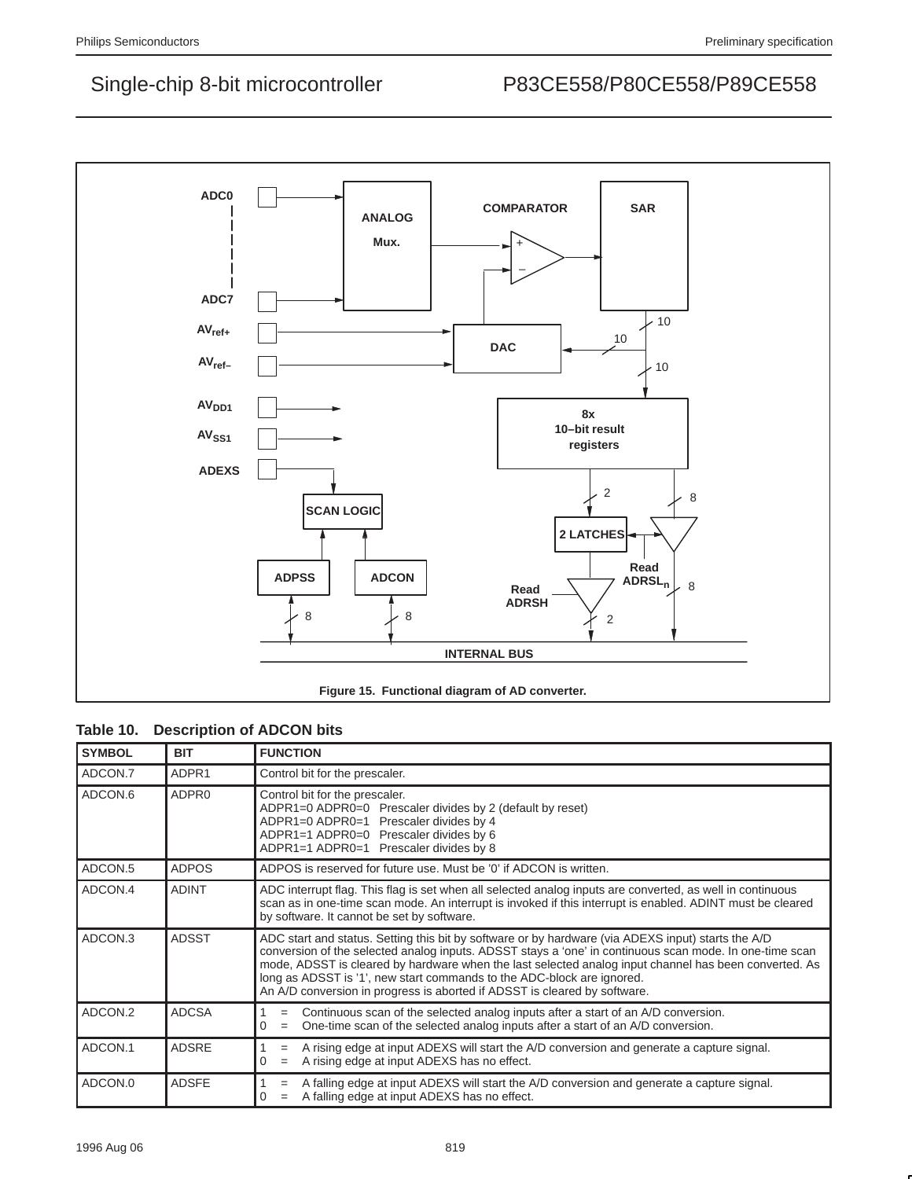Figure 15. Functional diagram of AD converter.

**Table 10. Description of ADCON bits**

| SYMBOL | BIT | FUNCTION |
|---|---|---|
| ADCON.7 | ADPR1 | Control bit for the prescaler. |
| ADCON.6 | ADPR0 | Control bit for the prescaler.<br>ADPR1=0 ADPR0=0 Prescaler divides by 2 (default by reset)<br>ADPR1=0 ADPR0=1 Prescaler divides by 4<br>ADPR1=1 ADPR0=0 Prescaler divides by 6<br>ADPR1=1 ADPR0=1 Prescaler divides by 8 |
| ADCON.5 | ADPOS | ADPOS is reserved for future use. Must be '0' if ADCON is written. |
| ADCON.4 | ADINT | ADC interrupt flag. This flag is set when all selected analog inputs are converted, as well in continuous scan as in one-time scan mode. An interrupt is invoked if this interrupt is enabled. ADINT must be cleared by software. It cannot be set by software. |
| ADCON.3 | ADSST | ADC start and status. Setting this bit by software or by hardware (via ADEXS input) starts the A/D conversion of the selected analog inputs. ADSST stays a 'one' in continuous scan mode. In one-time scan mode, ADSST is cleared by hardware when the last selected analog input channel has been converted. As long as ADSST is '1', new start commands to the ADC-block are ignored.<br>An A/D conversion in progress is aborted if ADSST is cleared by software. |
| ADCON.2 | ADCSA | 1 = Continuous scan of the selected analog inputs after a start of an A/D conversion.<br>0 = One-time scan of the selected analog inputs after a start of an A/D conversion. |
| ADCON.1 | ADSRE | 1 = A rising edge at input ADEXS will start the A/D conversion and generate a capture signal.<br>0 = A rising edge at input ADEXS has no effect. |
| ADCON.0 | ADSFE | 1 = A falling edge at input ADEXS will start the A/D conversion and generate a capture signal.<br>0 = A falling edge at input ADEXS has no effect. |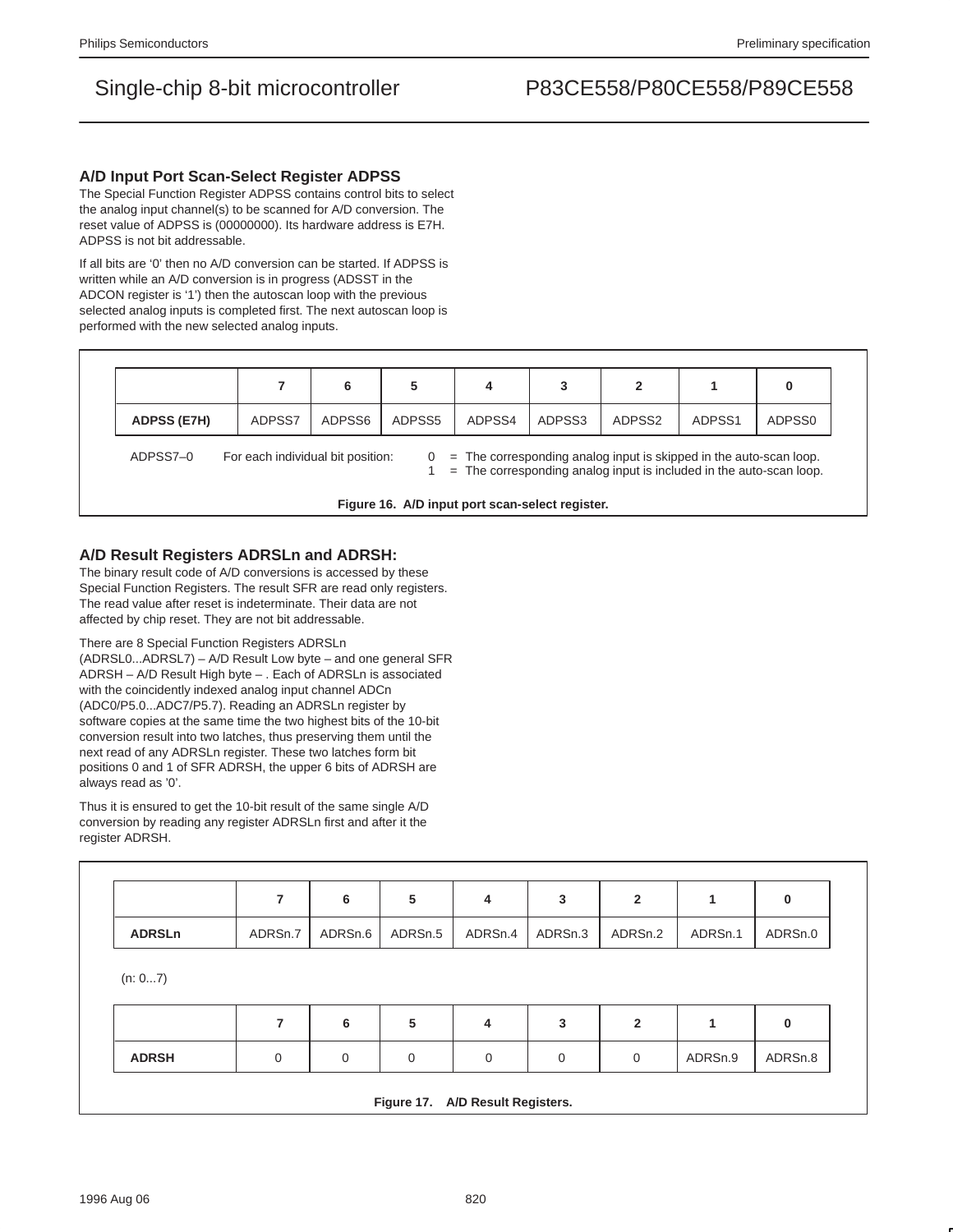### A/D Input Port Scan-Select Register ADPSS

The Special Function Register ADPSS contains control bits to select the analog input channel(s) to be scanned for A/D conversion. The reset value of ADPSS is (00000000). Its hardware address is E7H. ADPSS is not bit addressable.

If all bits are '0' then no A/D conversion can be started. If ADPSS is written while an A/D conversion is in progress (ADSST in the ADCON register is '1') then the autoscan loop with the previous selected analog inputs is completed first. The next autoscan loop is performed with the new selected analog inputs.

| | 7 | 6 | 5 | 4 | 3 | 2 | 1 | 0 |
|---|---|---|---|---|---|---|---|---|
| **ADPSS (E7H)** | ADPSS7 | ADPSS6 | ADPSS5 | ADPSS4 | ADPSS3 | ADPSS2 | ADPSS1 | ADPSS0 |

ADPSS7–0 For each individual bit position:
- 0 = The corresponding analog input is skipped in the auto-scan loop.
- 1 = The corresponding analog input is included in the auto-scan loop.

**Figure 16. A/D input port scan-select register.**

### A/D Result Registers ADRSLn and ADRSH:

The binary result code of A/D conversions is accessed by these Special Function Registers. The result SFR are read only registers. The read value after reset is indeterminate. Their data are not affected by chip reset. They are not bit addressable.

There are 8 Special Function Registers ADRSLn (ADRSL0...ADRSL7) – A/D Result Low byte – and one general SFR ADRSH – A/D Result High byte – . Each of ADRSLn is associated with the coincidently indexed analog input channel ADCn (ADC0/P5.0...ADC7/P5.7). Reading an ADRSLn register by software copies at the same time the two highest bits of the 10-bit conversion result into two latches, thus preserving them until the next read of any ADRSLn register. These two latches form bit positions 0 and 1 of SFR ADRSH, the upper 6 bits of ADRSH are always read as '0'.

Thus it is ensured to get the 10-bit result of the same single A/D conversion by reading any register ADRSLn first and after it the register ADRSH.

| | 7 | 6 | 5 | 4 | 3 | 2 | 1 | 0 |
|---|---|---|---|---|---|---|---|---|
| **ADRSLn** | ADRSn.7 | ADRSn.6 | ADRSn.5 | ADRSn.4 | ADRSn.3 | ADRSn.2 | ADRSn.1 | ADRSn.0 |

(n: 0...7)

| | 7 | 6 | 5 | 4 | 3 | 2 | 1 | 0 |
|---|---|---|---|---|---|---|---|---|
| **ADRSH** | 0 | 0 | 0 | 0 | 0 | 0 | ADRSn.9 | ADRSn.8 |

**Figure 17. A/D Result Registers.**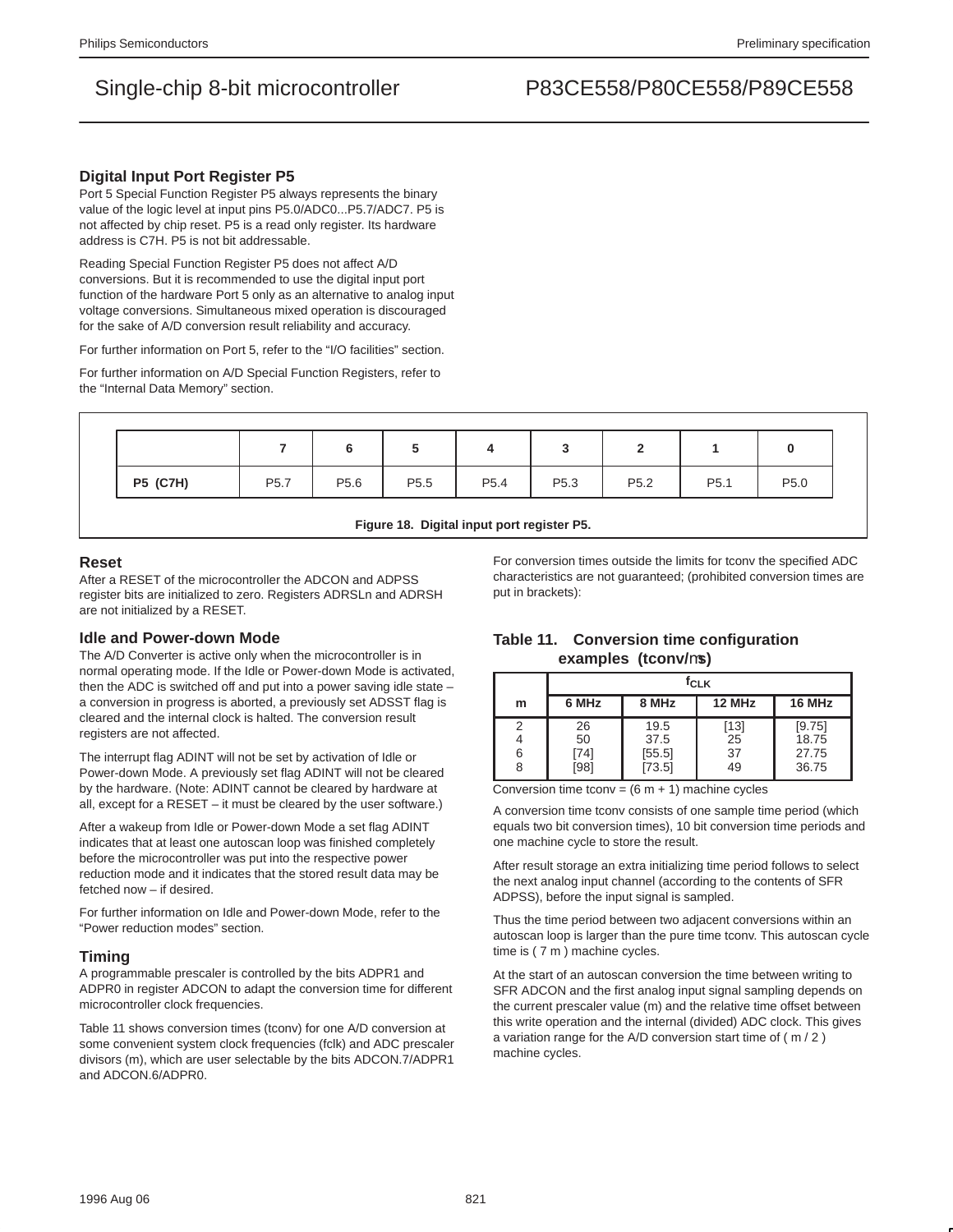### Digital Input Port Register P5

Port 5 Special Function Register P5 always represents the binary value of the logic level at input pins P5.0/ADC0...P5.7/ADC7. P5 is not affected by chip reset. P5 is a read only register. Its hardware address is C7H. P5 is not bit addressable.

Reading Special Function Register P5 does not affect A/D conversions. But it is recommended to use the digital input port function of the hardware Port 5 only as an alternative to analog input voltage conversions. Simultaneous mixed operation is discouraged for the sake of A/D conversion result reliability and accuracy.

For further information on Port 5, refer to the "I/O facilities" section.

For further information on A/D Special Function Registers, refer to the "Internal Data Memory" section.

| | 7 | 6 | 5 | 4 | 3 | 2 | 1 | 0 |
|---|---|---|---|---|---|---|---|---|
| **P5 (C7H)** | P5.7 | P5.6 | P5.5 | P5.4 | P5.3 | P5.2 | P5.1 | P5.0 |

**Figure 18. Digital input port register P5.**

### Reset

After a RESET of the microcontroller the ADCON and ADPSS register bits are initialized to zero. Registers ADRSLn and ADRSH are not initialized by a RESET.

### Idle and Power-down Mode

The A/D Converter is active only when the microcontroller is in normal operating mode. If the Idle or Power-down Mode is activated, then the ADC is switched off and put into a power saving idle state – a conversion in progress is aborted, a previously set ADSST flag is cleared and the internal clock is halted. The conversion result registers are not affected.

The interrupt flag ADINT will not be set by activation of Idle or Power-down Mode. A previously set flag ADINT will not be cleared by the hardware. (Note: ADINT cannot be cleared by hardware at all, except for a RESET – it must be cleared by the user software.)

After a wakeup from Idle or Power-down Mode a set flag ADINT indicates that at least one autoscan loop was finished completely before the microcontroller was put into the respective power reduction mode and it indicates that the stored result data may be fetched now – if desired.

For further information on Idle and Power-down Mode, refer to the "Power reduction modes" section.

### Timing

A programmable prescaler is controlled by the bits ADPR1 and ADPR0 in register ADCON to adapt the conversion time for different microcontroller clock frequencies.

Table 11 shows conversion times (tconv) for one A/D conversion at some convenient system clock frequencies (fclk) and ADC prescaler divisors (m), which are user selectable by the bits ADCON.7/ADPR1 and ADCON.6/ADPR0.

For conversion times outside the limits for tconv the specified ADC characteristics are not guaranteed; (prohibited conversion times are put in brackets):

**Table 11. Conversion time configuration examples (tconv/μs)**

| m | $f_{CLK}$ 6 MHz | 8 MHz | 12 MHz | 16 MHz |
|---|---|---|---|---|
| 2 | 26 | 19.5 | [13] | [9.75] |
| 4 | 50 | 37.5 | 25 | 18.75 |
| 6 | [74] | [55.5] | 37 | 27.75 |
| 8 | [98] | [73.5] | 49 | 36.75 |

Conversion time tconv = (6 m + 1) machine cycles

A conversion time tconv consists of one sample time period (which equals two bit conversion times), 10 bit conversion time periods and one machine cycle to store the result.

After result storage an extra initializing time period follows to select the next analog input channel (according to the contents of SFR ADPSS), before the input signal is sampled.

Thus the time period between two adjacent conversions within an autoscan loop is larger than the pure time tconv. This autoscan cycle time is ( 7 m ) machine cycles.

At the start of an autoscan conversion the time between writing to SFR ADCON and the first analog input signal sampling depends on the current prescaler value (m) and the relative time offset between this write operation and the internal (divided) ADC clock. This gives a variation range for the A/D conversion start time of ( m / 2 ) machine cycles.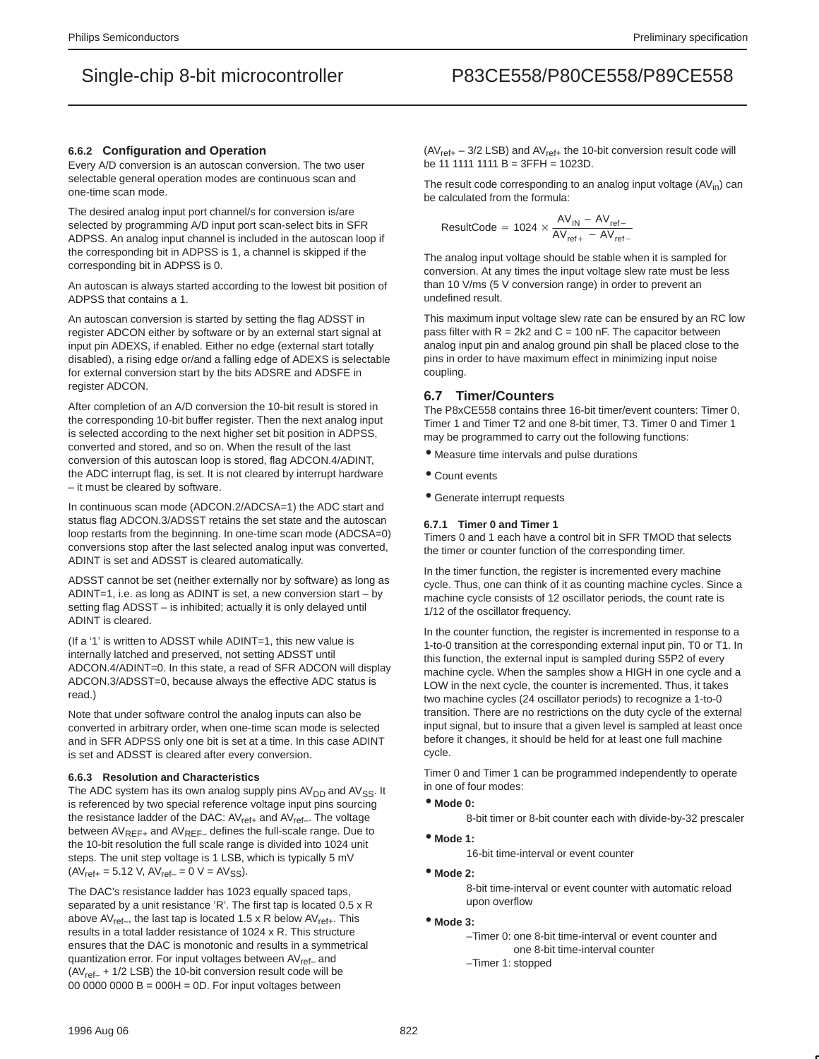#### 6.6.2 Configuration and Operation

Every A/D conversion is an autoscan conversion. The two user selectable general operation modes are continuous scan and one-time scan mode.

The desired analog input port channel/s for conversion is/are selected by programming A/D input port scan-select bits in SFR ADPSS. An analog input channel is included in the autoscan loop if the corresponding bit in ADPSS is 1, a channel is skipped if the corresponding bit in ADPSS is 0.

An autoscan is always started according to the lowest bit position of ADPSS that contains a 1.

An autoscan conversion is started by setting the flag ADSST in register ADCON either by software or by an external start signal at input pin ADEXS, if enabled. Either no edge (external start totally disabled), a rising edge or/and a falling edge of ADEXS is selectable for external conversion start by the bits ADSRE and ADSFE in register ADCON.

After completion of an A/D conversion the 10-bit result is stored in the corresponding 10-bit buffer register. Then the next analog input is selected according to the next higher set bit position in ADPSS, converted and stored, and so on. When the result of the last conversion of this autoscan loop is stored, flag ADCON.4/ADINT, the ADC interrupt flag, is set. It is not cleared by interrupt hardware – it must be cleared by software.

In continuous scan mode (ADCON.2/ADCSA=1) the ADC start and status flag ADCON.3/ADSST retains the set state and the autoscan loop restarts from the beginning. In one-time scan mode (ADCSA=0) conversions stop after the last selected analog input was converted, ADINT is set and ADSST is cleared automatically.

ADSST cannot be set (neither externally nor by software) as long as ADINT=1, i.e. as long as ADINT is set, a new conversion start – by setting flag ADSST – is inhibited; actually it is only delayed until ADINT is cleared.

(If a '1' is written to ADSST while ADINT=1, this new value is internally latched and preserved, not setting ADSST until ADCON.4/ADINT=0. In this state, a read of SFR ADCON will display ADCON.3/ADSST=0, because always the effective ADC status is read.)

Note that under software control the analog inputs can also be converted in arbitrary order, when one-time scan mode is selected and in SFR ADPSS only one bit is set at a time. In this case ADINT is set and ADSST is cleared after every conversion.

#### 6.6.3 Resolution and Characteristics

The ADC system has its own analog supply pins $AV_{DD}$ and $AV_{SS}$. It is referenced by two special reference voltage input pins sourcing the resistance ladder of the DAC: $AV_{ref+}$ and $AV_{ref-}$. The voltage between $AV_{REF+}$ and $AV_{REF-}$ defines the full-scale range. Due to the 10-bit resolution the full scale range is divided into 1024 unit steps. The unit step voltage is 1 LSB, which is typically 5 mV ($AV_{ref+}$ = 5.12 V, $AV_{ref-}$ = 0 V = $AV_{SS}$).

The DAC's resistance ladder has 1023 equally spaced taps, separated by a unit resistance 'R'. The first tap is located 0.5 x R above $AV_{ref-}$, the last tap is located 1.5 x R below $AV_{ref+}$. This results in a total ladder resistance of 1024 x R. This structure ensures that the DAC is monotonic and results in a symmetrical quantization error. For input voltages between $AV_{ref-}$ and ($AV_{ref-}$ + 1/2 LSB) the 10-bit conversion result code will be 00 0000 0000 B = 000H = 0D. For input voltages between ($AV_{ref+}$ – 3/2 LSB) and $AV_{ref+}$ the 10-bit conversion result code will be 11 1111 1111 B = 3FFH = 1023D.

The result code corresponding to an analog input voltage ($AV_{in}$) can be calculated from the formula:

$$\text{ResultCode} = 1024 \times \frac{AV_{IN} - AV_{ref-}}{AV_{ref+} - AV_{ref-}}$$

The analog input voltage should be stable when it is sampled for conversion. At any times the input voltage slew rate must be less than 10 V/ms (5 V conversion range) in order to prevent an undefined result.

This maximum input voltage slew rate can be ensured by an RC low pass filter with R = 2k2 and C = 100 nF. The capacitor between analog input pin and analog ground pin shall be placed close to the pins in order to have maximum effect in minimizing input noise coupling.

## 6.7 Timer/Counters

The P8xCE558 contains three 16-bit timer/event counters: Timer 0, Timer 1 and Timer T2 and one 8-bit timer, T3. Timer 0 and Timer 1 may be programmed to carry out the following functions:

- Measure time intervals and pulse durations
- Count events
- Generate interrupt requests

#### 6.7.1 Timer 0 and Timer 1

Timers 0 and 1 each have a control bit in SFR TMOD that selects the timer or counter function of the corresponding timer.

In the timer function, the register is incremented every machine cycle. Thus, one can think of it as counting machine cycles. Since a machine cycle consists of 12 oscillator periods, the count rate is 1/12 of the oscillator frequency.

In the counter function, the register is incremented in response to a 1-to-0 transition at the corresponding external input pin, T0 or T1. In this function, the external input is sampled during S5P2 of every machine cycle. When the samples show a HIGH in one cycle and a LOW in the next cycle, the counter is incremented. Thus, it takes two machine cycles (24 oscillator periods) to recognize a 1-to-0 transition. There are no restrictions on the duty cycle of the external input signal, but to insure that a given level is sampled at least once before it changes, it should be held for at least one full machine cycle.

Timer 0 and Timer 1 can be programmed independently to operate in one of four modes:

- **Mode 0:**
  8-bit timer or 8-bit counter each with divide-by-32 prescaler
- **Mode 1:**
  16-bit time-interval or event counter
- **Mode 2:**
  8-bit time-interval or event counter with automatic reload upon overflow
- **Mode 3:**
  –Timer 0: one 8-bit time-interval or event counter and one 8-bit time-interval counter
  –Timer 1: stopped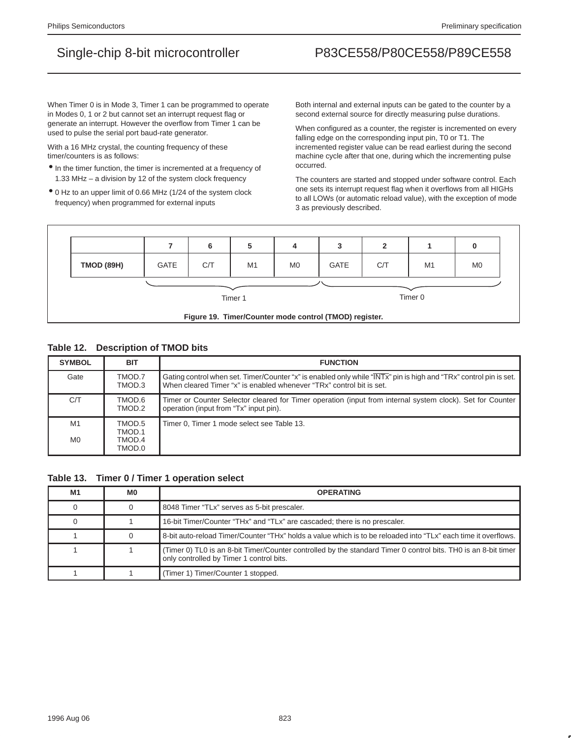When Timer 0 is in Mode 3, Timer 1 can be programmed to operate in Modes 0, 1 or 2 but cannot set an interrupt request flag or generate an interrupt. However the overflow from Timer 1 can be used to pulse the serial port baud-rate generator.

With a 16 MHz crystal, the counting frequency of these timer/counters is as follows:

- In the timer function, the timer is incremented at a frequency of 1.33 MHz – a division by 12 of the system clock frequency
- 0 Hz to an upper limit of 0.66 MHz (1/24 of the system clock frequency) when programmed for external inputs

Both internal and external inputs can be gated to the counter by a second external source for directly measuring pulse durations.

When configured as a counter, the register is incremented on every falling edge on the corresponding input pin, T0 or T1. The incremented register value can be read earliest during the second machine cycle after that one, during which the incrementing pulse occurred.

The counters are started and stopped under software control. Each one sets its interrupt request flag when it overflows from all HIGHs to all LOWs (or automatic reload value), with the exception of mode 3 as previously described.

| | 7 | 6 | 5 | 4 | 3 | 2 | 1 | 0 |
|---|---|---|---|---|---|---|---|---|
| **TMOD (89H)** | GATE | C/T | M1 | M0 | GATE | C/T | M1 | M0 |
| | Timer 1 | | | | Timer 0 | | | |

**Figure 19. Timer/Counter mode control (TMOD) register.**

### Table 12. Description of TMOD bits

| SYMBOL | BIT | FUNCTION |
|---|---|---|
| Gate | TMOD.7<br>TMOD.3 | Gating control when set. Timer/Counter "x" is enabled only while "$\overline{\text{INTx}}$" pin is high and "TRx" control pin is set. When cleared Timer "x" is enabled whenever "TRx" control bit is set. |
| C/T | TMOD.6<br>TMOD.2 | Timer or Counter Selector cleared for Timer operation (input from internal system clock). Set for Counter operation (input from "Tx" input pin). |
| M1<br>M0 | TMOD.5<br>TMOD.1<br>TMOD.4<br>TMOD.0 | Timer 0, Timer 1 mode select see Table 13. |

### Table 13. Timer 0 / Timer 1 operation select

| M1 | M0 | OPERATING |
|---|---|---|
| 0 | 0 | 8048 Timer "TLx" serves as 5-bit prescaler. |
| 0 | 1 | 16-bit Timer/Counter "THx" and "TLx" are cascaded; there is no prescaler. |
| 1 | 0 | 8-bit auto-reload Timer/Counter "THx" holds a value which is to be reloaded into "TLx" each time it overflows. |
| 1 | 1 | (Timer 0) TL0 is an 8-bit Timer/Counter controlled by the standard Timer 0 control bits. TH0 is an 8-bit timer only controlled by Timer 1 control bits. |
| 1 | 1 | (Timer 1) Timer/Counter 1 stopped. |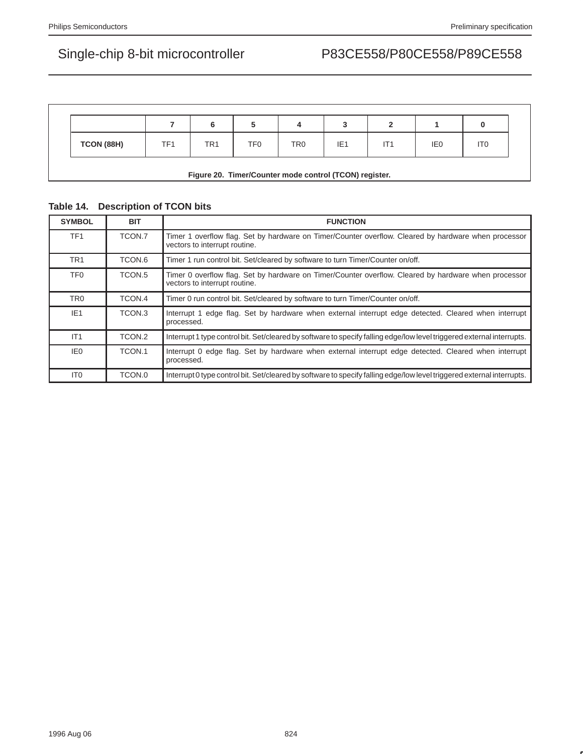|  | 7 | 6 | 5 | 4 | 3 | 2 | 1 | 0 |
|---|---|---|---|---|---|---|---|---|
| **TCON (88H)** | TF1 | TR1 | TF0 | TR0 | IE1 | IT1 | IE0 | IT0 |

**Figure 20. Timer/Counter mode control (TCON) register.**

**Table 14. Description of TCON bits**

| SYMBOL | BIT | FUNCTION |
|---|---|---|
| TF1 | TCON.7 | Timer 1 overflow flag. Set by hardware on Timer/Counter overflow. Cleared by hardware when processor vectors to interrupt routine. |
| TR1 | TCON.6 | Timer 1 run control bit. Set/cleared by software to turn Timer/Counter on/off. |
| TF0 | TCON.5 | Timer 0 overflow flag. Set by hardware on Timer/Counter overflow. Cleared by hardware when processor vectors to interrupt routine. |
| TR0 | TCON.4 | Timer 0 run control bit. Set/cleared by software to turn Timer/Counter on/off. |
| IE1 | TCON.3 | Interrupt 1 edge flag. Set by hardware when external interrupt edge detected. Cleared when interrupt processed. |
| IT1 | TCON.2 | Interrupt 1 type control bit. Set/cleared by software to specify falling edge/low level triggered external interrupts. |
| IE0 | TCON.1 | Interrupt 0 edge flag. Set by hardware when external interrupt edge detected. Cleared when interrupt processed. |
| IT0 | TCON.0 | Interrupt 0 type control bit. Set/cleared by software to specify falling edge/low level triggered external interrupts. |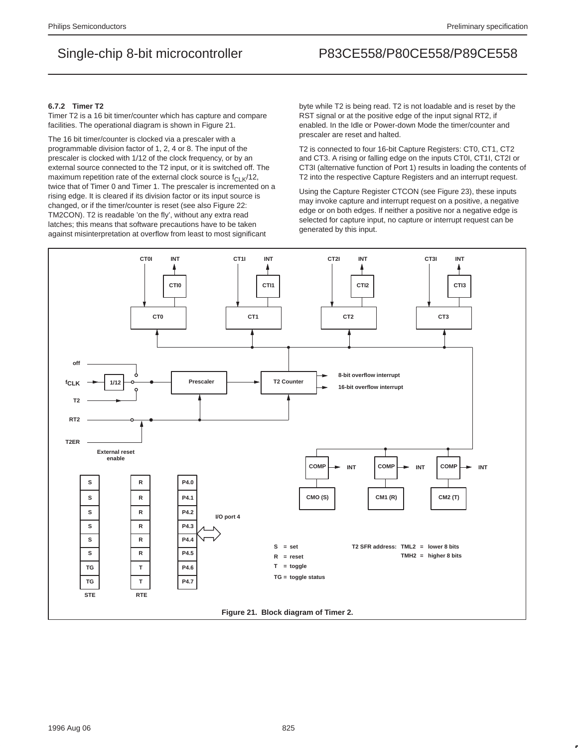### 6.7.2 Timer T2

Timer T2 is a 16 bit timer/counter which has capture and compare facilities. The operational diagram is shown in Figure 21.

The 16 bit timer/counter is clocked via a prescaler with a programmable division factor of 1, 2, 4 or 8. The input of the prescaler is clocked with 1/12 of the clock frequency, or by an external source connected to the T2 input, or it is switched off. The maximum repetition rate of the external clock source is $f_{CLK}/12$, twice that of Timer 0 and Timer 1. The prescaler is incremented on a rising edge. It is cleared if its division factor or its input source is changed, or if the timer/counter is reset (see also Figure 22: TM2CON). T2 is readable 'on the fly', without any extra read latches; this means that software precautions have to be taken against misinterpretation at overflow from least to most significant byte while T2 is being read. T2 is not loadable and is reset by the RST signal or at the positive edge of the input signal RT2, if enabled. In the Idle or Power-down Mode the timer/counter and prescaler are reset and halted.

T2 is connected to four 16-bit Capture Registers: CT0, CT1, CT2 and CT3. A rising or falling edge on the inputs CT0I, CT1I, CT2I or CT3I (alternative function of Port 1) results in loading the contents of T2 into the respective Capture Registers and an interrupt request.

Using the Capture Register CTCON (see Figure 23), these inputs may invoke capture and interrupt request on a positive, a negative edge or on both edges. If neither a positive nor a negative edge is selected for capture input, no capture or interrupt request can be generated by this input.

Figure 21. Block diagram of Timer 2.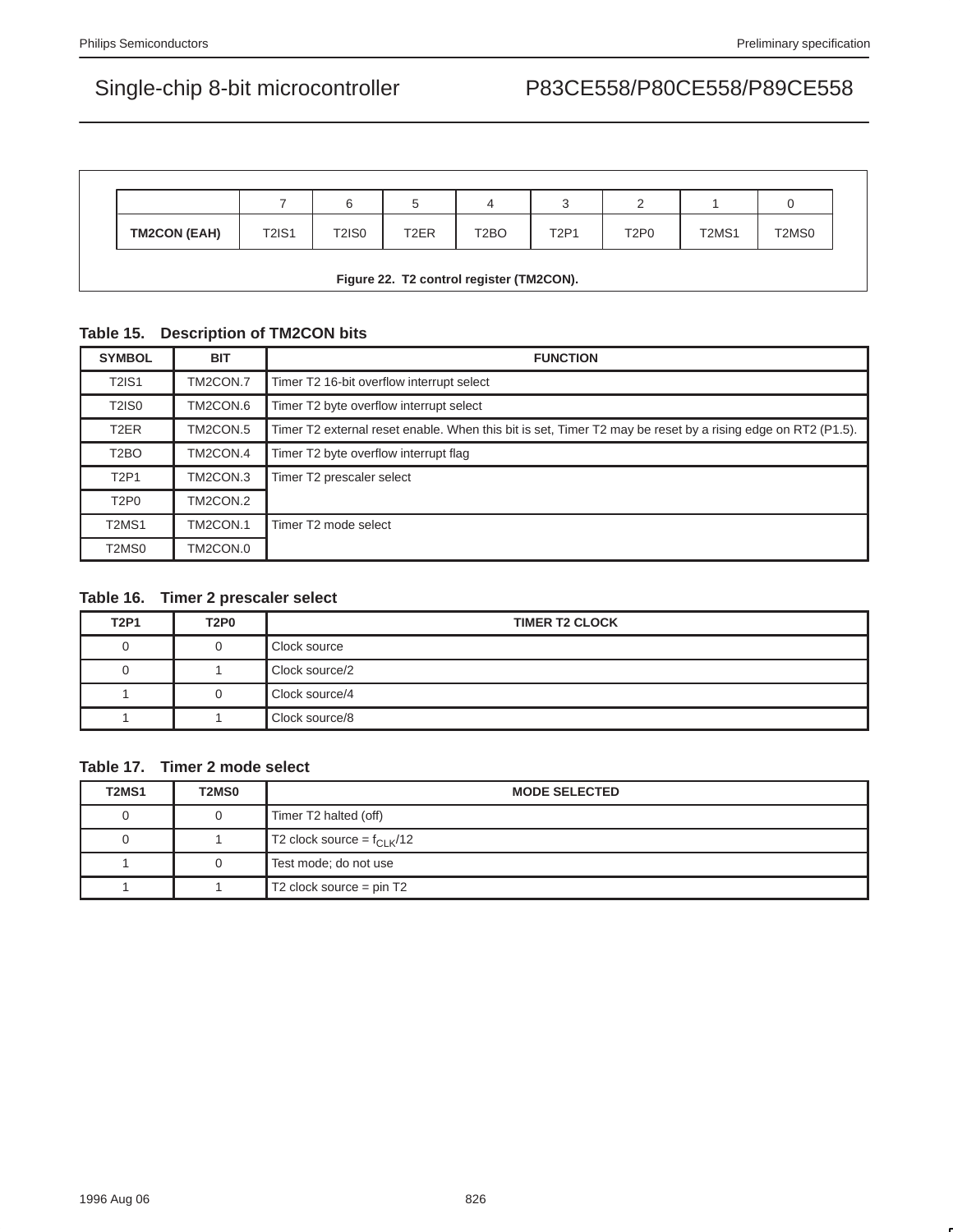| | 7 | 6 | 5 | 4 | 3 | 2 | 1 | 0 |
|---|---|---|---|---|---|---|---|---|
| **TM2CON (EAH)** | T2IS1 | T2IS0 | T2ER | T2BO | T2P1 | T2P0 | T2MS1 | T2MS0 |

**Figure 22. T2 control register (TM2CON).**

**Table 15. Description of TM2CON bits**

| SYMBOL | BIT | FUNCTION |
|---|---|---|
| T2IS1 | TM2CON.7 | Timer T2 16-bit overflow interrupt select |
| T2IS0 | TM2CON.6 | Timer T2 byte overflow interrupt select |
| T2ER | TM2CON.5 | Timer T2 external reset enable. When this bit is set, Timer T2 may be reset by a rising edge on RT2 (P1.5). |
| T2BO | TM2CON.4 | Timer T2 byte overflow interrupt flag |
| T2P1 | TM2CON.3 | Timer T2 prescaler select |
| T2P0 | TM2CON.2 | |
| T2MS1 | TM2CON.1 | Timer T2 mode select |
| T2MS0 | TM2CON.0 | |

**Table 16. Timer 2 prescaler select**

| T2P1 | T2P0 | TIMER T2 CLOCK |
|---|---|---|
| 0 | 0 | Clock source |
| 0 | 1 | Clock source/2 |
| 1 | 0 | Clock source/4 |
| 1 | 1 | Clock source/8 |

**Table 17. Timer 2 mode select**

| T2MS1 | T2MS0 | MODE SELECTED |
|---|---|---|
| 0 | 0 | Timer T2 halted (off) |
| 0 | 1 | T2 clock source = $f_{CLK}$/12 |
| 1 | 0 | Test mode; do not use |
| 1 | 1 | T2 clock source = pin T2 |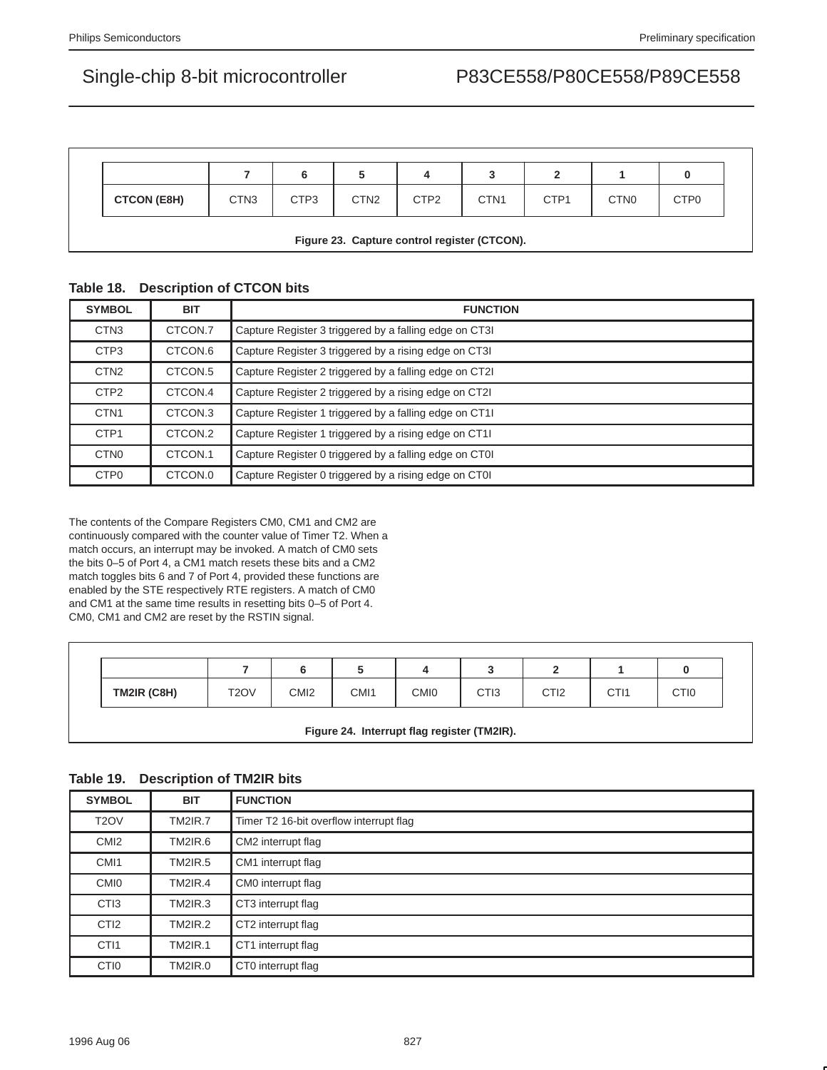|  | 7 | 6 | 5 | 4 | 3 | 2 | 1 | 0 |
|---|---|---|---|---|---|---|---|---|
| **CTCON (E8H)** | CTN3 | CTP3 | CTN2 | CTP2 | CTN1 | CTP1 | CTN0 | CTP0 |

**Figure 23. Capture control register (CTCON).**

**Table 18. Description of CTCON bits**

| SYMBOL | BIT | FUNCTION |
|---|---|---|
| CTN3 | CTCON.7 | Capture Register 3 triggered by a falling edge on CT3I |
| CTP3 | CTCON.6 | Capture Register 3 triggered by a rising edge on CT3I |
| CTN2 | CTCON.5 | Capture Register 2 triggered by a falling edge on CT2I |
| CTP2 | CTCON.4 | Capture Register 2 triggered by a rising edge on CT2I |
| CTN1 | CTCON.3 | Capture Register 1 triggered by a falling edge on CT1I |
| CTP1 | CTCON.2 | Capture Register 1 triggered by a rising edge on CT1I |
| CTN0 | CTCON.1 | Capture Register 0 triggered by a falling edge on CT0I |
| CTP0 | CTCON.0 | Capture Register 0 triggered by a rising edge on CT0I |

The contents of the Compare Registers CM0, CM1 and CM2 are continuously compared with the counter value of Timer T2. When a match occurs, an interrupt may be invoked. A match of CM0 sets the bits 0–5 of Port 4, a CM1 match resets these bits and a CM2 match toggles bits 6 and 7 of Port 4, provided these functions are enabled by the STE respectively RTE registers. A match of CM0 and CM1 at the same time results in resetting bits 0–5 of Port 4. CM0, CM1 and CM2 are reset by the RSTIN signal.

|  | 7 | 6 | 5 | 4 | 3 | 2 | 1 | 0 |
|---|---|---|---|---|---|---|---|---|
| **TM2IR (C8H)** | T2OV | CMI2 | CMI1 | CMI0 | CTI3 | CTI2 | CTI1 | CTI0 |

**Figure 24. Interrupt flag register (TM2IR).**

**Table 19. Description of TM2IR bits**

| SYMBOL | BIT | FUNCTION |
|---|---|---|
| T2OV | TM2IR.7 | Timer T2 16-bit overflow interrupt flag |
| CMI2 | TM2IR.6 | CM2 interrupt flag |
| CMI1 | TM2IR.5 | CM1 interrupt flag |
| CMI0 | TM2IR.4 | CM0 interrupt flag |
| CTI3 | TM2IR.3 | CT3 interrupt flag |
| CTI2 | TM2IR.2 | CT2 interrupt flag |
| CTI1 | TM2IR.1 | CT1 interrupt flag |
| CTI0 | TM2IR.0 | CT0 interrupt flag |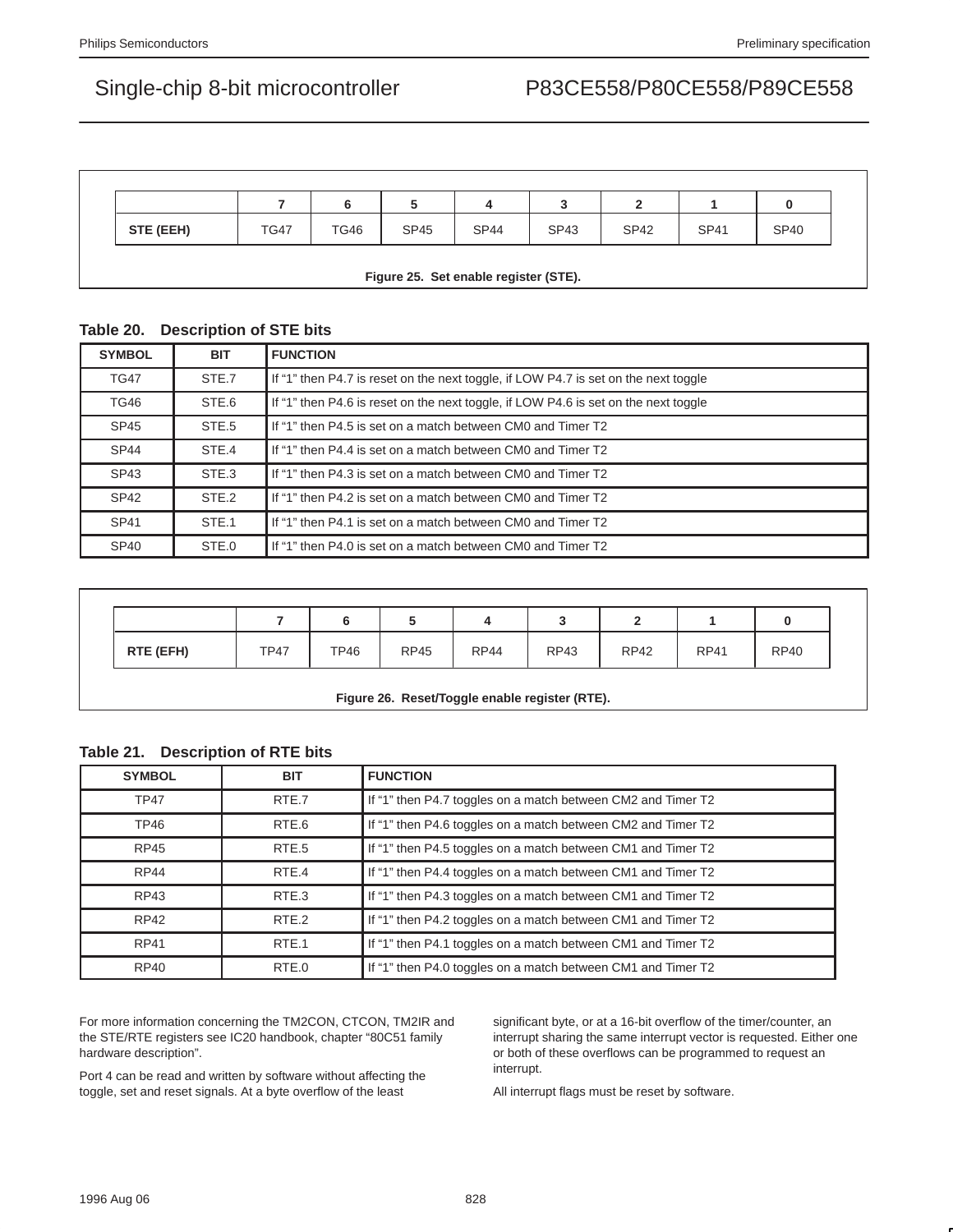| | 7 | 6 | 5 | 4 | 3 | 2 | 1 | 0 |
|---|---|---|---|---|---|---|---|---|
| **STE (EEH)** | TG47 | TG46 | SP45 | SP44 | SP43 | SP42 | SP41 | SP40 |

**Figure 25. Set enable register (STE).**

**Table 20. Description of STE bits**

| SYMBOL | BIT | FUNCTION |
|---|---|---|
| TG47 | STE.7 | If “1” then P4.7 is reset on the next toggle, if LOW P4.7 is set on the next toggle |
| TG46 | STE.6 | If “1” then P4.6 is reset on the next toggle, if LOW P4.6 is set on the next toggle |
| SP45 | STE.5 | If “1” then P4.5 is set on a match between CM0 and Timer T2 |
| SP44 | STE.4 | If “1” then P4.4 is set on a match between CM0 and Timer T2 |
| SP43 | STE.3 | If “1” then P4.3 is set on a match between CM0 and Timer T2 |
| SP42 | STE.2 | If “1” then P4.2 is set on a match between CM0 and Timer T2 |
| SP41 | STE.1 | If “1” then P4.1 is set on a match between CM0 and Timer T2 |
| SP40 | STE.0 | If “1” then P4.0 is set on a match between CM0 and Timer T2 |

| | 7 | 6 | 5 | 4 | 3 | 2 | 1 | 0 |
|---|---|---|---|---|---|---|---|---|
| **RTE (EFH)** | TP47 | TP46 | RP45 | RP44 | RP43 | RP42 | RP41 | RP40 |

**Figure 26. Reset/Toggle enable register (RTE).**

**Table 21. Description of RTE bits**

| SYMBOL | BIT | FUNCTION |
|---|---|---|
| TP47 | RTE.7 | If “1” then P4.7 toggles on a match between CM2 and Timer T2 |
| TP46 | RTE.6 | If “1” then P4.6 toggles on a match between CM2 and Timer T2 |
| RP45 | RTE.5 | If “1” then P4.5 toggles on a match between CM1 and Timer T2 |
| RP44 | RTE.4 | If “1” then P4.4 toggles on a match between CM1 and Timer T2 |
| RP43 | RTE.3 | If “1” then P4.3 toggles on a match between CM1 and Timer T2 |
| RP42 | RTE.2 | If “1” then P4.2 toggles on a match between CM1 and Timer T2 |
| RP41 | RTE.1 | If “1” then P4.1 toggles on a match between CM1 and Timer T2 |
| RP40 | RTE.0 | If “1” then P4.0 toggles on a match between CM1 and Timer T2 |

For more information concerning the TM2CON, CTCON, TM2IR and the STE/RTE registers see IC20 handbook, chapter “80C51 family hardware description”.

Port 4 can be read and written by software without affecting the toggle, set and reset signals. At a byte overflow of the least significant byte, or at a 16-bit overflow of the timer/counter, an interrupt sharing the same interrupt vector is requested. Either one or both of these overflows can be programmed to request an interrupt.

All interrupt flags must be reset by software.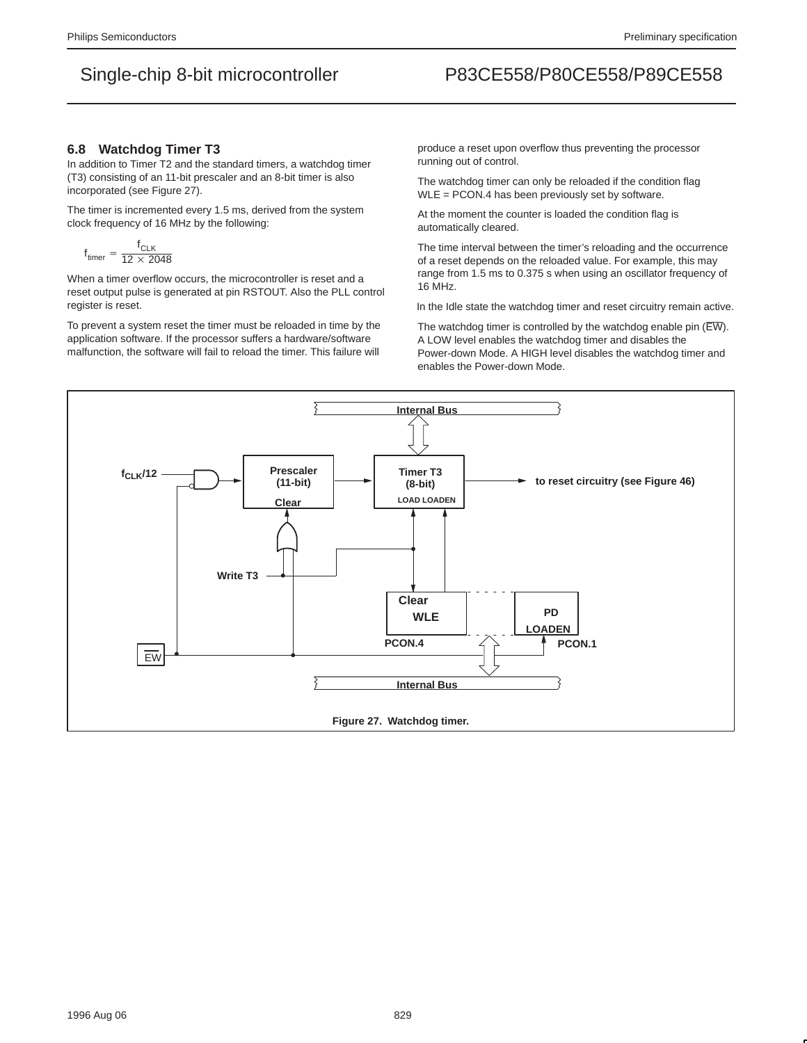## 6.8 Watchdog Timer T3

In addition to Timer T2 and the standard timers, a watchdog timer (T3) consisting of an 11-bit prescaler and an 8-bit timer is also incorporated (see Figure 27).

The timer is incremented every 1.5 ms, derived from the system clock frequency of 16 MHz by the following:

$$f_{timer} = \frac{f_{CLK}}{12 \times 2048}$$

When a timer overflow occurs, the microcontroller is reset and a reset output pulse is generated at pin RSTOUT. Also the PLL control register is reset.

To prevent a system reset the timer must be reloaded in time by the application software. If the processor suffers a hardware/software malfunction, the software will fail to reload the timer. This failure will produce a reset upon overflow thus preventing the processor running out of control.

The watchdog timer can only be reloaded if the condition flag WLE = PCON.4 has been previously set by software.

At the moment the counter is loaded the condition flag is automatically cleared.

The time interval between the timer's reloading and the occurrence of a reset depends on the reloaded value. For example, this may range from 1.5 ms to 0.375 s when using an oscillator frequency of 16 MHz.

In the Idle state the watchdog timer and reset circuitry remain active.

The watchdog timer is controlled by the watchdog enable pin ($\overline{EW}$). A LOW level enables the watchdog timer and disables the Power-down Mode. A HIGH level disables the watchdog timer and enables the Power-down Mode.

Figure 27. Watchdog timer.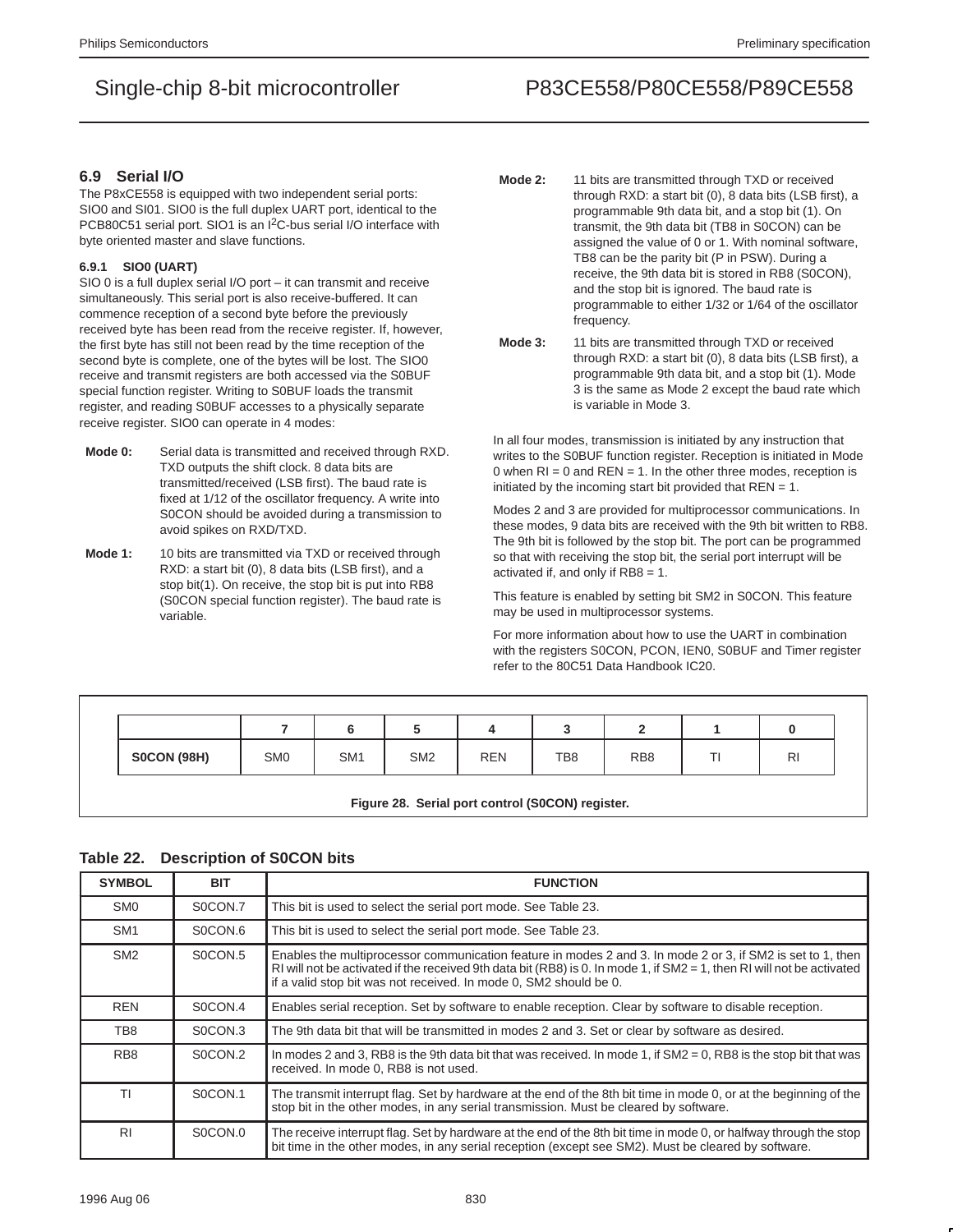### 6.9 Serial I/O

The P8xCE558 is equipped with two independent serial ports: SIO0 and SI01. SIO0 is the full duplex UART port, identical to the PCB80C51 serial port. SIO1 is an $I^2C$-bus serial I/O interface with byte oriented master and slave functions.

#### 6.9.1 SIO0 (UART)

SIO 0 is a full duplex serial I/O port – it can transmit and receive simultaneously. This serial port is also receive-buffered. It can commence reception of a second byte before the previously received byte has been read from the receive register. If, however, the first byte has still not been read by the time reception of the second byte is complete, one of the bytes will be lost. The SIO0 receive and transmit registers are both accessed via the S0BUF special function register. Writing to S0BUF loads the transmit register, and reading S0BUF accesses to a physically separate receive register. SIO0 can operate in 4 modes:

**Mode 0:** Serial data is transmitted and received through RXD. TXD outputs the shift clock. 8 data bits are transmitted/received (LSB first). The baud rate is fixed at 1/12 of the oscillator frequency. A write into S0CON should be avoided during a transmission to avoid spikes on RXD/TXD.

**Mode 1:** 10 bits are transmitted via TXD or received through RXD: a start bit (0), 8 data bits (LSB first), and a stop bit(1). On receive, the stop bit is put into RB8 (S0CON special function register). The baud rate is variable.

**Mode 2:** 11 bits are transmitted through TXD or received through RXD: a start bit (0), 8 data bits (LSB first), a programmable 9th data bit, and a stop bit (1). On transmit, the 9th data bit (TB8 in S0CON) can be assigned the value of 0 or 1. With nominal software, TB8 can be the parity bit (P in PSW). During a receive, the 9th data bit is stored in RB8 (S0CON), and the stop bit is ignored. The baud rate is programmable to either 1/32 or 1/64 of the oscillator frequency.

**Mode 3:** 11 bits are transmitted through TXD or received through RXD: a start bit (0), 8 data bits (LSB first), a programmable 9th data bit, and a stop bit (1). Mode 3 is the same as Mode 2 except the baud rate which is variable in Mode 3.

In all four modes, transmission is initiated by any instruction that writes to the S0BUF function register. Reception is initiated in Mode 0 when RI = 0 and REN = 1. In the other three modes, reception is initiated by the incoming start bit provided that REN = 1.

Modes 2 and 3 are provided for multiprocessor communications. In these modes, 9 data bits are received with the 9th bit written to RB8. The 9th bit is followed by the stop bit. The port can be programmed so that with receiving the stop bit, the serial port interrupt will be activated if, and only if RB8 = 1.

This feature is enabled by setting bit SM2 in S0CON. This feature may be used in multiprocessor systems.

For more information about how to use the UART in combination with the registers S0CON, PCON, IEN0, S0BUF and Timer register refer to the 80C51 Data Handbook IC20.

| | 7 | 6 | 5 | 4 | 3 | 2 | 1 | 0 |
|---|---|---|---|---|---|---|---|---|
| **S0CON (98H)** | SM0 | SM1 | SM2 | REN | TB8 | RB8 | TI | RI |

**Figure 28. Serial port control (S0CON) register.**

**Table 22. Description of S0CON bits**

| SYMBOL | BIT | FUNCTION |
|---|---|---|
| SM0 | S0CON.7 | This bit is used to select the serial port mode. See Table 23. |
| SM1 | S0CON.6 | This bit is used to select the serial port mode. See Table 23. |
| SM2 | S0CON.5 | Enables the multiprocessor communication feature in modes 2 and 3. In mode 2 or 3, if SM2 is set to 1, then RI will not be activated if the received 9th data bit (RB8) is 0. In mode 1, if SM2 = 1, then RI will not be activated if a valid stop bit was not received. In mode 0, SM2 should be 0. |
| REN | S0CON.4 | Enables serial reception. Set by software to enable reception. Clear by software to disable reception. |
| TB8 | S0CON.3 | The 9th data bit that will be transmitted in modes 2 and 3. Set or clear by software as desired. |
| RB8 | S0CON.2 | In modes 2 and 3, RB8 is the 9th data bit that was received. In mode 1, if SM2 = 0, RB8 is the stop bit that was received. In mode 0, RB8 is not used. |
| TI | S0CON.1 | The transmit interrupt flag. Set by hardware at the end of the 8th bit time in mode 0, or at the beginning of the stop bit in the other modes, in any serial transmission. Must be cleared by software. |
| RI | S0CON.0 | The receive interrupt flag. Set by hardware at the end of the 8th bit time in mode 0, or halfway through the stop bit time in the other modes, in any serial reception (except see SM2). Must be cleared by software. |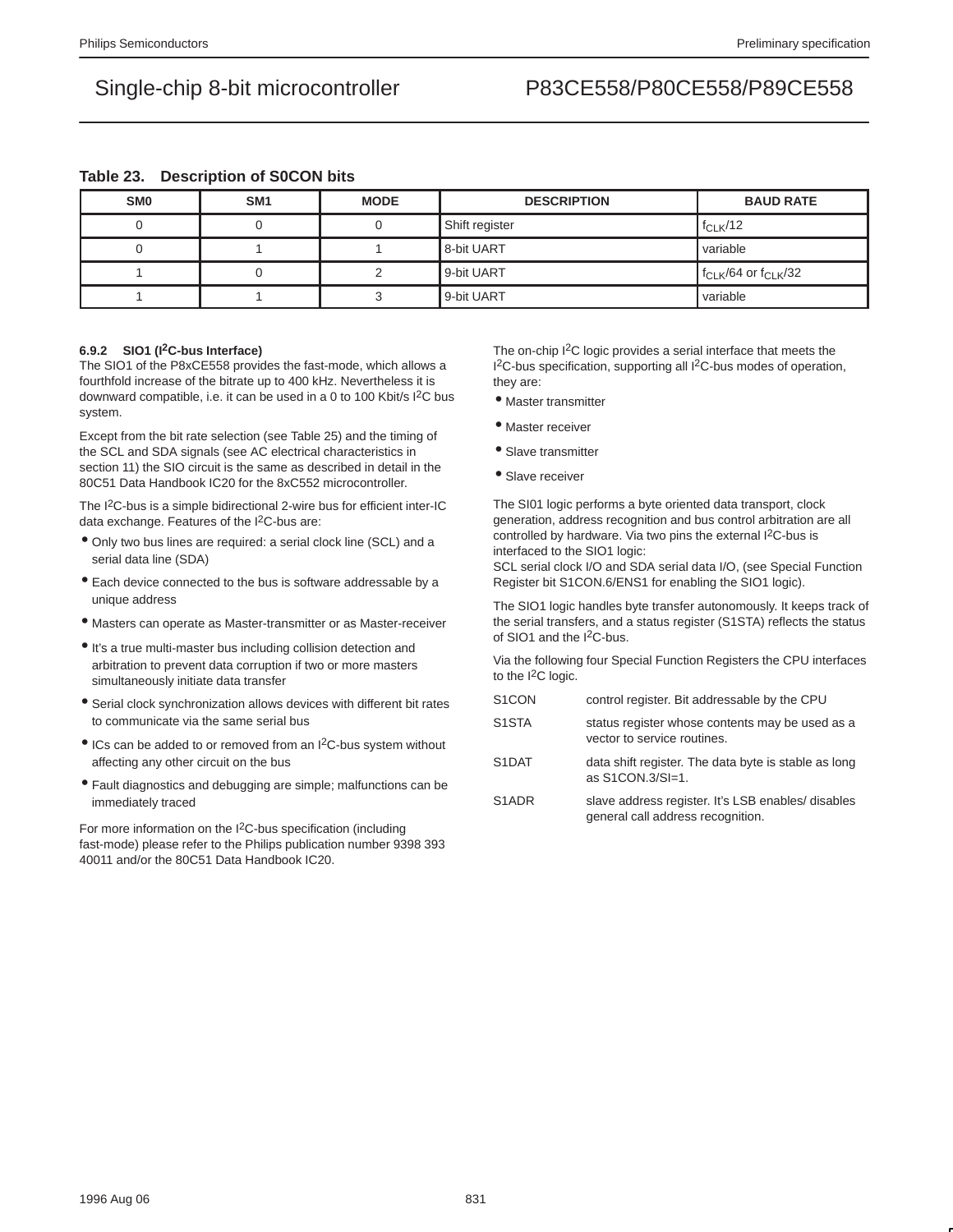**Table 23. Description of S0CON bits**

| SM0 | SM1 | MODE | DESCRIPTION | BAUD RATE |
|---|---|---|---|---|
| 0 | 0 | 0 | Shift register | $f_{CLK}/12$ |
| 0 | 1 | 1 | 8-bit UART | variable |
| 1 | 0 | 2 | 9-bit UART | $f_{CLK}/64$ or $f_{CLK}/32$ |
| 1 | 1 | 3 | 9-bit UART | variable |

#### 6.9.2 SIO1 ($I^2C$-bus Interface)

The SIO1 of the P8xCE558 provides the fast-mode, which allows a fourthfold increase of the bitrate up to 400 kHz. Nevertheless it is downward compatible, i.e. it can be used in a 0 to 100 Kbit/s $I^2C$ bus system.

Except from the bit rate selection (see Table 25) and the timing of the SCL and SDA signals (see AC electrical characteristics in section 11) the SIO circuit is the same as described in detail in the 80C51 Data Handbook IC20 for the 8xC552 microcontroller.

The $I^2C$-bus is a simple bidirectional 2-wire bus for efficient inter-IC data exchange. Features of the $I^2C$-bus are:

- Only two bus lines are required: a serial clock line (SCL) and a serial data line (SDA)
- Each device connected to the bus is software addressable by a unique address
- Masters can operate as Master-transmitter or as Master-receiver
- It's a true multi-master bus including collision detection and arbitration to prevent data corruption if two or more masters simultaneously initiate data transfer
- Serial clock synchronization allows devices with different bit rates to communicate via the same serial bus
- ICs can be added to or removed from an $I^2C$-bus system without affecting any other circuit on the bus
- Fault diagnostics and debugging are simple; malfunctions can be immediately traced

For more information on the $I^2C$-bus specification (including fast-mode) please refer to the Philips publication number 9398 393 40011 and/or the 80C51 Data Handbook IC20.

The on-chip $I^2C$ logic provides a serial interface that meets the $I^2C$-bus specification, supporting all $I^2C$-bus modes of operation, they are:

- Master transmitter
- Master receiver
- Slave transmitter
- Slave receiver

The SI01 logic performs a byte oriented data transport, clock generation, address recognition and bus control arbitration are all controlled by hardware. Via two pins the external $I^2C$-bus is interfaced to the SIO1 logic:
SCL serial clock I/O and SDA serial data I/O, (see Special Function Register bit S1CON.6/ENS1 for enabling the SIO1 logic).

The SIO1 logic handles byte transfer autonomously. It keeps track of the serial transfers, and a status register (S1STA) reflects the status of SIO1 and the $I^2C$-bus.

Via the following four Special Function Registers the CPU interfaces to the $I^2C$ logic.

S1CON — control register. Bit addressable by the CPU

S1STA — status register whose contents may be used as a vector to service routines.

S1DAT — data shift register. The data byte is stable as long as S1CON.3/SI=1.

S1ADR — slave address register. It's LSB enables/ disables general call address recognition.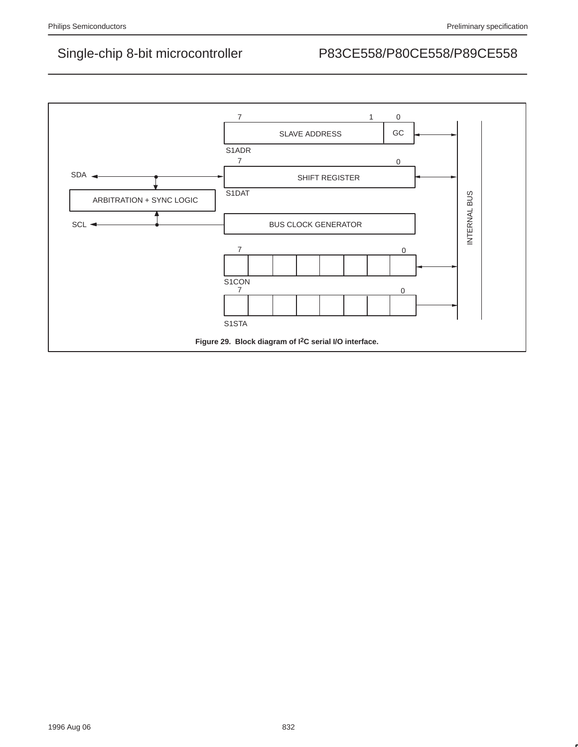Figure 29. Block diagram of I2C serial I/O interface.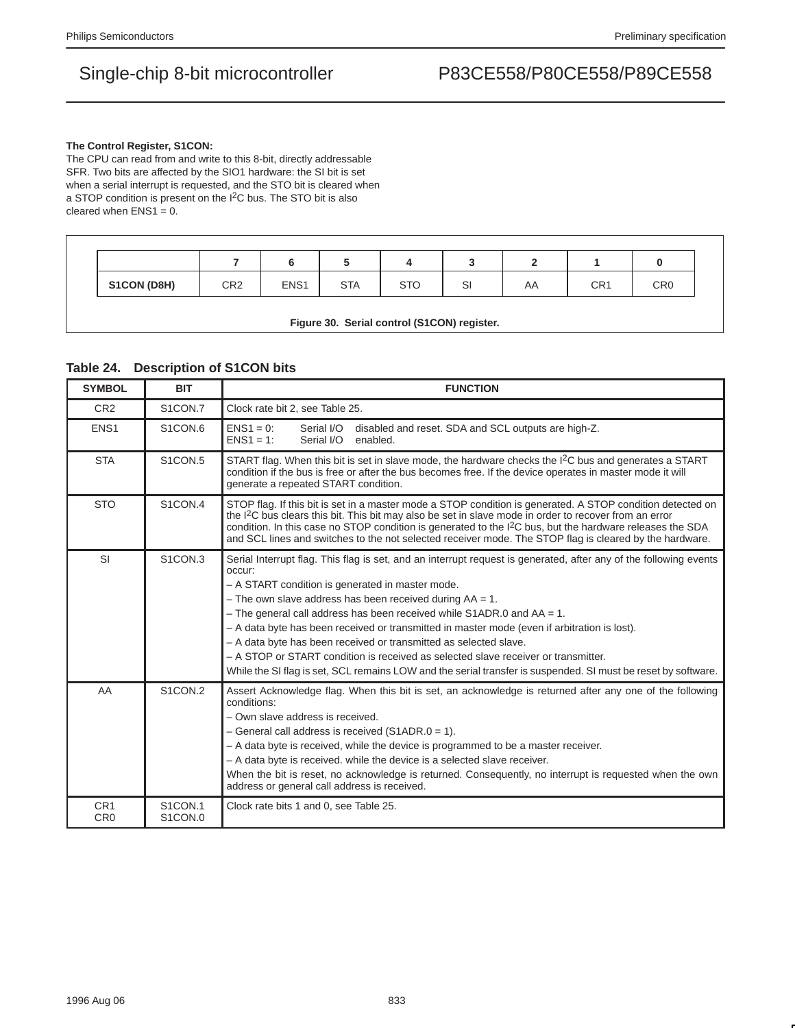**The Control Register, S1CON:**

The CPU can read from and write to this 8-bit, directly addressable SFR. Two bits are affected by the SIO1 hardware: the SI bit is set when a serial interrupt is requested, and the STO bit is cleared when a STOP condition is present on the I$^2$C bus. The STO bit is also cleared when ENS1 = 0.

| | 7 | 6 | 5 | 4 | 3 | 2 | 1 | 0 |
|---|---|---|---|---|---|---|---|---|
| **S1CON (D8H)** | CR2 | ENS1 | STA | STO | SI | AA | CR1 | CR0 |

**Figure 30. Serial control (S1CON) register.**

## Table 24. Description of S1CON bits

| SYMBOL | BIT | FUNCTION |
|---|---|---|
| CR2 | S1CON.7 | Clock rate bit 2, see Table 25. |
| ENS1 | S1CON.6 | ENS1 = 0: Serial I/O disabled and reset. SDA and SCL outputs are high-Z.<br>ENS1 = 1: Serial I/O enabled. |
| STA | S1CON.5 | START flag. When this bit is set in slave mode, the hardware checks the I$^2$C bus and generates a START condition if the bus is free or after the bus becomes free. If the device operates in master mode it will generate a repeated START condition. |
| STO | S1CON.4 | STOP flag. If this bit is set in a master mode a STOP condition is generated. A STOP condition detected on the I$^2$C bus clears this bit. This bit may also be set in slave mode in order to recover from an error condition. In this case no STOP condition is generated to the I$^2$C bus, but the hardware releases the SDA and SCL lines and switches to the not selected receiver mode. The STOP flag is cleared by the hardware. |
| SI | S1CON.3 | Serial Interrupt flag. This flag is set, and an interrupt request is generated, after any of the following events occur:<br>– A START condition is generated in master mode.<br>– The own slave address has been received during AA = 1.<br>– The general call address has been received while S1ADR.0 and AA = 1.<br>– A data byte has been received or transmitted in master mode (even if arbitration is lost).<br>– A data byte has been received or transmitted as selected slave.<br>– A STOP or START condition is received as selected slave receiver or transmitter.<br>While the SI flag is set, SCL remains LOW and the serial transfer is suspended. SI must be reset by software. |
| AA | S1CON.2 | Assert Acknowledge flag. When this bit is set, an acknowledge is returned after any one of the following conditions:<br>– Own slave address is received.<br>– General call address is received (S1ADR.0 = 1).<br>– A data byte is received, while the device is programmed to be a master receiver.<br>– A data byte is received. while the device is a selected slave receiver.<br>When the bit is reset, no acknowledge is returned. Consequently, no interrupt is requested when the own address or general call address is received. |
| CR1<br>CR0 | S1CON.1<br>S1CON.0 | Clock rate bits 1 and 0, see Table 25. |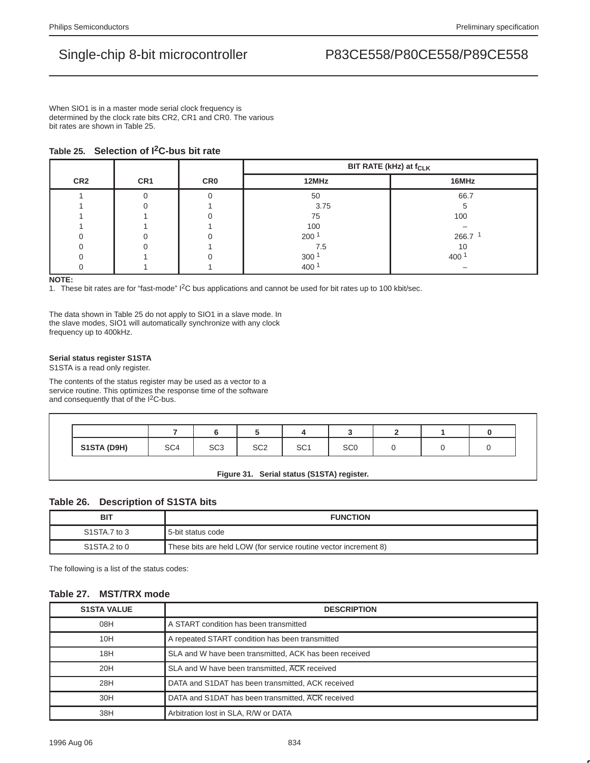When SIO1 is in a master mode serial clock frequency is determined by the clock rate bits CR2, CR1 and CR0. The various bit rates are shown in Table 25.

**Table 25. Selection of I²C-bus bit rate**

| CR2 | CR1 | CR0 | BIT RATE (kHz) at $f_{CLK}$ | |
|---|---|---|---|---|
| | | | 12MHz | 16MHz |
| 1 | 0 | 0 | 50 | 66.7 |
| 1 | 0 | 1 | 3.75 | 5 |
| 1 | 1 | 0 | 75 | 100 |
| 1 | 1 | 1 | 100 | – |
| 0 | 0 | 0 | 200 [1] | 266.7 [1] |
| 0 | 0 | 1 | 7.5 | 10 |
| 0 | 1 | 0 | 300 [1] | 400 [1] |
| 0 | 1 | 1 | 400 [1] | – |

**NOTE:**
1. These bit rates are for "fast-mode" I²C bus applications and cannot be used for bit rates up to 100 kbit/sec.

The data shown in Table 25 do not apply to SIO1 in a slave mode. In the slave modes, SIO1 will automatically synchronize with any clock frequency up to 400kHz.

**Serial status register S1STA**

S1STA is a read only register.

The contents of the status register may be used as a vector to a service routine. This optimizes the response time of the software and consequently that of the I²C-bus.

| | 7 | 6 | 5 | 4 | 3 | 2 | 1 | 0 |
|---|---|---|---|---|---|---|---|---|
| **S1STA (D9H)** | SC4 | SC3 | SC2 | SC1 | SC0 | 0 | 0 | 0 |

**Figure 31. Serial status (S1STA) register.**

**Table 26. Description of S1STA bits**

| BIT | FUNCTION |
|---|---|
| S1STA.7 to 3 | 5-bit status code |
| S1STA.2 to 0 | These bits are held LOW (for service routine vector increment 8) |

The following is a list of the status codes:

**Table 27. MST/TRX mode**

| S1STA VALUE | DESCRIPTION |
|---|---|
| 08H | A START condition has been transmitted |
| 10H | A repeated START condition has been transmitted |
| 18H | SLA and W have been transmitted, ACK has been received |
| 20H | SLA and W have been transmitted, $\overline{\text{ACK}}$ received |
| 28H | DATA and S1DAT has been transmitted, ACK received |
| 30H | DATA and S1DAT has been transmitted, $\overline{\text{ACK}}$ received |
| 38H | Arbitration lost in SLA, R/W or DATA |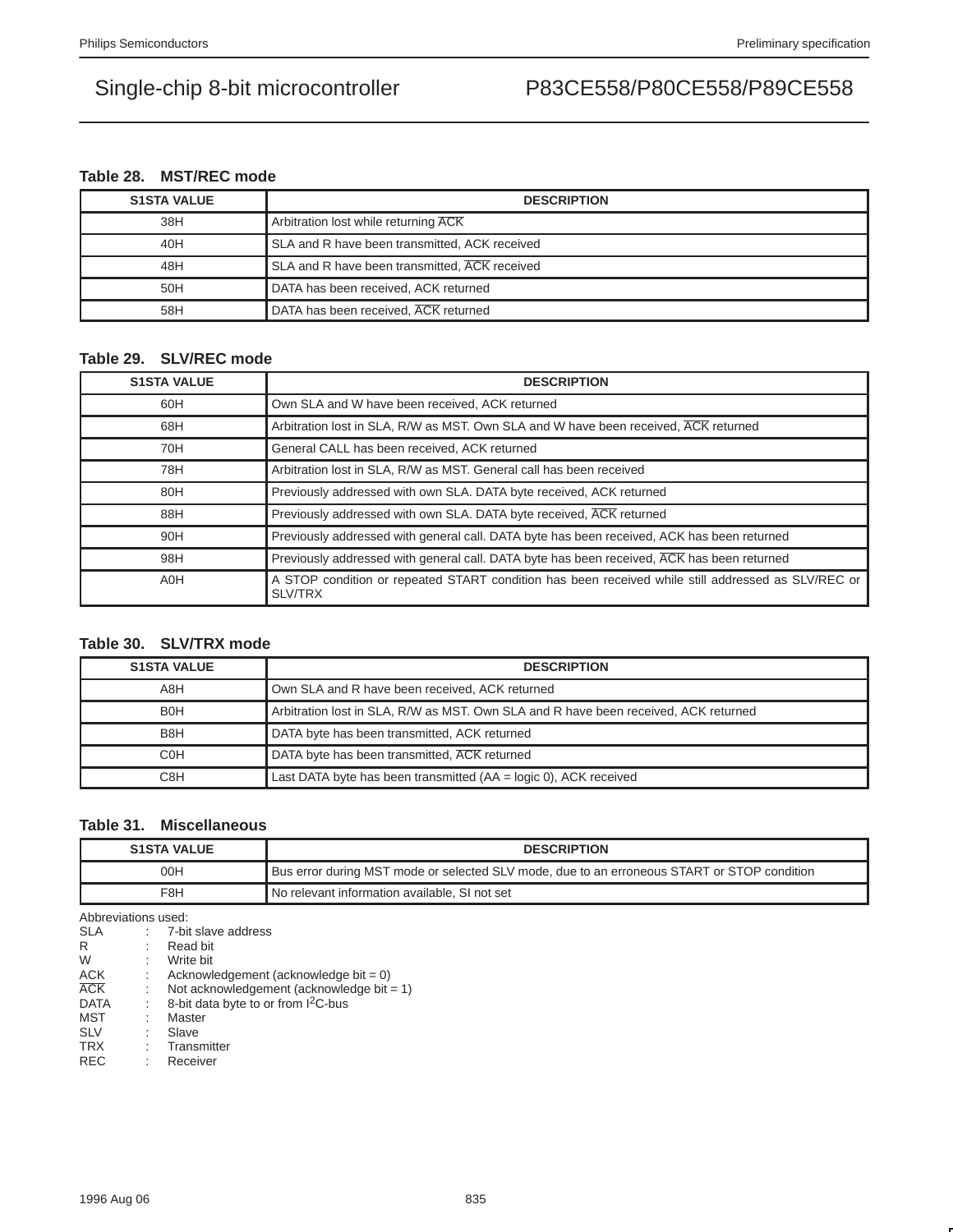### Table 28. MST/REC mode

| S1STA VALUE | DESCRIPTION |
|---|---|
| 38H | Arbitration lost while returning $\overline{ACK}$ |
| 40H | SLA and R have been transmitted, ACK received |
| 48H | SLA and R have been transmitted, $\overline{ACK}$ received |
| 50H | DATA has been received, ACK returned |
| 58H | DATA has been received, $\overline{ACK}$ returned |

### Table 29. SLV/REC mode

| S1STA VALUE | DESCRIPTION |
|---|---|
| 60H | Own SLA and W have been received, ACK returned |
| 68H | Arbitration lost in SLA, R/W as MST. Own SLA and W have been received, $\overline{ACK}$ returned |
| 70H | General CALL has been received, ACK returned |
| 78H | Arbitration lost in SLA, R/W as MST. General call has been received |
| 80H | Previously addressed with own SLA. DATA byte received, ACK returned |
| 88H | Previously addressed with own SLA. DATA byte received, $\overline{ACK}$ returned |
| 90H | Previously addressed with general call. DATA byte has been received, ACK has been returned |
| 98H | Previously addressed with general call. DATA byte has been received, $\overline{ACK}$ has been returned |
| A0H | A STOP condition or repeated START condition has been received while still addressed as SLV/REC or SLV/TRX |

### Table 30. SLV/TRX mode

| S1STA VALUE | DESCRIPTION |
|---|---|
| A8H | Own SLA and R have been received, ACK returned |
| B0H | Arbitration lost in SLA, R/W as MST. Own SLA and R have been received, ACK returned |
| B8H | DATA byte has been transmitted, ACK returned |
| C0H | DATA byte has been transmitted, $\overline{ACK}$ returned |
| C8H | Last DATA byte has been transmitted (AA = logic 0), ACK received |

### Table 31. Miscellaneous

| S1STA VALUE | DESCRIPTION |
|---|---|
| 00H | Bus error during MST mode or selected SLV mode, due to an erroneous START or STOP condition |
| F8H | No relevant information available, SI not set |

Abbreviations used:

- SLA : 7-bit slave address
- R : Read bit
- W : Write bit
- ACK : Acknowledgement (acknowledge bit = 0)
- $\overline{ACK}$ : Not acknowledgement (acknowledge bit = 1)
- DATA : 8-bit data byte to or from $I^2C$-bus
- MST : Master
- SLV : Slave
- TRX : Transmitter
- REC : Receiver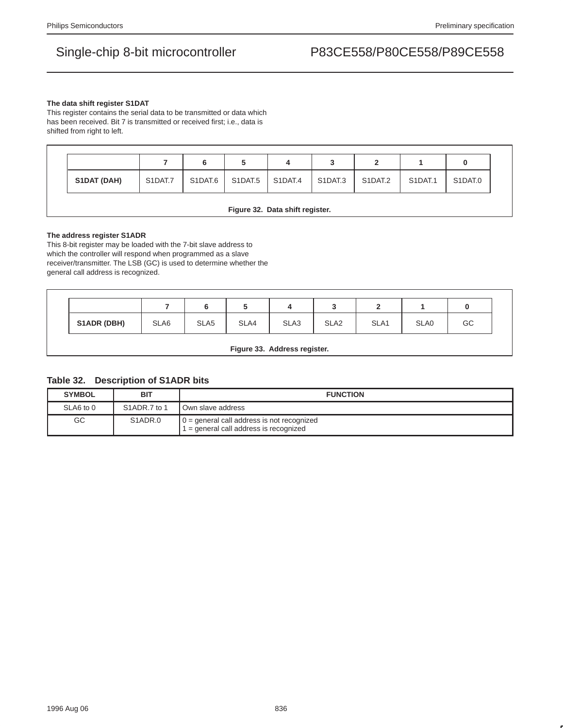**The data shift register S1DAT**

This register contains the serial data to be transmitted or data which has been received. Bit 7 is transmitted or received first; i.e., data is shifted from right to left.

| | 7 | 6 | 5 | 4 | 3 | 2 | 1 | 0 |
|---|---|---|---|---|---|---|---|---|
| **S1DAT (DAH)** | S1DAT.7 | S1DAT.6 | S1DAT.5 | S1DAT.4 | S1DAT.3 | S1DAT.2 | S1DAT.1 | S1DAT.0 |

**Figure 32. Data shift register.**

**The address register S1ADR**

This 8-bit register may be loaded with the 7-bit slave address to which the controller will respond when programmed as a slave receiver/transmitter. The LSB (GC) is used to determine whether the general call address is recognized.

| | 7 | 6 | 5 | 4 | 3 | 2 | 1 | 0 |
|---|---|---|---|---|---|---|---|---|
| **S1ADR (DBH)** | SLA6 | SLA5 | SLA4 | SLA3 | SLA2 | SLA1 | SLA0 | GC |

**Figure 33. Address register.**

### Table 32. Description of S1ADR bits

| SYMBOL | BIT | FUNCTION |
|---|---|---|
| SLA6 to 0 | S1ADR.7 to 1 | Own slave address |
| GC | S1ADR.0 | 0 = general call address is not recognized<br>1 = general call address is recognized |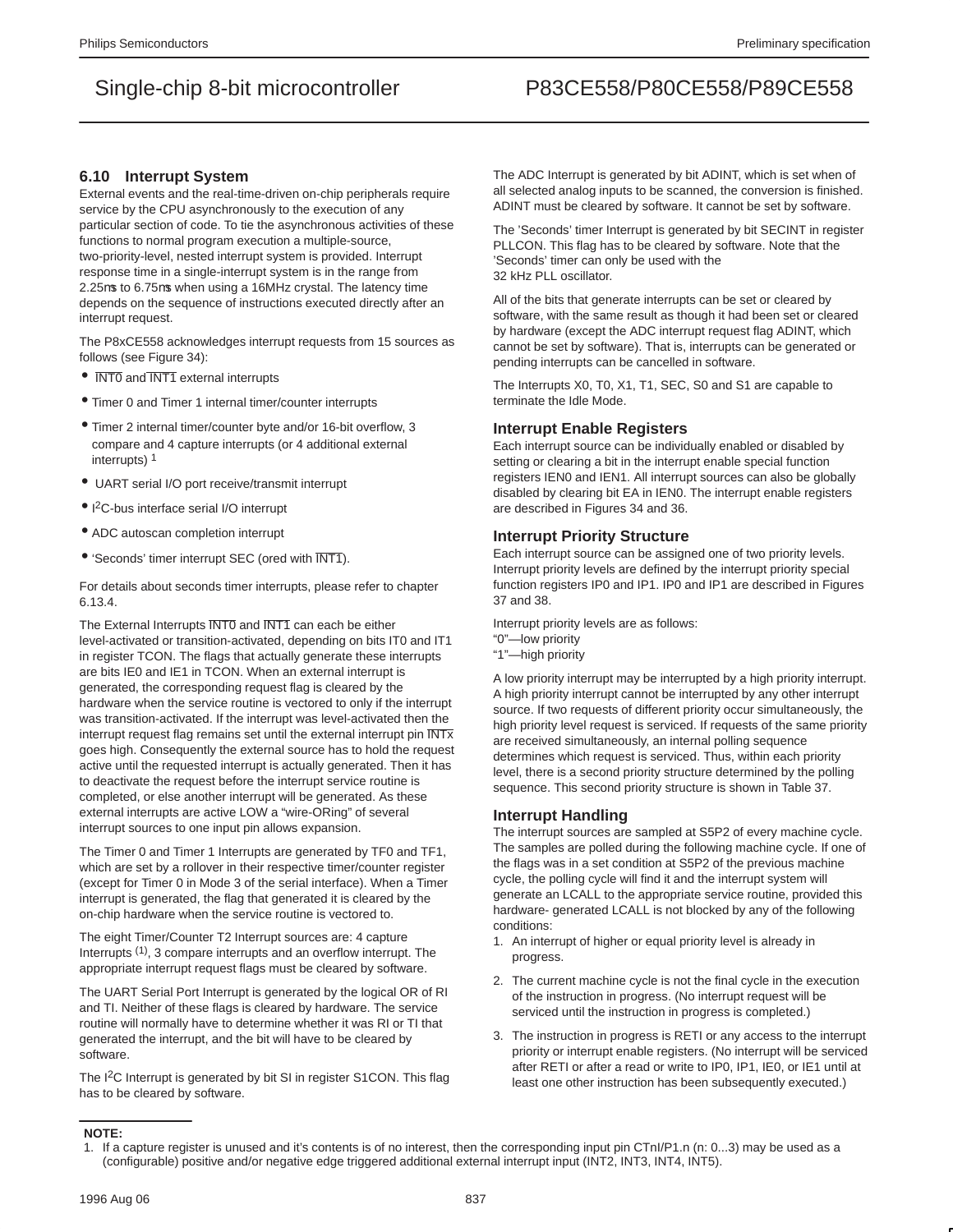## 6.10 Interrupt System

External events and the real-time-driven on-chip peripherals require service by the CPU asynchronously to the execution of any particular section of code. To tie the asynchronous activities of these functions to normal program execution a multiple-source, two-priority-level, nested interrupt system is provided. Interrupt response time in a single-interrupt system is in the range from 2.25µs to 6.75µs when using a 16MHz crystal. The latency time depends on the sequence of instructions executed directly after an interrupt request.

The P8xCE558 acknowledges interrupt requests from 15 sources as follows (see Figure 34):

- $\overline{\text{INT0}}$ and $\overline{\text{INT1}}$ external interrupts
- Timer 0 and Timer 1 internal timer/counter interrupts
- Timer 2 internal timer/counter byte and/or 16-bit overflow, 3 compare and 4 capture interrupts (or 4 additional external interrupts) [1]
- UART serial I/O port receive/transmit interrupt
- I²C-bus interface serial I/O interrupt
- ADC autoscan completion interrupt
- 'Seconds' timer interrupt SEC (ored with $\overline{\text{INT1}}$).

For details about seconds timer interrupts, please refer to chapter 6.13.4.

The External Interrupts $\overline{\text{INT0}}$ and $\overline{\text{INT1}}$ can each be either level-activated or transition-activated, depending on bits IT0 and IT1 in register TCON. The flags that actually generate these interrupts are bits IE0 and IE1 in TCON. When an external interrupt is generated, the corresponding request flag is cleared by the hardware when the service routine is vectored to only if the interrupt was transition-activated. If the interrupt was level-activated then the interrupt request flag remains set until the external interrupt pin $\overline{\text{INTx}}$ goes high. Consequently the external source has to hold the request active until the requested interrupt is actually generated. Then it has to deactivate the request before the interrupt service routine is completed, or else another interrupt will be generated. As these external interrupts are active LOW a "wire-ORing" of several interrupt sources to one input pin allows expansion.

The Timer 0 and Timer 1 Interrupts are generated by TF0 and TF1, which are set by a rollover in their respective timer/counter register (except for Timer 0 in Mode 3 of the serial interface). When a Timer interrupt is generated, the flag that generated it is cleared by the on-chip hardware when the service routine is vectored to.

The eight Timer/Counter T2 Interrupt sources are: 4 capture Interrupts [(1)], 3 compare interrupts and an overflow interrupt. The appropriate interrupt request flags must be cleared by software.

The UART Serial Port Interrupt is generated by the logical OR of RI and TI. Neither of these flags is cleared by hardware. The service routine will normally have to determine whether it was RI or TI that generated the interrupt, and the bit will have to be cleared by software.

The I²C Interrupt is generated by bit SI in register S1CON. This flag has to be cleared by software.

The ADC Interrupt is generated by bit ADINT, which is set when of all selected analog inputs to be scanned, the conversion is finished. ADINT must be cleared by software. It cannot be set by software.

The 'Seconds' timer Interrupt is generated by bit SECINT in register PLLCON. This flag has to be cleared by software. Note that the 'Seconds' timer can only be used with the 32 kHz PLL oscillator.

All of the bits that generate interrupts can be set or cleared by software, with the same result as though it had been set or cleared by hardware (except the ADC interrupt request flag ADINT, which cannot be set by software). That is, interrupts can be generated or pending interrupts can be cancelled in software.

The Interrupts X0, T0, X1, T1, SEC, S0 and S1 are capable to terminate the Idle Mode.

### Interrupt Enable Registers

Each interrupt source can be individually enabled or disabled by setting or clearing a bit in the interrupt enable special function registers IEN0 and IEN1. All interrupt sources can also be globally disabled by clearing bit EA in IEN0. The interrupt enable registers are described in Figures 34 and 36.

### Interrupt Priority Structure

Each interrupt source can be assigned one of two priority levels. Interrupt priority levels are defined by the interrupt priority special function registers IP0 and IP1. IP0 and IP1 are described in Figures 37 and 38.

Interrupt priority levels are as follows:
"0"—low priority
"1"—high priority

A low priority interrupt may be interrupted by a high priority interrupt. A high priority interrupt cannot be interrupted by any other interrupt source. If two requests of different priority occur simultaneously, the high priority level request is serviced. If requests of the same priority are received simultaneously, an internal polling sequence determines which request is serviced. Thus, within each priority level, there is a second priority structure determined by the polling sequence. This second priority structure is shown in Table 37.

### Interrupt Handling

The interrupt sources are sampled at S5P2 of every machine cycle. The samples are polled during the following machine cycle. If one of the flags was in a set condition at S5P2 of the previous machine cycle, the polling cycle will find it and the interrupt system will generate an LCALL to the appropriate service routine, provided this hardware- generated LCALL is not blocked by any of the following conditions:

1. An interrupt of higher or equal priority level is already in progress.
2. The current machine cycle is not the final cycle in the execution of the instruction in progress. (No interrupt request will be serviced until the instruction in progress is completed.)
3. The instruction in progress is RETI or any access to the interrupt priority or interrupt enable registers. (No interrupt will be serviced after RETI or after a read or write to IP0, IP1, IE0, or IE1 until at least one other instruction has been subsequently executed.)

**NOTE:**

1. If a capture register is unused and it's contents is of no interest, then the corresponding input pin CTnI/P1.n (n: 0...3) may be used as a (configurable) positive and/or negative edge triggered additional external interrupt input (INT2, INT3, INT4, INT5).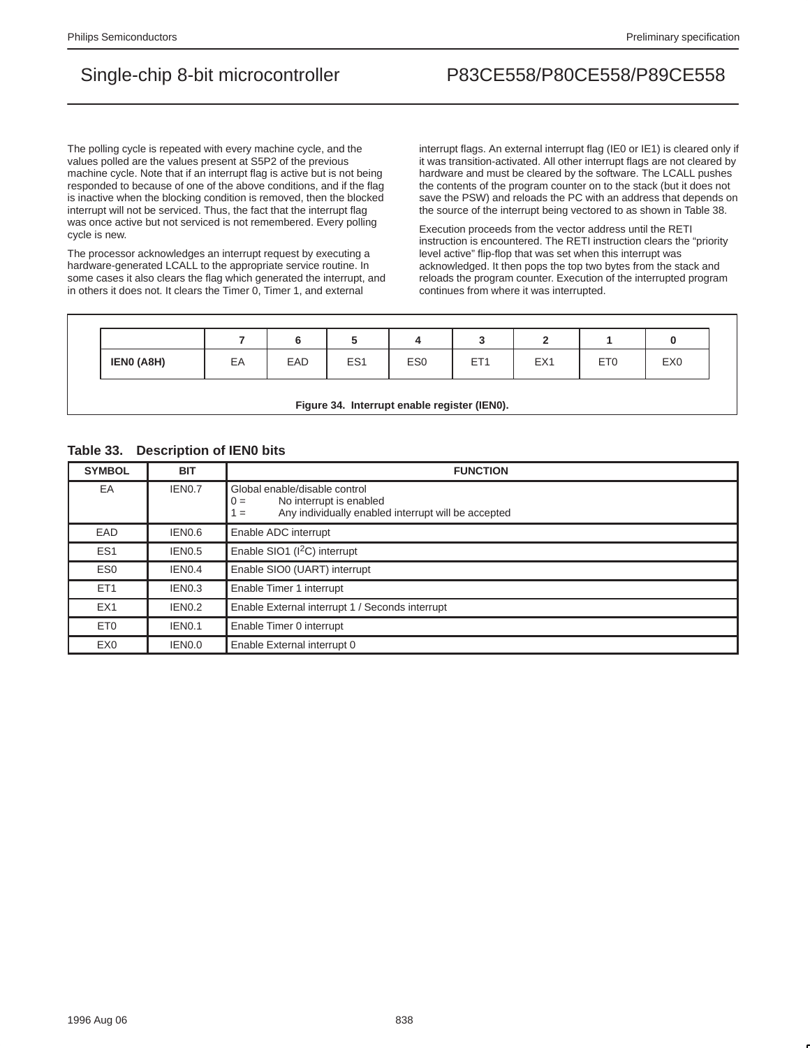The polling cycle is repeated with every machine cycle, and the values polled are the values present at S5P2 of the previous machine cycle. Note that if an interrupt flag is active but is not being responded to because of one of the above conditions, and if the flag is inactive when the blocking condition is removed, then the blocked interrupt will not be serviced. Thus, the fact that the interrupt flag was once active but not serviced is not remembered. Every polling cycle is new.

The processor acknowledges an interrupt request by executing a hardware-generated LCALL to the appropriate service routine. In some cases it also clears the flag which generated the interrupt, and in others it does not. It clears the Timer 0, Timer 1, and external interrupt flags. An external interrupt flag (IE0 or IE1) is cleared only if it was transition-activated. All other interrupt flags are not cleared by hardware and must be cleared by the software. The LCALL pushes the contents of the program counter on to the stack (but it does not save the PSW) and reloads the PC with an address that depends on the source of the interrupt being vectored to as shown in Table 38.

Execution proceeds from the vector address until the RETI instruction is encountered. The RETI instruction clears the “priority level active” flip-flop that was set when this interrupt was acknowledged. It then pops the top two bytes from the stack and reloads the program counter. Execution of the interrupted program continues from where it was interrupted.

| | 7 | 6 | 5 | 4 | 3 | 2 | 1 | 0 |
|---|---|---|---|---|---|---|---|---|
| **IEN0 (A8H)** | EA | EAD | ES1 | ES0 | ET1 | EX1 | ET0 | EX0 |

**Figure 34. Interrupt enable register (IEN0).**

**Table 33. Description of IEN0 bits**

| SYMBOL | BIT | FUNCTION |
|---|---|---|
| EA | IEN0.7 | Global enable/disable control<br>0 = No interrupt is enabled<br>1 = Any individually enabled interrupt will be accepted |
| EAD | IEN0.6 | Enable ADC interrupt |
| ES1 | IEN0.5 | Enable SIO1 ($I^2C$) interrupt |
| ES0 | IEN0.4 | Enable SIO0 (UART) interrupt |
| ET1 | IEN0.3 | Enable Timer 1 interrupt |
| EX1 | IEN0.2 | Enable External interrupt 1 / Seconds interrupt |
| ET0 | IEN0.1 | Enable Timer 0 interrupt |
| EX0 | IEN0.0 | Enable External interrupt 0 |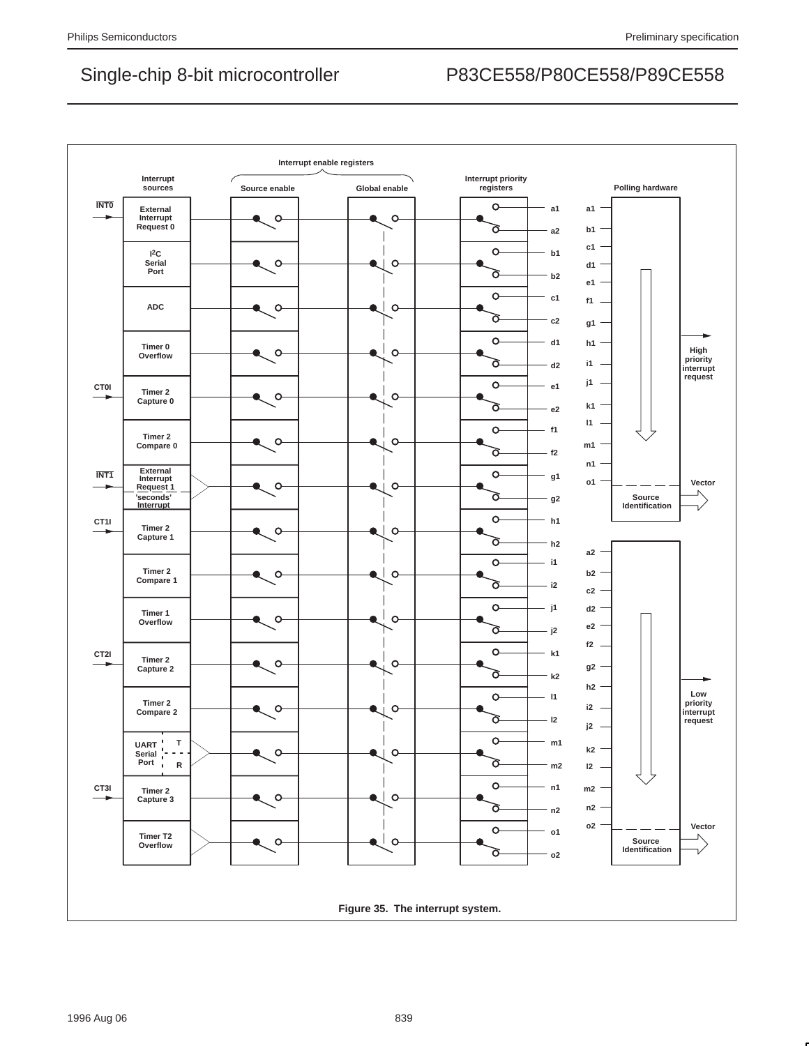Figure 35. The interrupt system.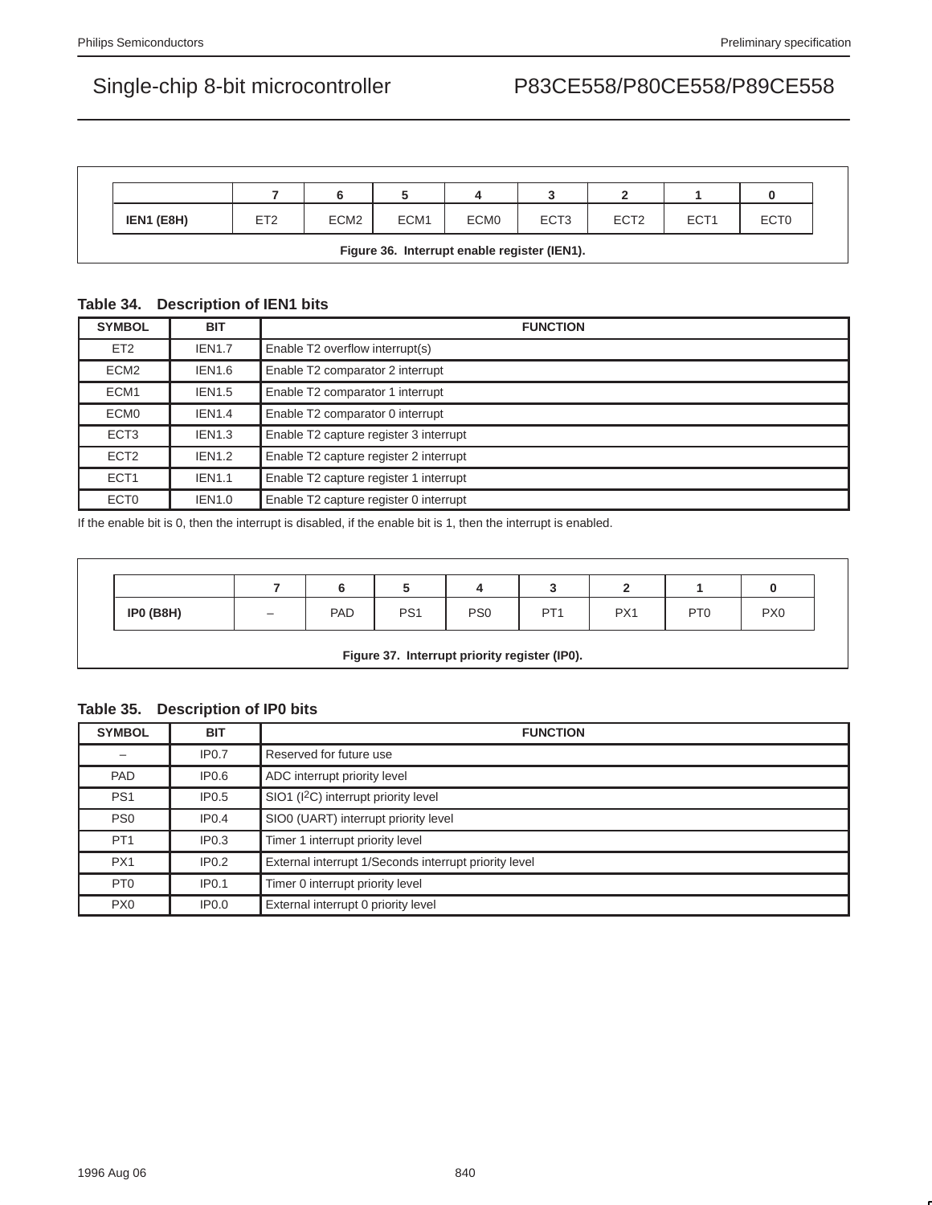| | 7 | 6 | 5 | 4 | 3 | 2 | 1 | 0 |
|---|---|---|---|---|---|---|---|---|
| **IEN1 (E8H)** | ET2 | ECM2 | ECM1 | ECM0 | ECT3 | ECT2 | ECT1 | ECT0 |

**Figure 36. Interrupt enable register (IEN1).**

### Table 34. Description of IEN1 bits

| SYMBOL | BIT | FUNCTION |
|---|---|---|
| ET2 | IEN1.7 | Enable T2 overflow interrupt(s) |
| ECM2 | IEN1.6 | Enable T2 comparator 2 interrupt |
| ECM1 | IEN1.5 | Enable T2 comparator 1 interrupt |
| ECM0 | IEN1.4 | Enable T2 comparator 0 interrupt |
| ECT3 | IEN1.3 | Enable T2 capture register 3 interrupt |
| ECT2 | IEN1.2 | Enable T2 capture register 2 interrupt |
| ECT1 | IEN1.1 | Enable T2 capture register 1 interrupt |
| ECT0 | IEN1.0 | Enable T2 capture register 0 interrupt |

If the enable bit is 0, then the interrupt is disabled, if the enable bit is 1, then the interrupt is enabled.

| | 7 | 6 | 5 | 4 | 3 | 2 | 1 | 0 |
|---|---|---|---|---|---|---|---|---|
| **IP0 (B8H)** | – | PAD | PS1 | PS0 | PT1 | PX1 | PT0 | PX0 |

**Figure 37. Interrupt priority register (IP0).**

### Table 35. Description of IP0 bits

| SYMBOL | BIT | FUNCTION |
|---|---|---|
| – | IP0.7 | Reserved for future use |
| PAD | IP0.6 | ADC interrupt priority level |
| PS1 | IP0.5 | SIO1 ($I^2C$) interrupt priority level |
| PS0 | IP0.4 | SIO0 (UART) interrupt priority level |
| PT1 | IP0.3 | Timer 1 interrupt priority level |
| PX1 | IP0.2 | External interrupt 1/Seconds interrupt priority level |
| PT0 | IP0.1 | Timer 0 interrupt priority level |
| PX0 | IP0.0 | External interrupt 0 priority level |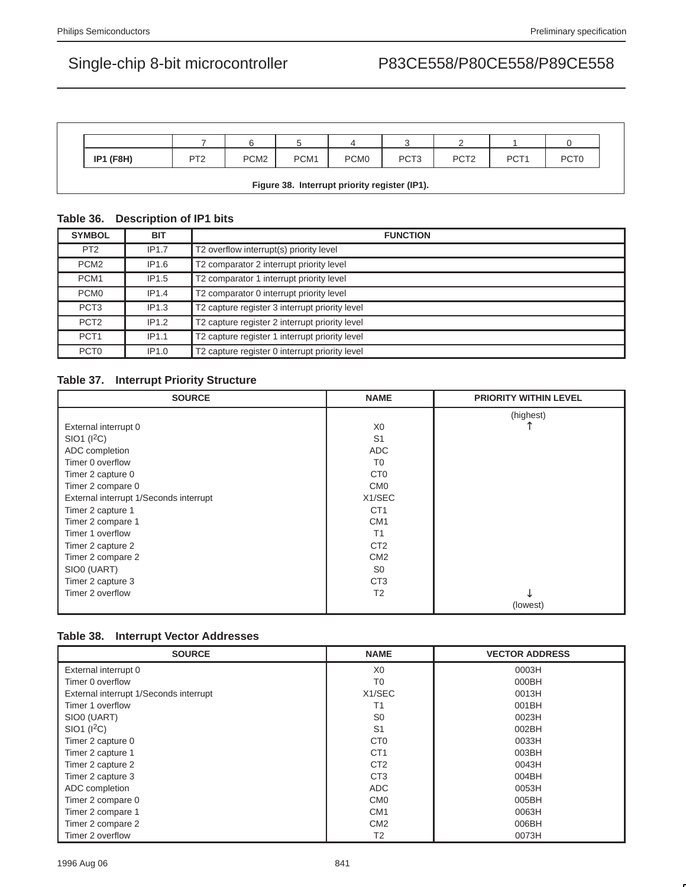| | 7 | 6 | 5 | 4 | 3 | 2 | 1 | 0 |
|---|---|---|---|---|---|---|---|---|
| **IP1 (F8H)** | PT2 | PCM2 | PCM1 | PCM0 | PCT3 | PCT2 | PCT1 | PCT0 |

**Figure 38. Interrupt priority register (IP1).**

### Table 36. Description of IP1 bits

| SYMBOL | BIT | FUNCTION |
|---|---|---|
| PT2 | IP1.7 | T2 overflow interrupt(s) priority level |
| PCM2 | IP1.6 | T2 comparator 2 interrupt priority level |
| PCM1 | IP1.5 | T2 comparator 1 interrupt priority level |
| PCM0 | IP1.4 | T2 comparator 0 interrupt priority level |
| PCT3 | IP1.3 | T2 capture register 3 interrupt priority level |
| PCT2 | IP1.2 | T2 capture register 2 interrupt priority level |
| PCT1 | IP1.1 | T2 capture register 1 interrupt priority level |
| PCT0 | IP1.0 | T2 capture register 0 interrupt priority level |

### Table 37. Interrupt Priority Structure

| SOURCE | NAME | PRIORITY WITHIN LEVEL |
|---|---|---|
| External interrupt 0 | X0 | (highest) ↑ |
| SIO1 ($I^2C$) | S1 | |
| ADC completion | ADC | |
| Timer 0 overflow | T0 | |
| Timer 2 capture 0 | CT0 | |
| Timer 2 compare 0 | CM0 | |
| External interrupt 1/Seconds interrupt | X1/SEC | |
| Timer 2 capture 1 | CT1 | |
| Timer 2 compare 1 | CM1 | |
| Timer 1 overflow | T1 | |
| Timer 2 capture 2 | CT2 | |
| Timer 2 compare 2 | CM2 | |
| SIO0 (UART) | S0 | |
| Timer 2 capture 3 | CT3 | |
| Timer 2 overflow | T2 | ↓ (lowest) |

### Table 38. Interrupt Vector Addresses

| SOURCE | NAME | VECTOR ADDRESS |
|---|---|---|
| External interrupt 0 | X0 | 0003H |
| Timer 0 overflow | T0 | 000BH |
| External interrupt 1/Seconds interrupt | X1/SEC | 0013H |
| Timer 1 overflow | T1 | 001BH |
| SIO0 (UART) | S0 | 0023H |
| SIO1 ($I^2C$) | S1 | 002BH |
| Timer 2 capture 0 | CT0 | 0033H |
| Timer 2 capture 1 | CT1 | 003BH |
| Timer 2 capture 2 | CT2 | 0043H |
| Timer 2 capture 3 | CT3 | 004BH |
| ADC completion | ADC | 0053H |
| Timer 2 compare 0 | CM0 | 005BH |
| Timer 2 compare 1 | CM1 | 0063H |
| Timer 2 compare 2 | CM2 | 006BH |
| Timer 2 overflow | T2 | 0073H |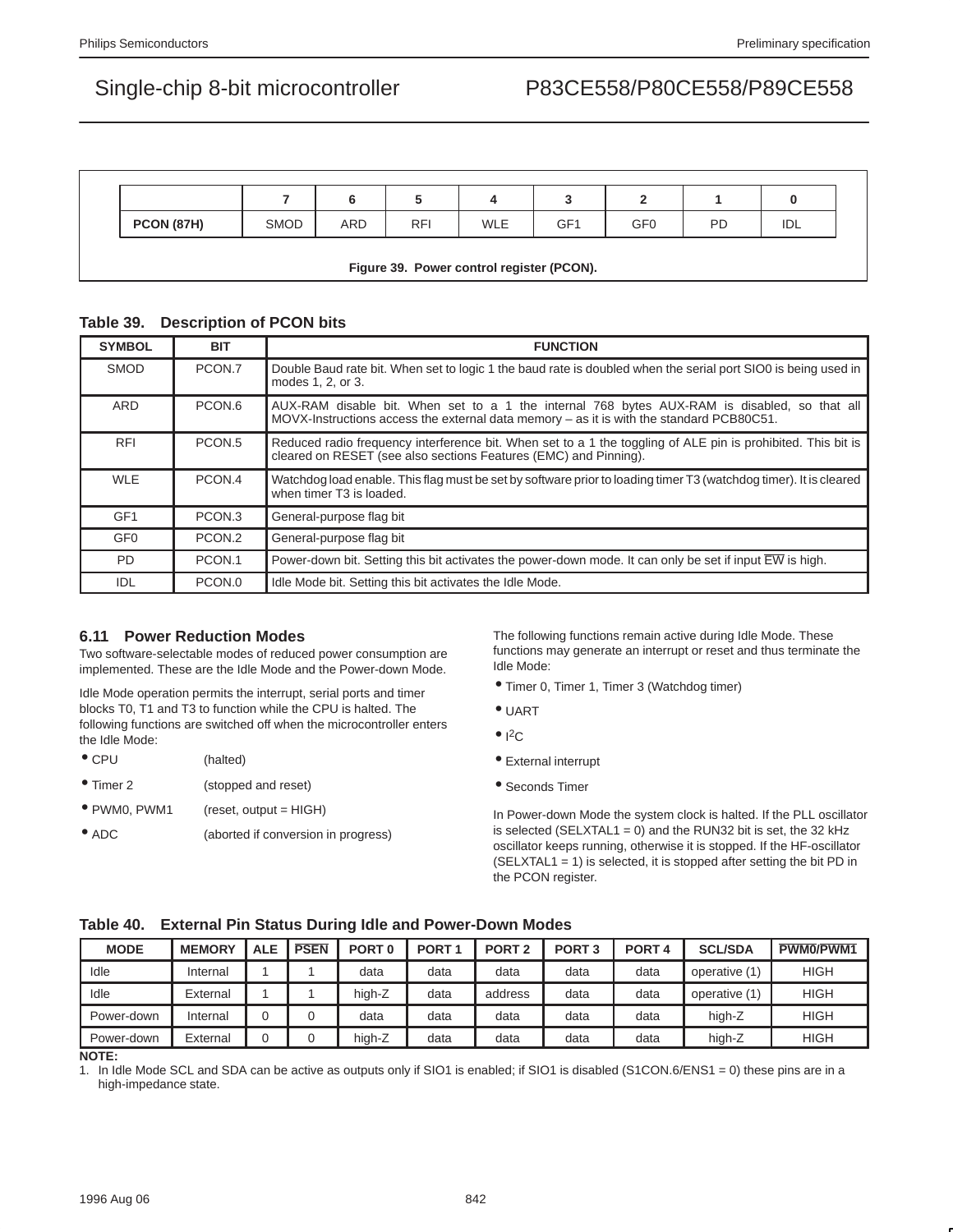| | 7 | 6 | 5 | 4 | 3 | 2 | 1 | 0 |
|---|---|---|---|---|---|---|---|---|
| **PCON (87H)** | SMOD | ARD | RFI | WLE | GF1 | GF0 | PD | IDL |

**Figure 39. Power control register (PCON).**

**Table 39. Description of PCON bits**

| SYMBOL | BIT | FUNCTION |
|---|---|---|
| SMOD | PCON.7 | Double Baud rate bit. When set to logic 1 the baud rate is doubled when the serial port SIO0 is being used in modes 1, 2, or 3. |
| ARD | PCON.6 | AUX-RAM disable bit. When set to a 1 the internal 768 bytes AUX-RAM is disabled, so that all MOVX-Instructions access the external data memory – as it is with the standard PCB80C51. |
| RFI | PCON.5 | Reduced radio frequency interference bit. When set to a 1 the toggling of ALE pin is prohibited. This bit is cleared on RESET (see also sections Features (EMC) and Pinning). |
| WLE | PCON.4 | Watchdog load enable. This flag must be set by software prior to loading timer T3 (watchdog timer). It is cleared when timer T3 is loaded. |
| GF1 | PCON.3 | General-purpose flag bit |
| GF0 | PCON.2 | General-purpose flag bit |
| PD | PCON.1 | Power-down bit. Setting this bit activates the power-down mode. It can only be set if input $\overline{EW}$ is high. |
| IDL | PCON.0 | Idle Mode bit. Setting this bit activates the Idle Mode. |

## 6.11 Power Reduction Modes

Two software-selectable modes of reduced power consumption are implemented. These are the Idle Mode and the Power-down Mode.

Idle Mode operation permits the interrupt, serial ports and timer blocks T0, T1 and T3 to function while the CPU is halted. The following functions are switched off when the microcontroller enters the Idle Mode:

- CPU (halted)
- Timer 2 (stopped and reset)
- PWM0, PWM1 (reset, output = HIGH)
- ADC (aborted if conversion in progress)

The following functions remain active during Idle Mode. These functions may generate an interrupt or reset and thus terminate the Idle Mode:

- Timer 0, Timer 1, Timer 3 (Watchdog timer)
- UART
- I$^2$C
- External interrupt
- Seconds Timer

In Power-down Mode the system clock is halted. If the PLL oscillator is selected (SELXTAL1 = 0) and the RUN32 bit is set, the 32 kHz oscillator keeps running, otherwise it is stopped. If the HF-oscillator (SELXTAL1 = 1) is selected, it is stopped after setting the bit PD in the PCON register.

**Table 40. External Pin Status During Idle and Power-Down Modes**

| MODE | MEMORY | ALE | $\overline{PSEN}$ | PORT 0 | PORT 1 | PORT 2 | PORT 3 | PORT 4 | SCL/SDA | $\overline{PWM0}$/$\overline{PWM1}$ |
|---|---|---|---|---|---|---|---|---|---|---|
| Idle | Internal | 1 | 1 | data | data | data | data | data | operative (1) | HIGH |
| Idle | External | 1 | 1 | high-Z | data | address | data | data | operative (1) | HIGH |
| Power-down | Internal | 0 | 0 | data | data | data | data | data | high-Z | HIGH |
| Power-down | External | 0 | 0 | high-Z | data | data | data | data | high-Z | HIGH |

**NOTE:**

1. In Idle Mode SCL and SDA can be active as outputs only if SIO1 is enabled; if SIO1 is disabled (S1CON.6/ENS1 = 0) these pins are in a high-impedance state.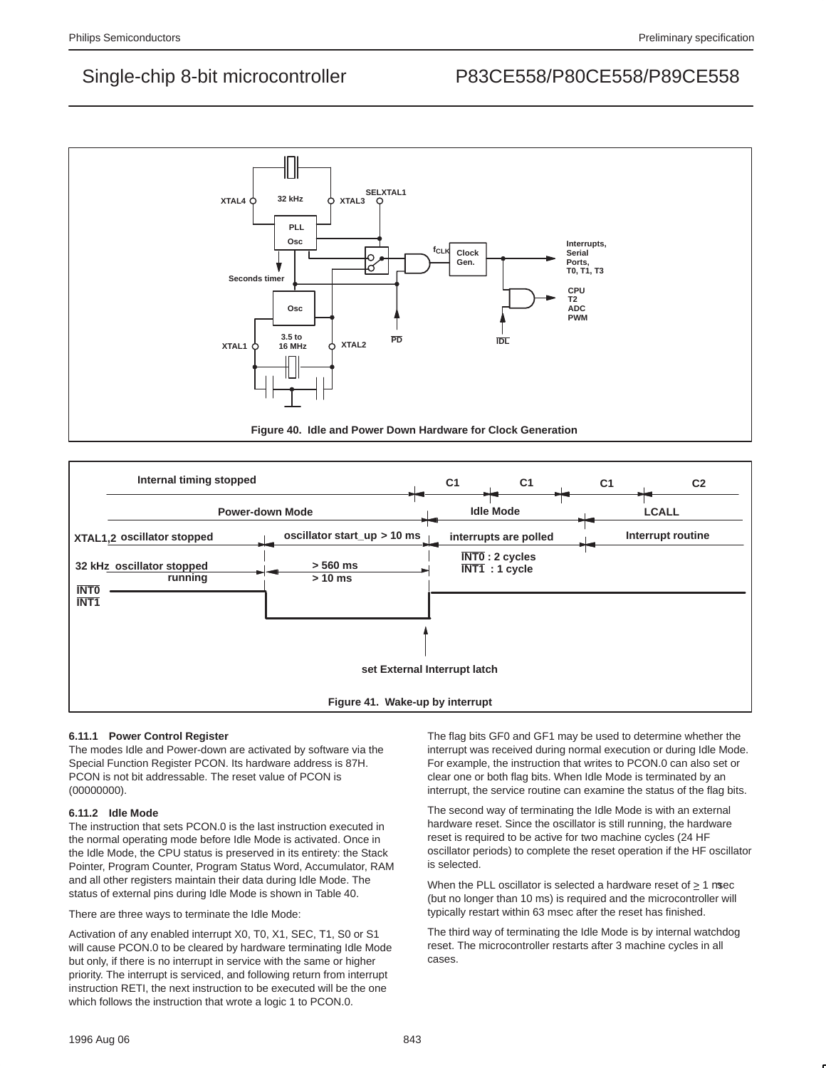Figure 40. Idle and Power Down Hardware for Clock Generation

Figure 41. Wake-up by interrupt

#### 6.11.1 Power Control Register

The modes Idle and Power-down are activated by software via the Special Function Register PCON. Its hardware address is 87H. PCON is not bit addressable. The reset value of PCON is (00000000).

#### 6.11.2 Idle Mode

The instruction that sets PCON.0 is the last instruction executed in the normal operating mode before Idle Mode is activated. Once in the Idle Mode, the CPU status is preserved in its entirety: the Stack Pointer, Program Counter, Program Status Word, Accumulator, RAM and all other registers maintain their data during Idle Mode. The status of external pins during Idle Mode is shown in Table 40.

There are three ways to terminate the Idle Mode:

Activation of any enabled interrupt X0, T0, X1, SEC, T1, S0 or S1 will cause PCON.0 to be cleared by hardware terminating Idle Mode but only, if there is no interrupt in service with the same or higher priority. The interrupt is serviced, and following return from interrupt instruction RETI, the next instruction to be executed will be the one which follows the instruction that wrote a logic 1 to PCON.0.

The flag bits GF0 and GF1 may be used to determine whether the interrupt was received during normal execution or during Idle Mode. For example, the instruction that writes to PCON.0 can also set or clear one or both flag bits. When Idle Mode is terminated by an interrupt, the service routine can examine the status of the flag bits.

The second way of terminating the Idle Mode is with an external hardware reset. Since the oscillator is still running, the hardware reset is required to be active for two machine cycles (24 HF oscillator periods) to complete the reset operation if the HF oscillator is selected.

When the PLL oscillator is selected a hardware reset of ≥ 1 msec (but no longer than 10 ms) is required and the microcontroller will typically restart within 63 msec after the reset has finished.

The third way of terminating the Idle Mode is by internal watchdog reset. The microcontroller restarts after 3 machine cycles in all cases.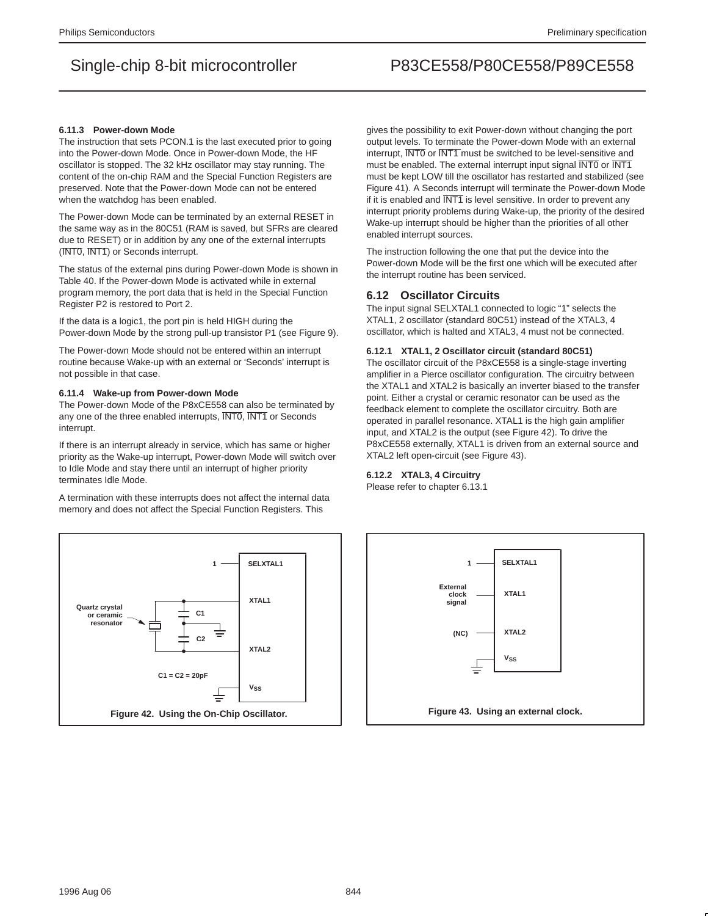#### 6.11.3 Power-down Mode

The instruction that sets PCON.1 is the last executed prior to going into the Power-down Mode. Once in Power-down Mode, the HF oscillator is stopped. The 32 kHz oscillator may stay running. The content of the on-chip RAM and the Special Function Registers are preserved. Note that the Power-down Mode can not be entered when the watchdog has been enabled.

The Power-down Mode can be terminated by an external RESET in the same way as in the 80C51 (RAM is saved, but SFRs are cleared due to RESET) or in addition by any one of the external interrupts ($\overline{INT0}$, $\overline{INT1}$) or Seconds interrupt.

The status of the external pins during Power-down Mode is shown in Table 40. If the Power-down Mode is activated while in external program memory, the port data that is held in the Special Function Register P2 is restored to Port 2.

If the data is a logic1, the port pin is held HIGH during the Power-down Mode by the strong pull-up transistor P1 (see Figure 9).

The Power-down Mode should not be entered within an interrupt routine because Wake-up with an external or 'Seconds' interrupt is not possible in that case.

#### 6.11.4 Wake-up from Power-down Mode

The Power-down Mode of the P8xCE558 can also be terminated by any one of the three enabled interrupts, $\overline{INT0}$, $\overline{INT1}$ or Seconds interrupt.

If there is an interrupt already in service, which has same or higher priority as the Wake-up interrupt, Power-down Mode will switch over to Idle Mode and stay there until an interrupt of higher priority terminates Idle Mode.

A termination with these interrupts does not affect the internal data memory and does not affect the Special Function Registers. This gives the possibility to exit Power-down without changing the port output levels. To terminate the Power-down Mode with an external interrupt, $\overline{INT0}$ or $\overline{INT1}$ must be switched to be level-sensitive and must be enabled. The external interrupt input signal $\overline{INT0}$ or $\overline{INT1}$ must be kept LOW till the oscillator has restarted and stabilized (see Figure 41). A Seconds interrupt will terminate the Power-down Mode if it is enabled and $\overline{INT1}$ is level sensitive. In order to prevent any interrupt priority problems during Wake-up, the priority of the desired Wake-up interrupt should be higher than the priorities of all other enabled interrupt sources.

The instruction following the one that put the device into the Power-down Mode will be the first one which will be executed after the interrupt routine has been serviced.

### 6.12 Oscillator Circuits

The input signal SELXTAL1 connected to logic "1" selects the XTAL1, 2 oscillator (standard 80C51) instead of the XTAL3, 4 oscillator, which is halted and XTAL3, 4 must not be connected.

#### 6.12.1 XTAL1, 2 Oscillator circuit (standard 80C51)

The oscillator circuit of the P8xCE558 is a single-stage inverting amplifier in a Pierce oscillator configuration. The circuitry between the XTAL1 and XTAL2 is basically an inverter biased to the transfer point. Either a crystal or ceramic resonator can be used as the feedback element to complete the oscillator circuitry. Both are operated in parallel resonance. XTAL1 is the high gain amplifier input, and XTAL2 is the output (see Figure 42). To drive the P8xCE558 externally, XTAL1 is driven from an external source and XTAL2 left open-circuit (see Figure 43).

#### 6.12.2 XTAL3, 4 Circuitry

Please refer to chapter 6.13.1

1 — SELXTAL1; Quartz crystal or ceramic resonator; C1; C2; XTAL1; XTAL2; C1 = C2 = 20pF; $V_{SS}$

Figure 42. Using the On-Chip Oscillator.

1 — SELXTAL1; External clock signal — XTAL1; (NC) — XTAL2; $V_{SS}$

Figure 43. Using an external clock.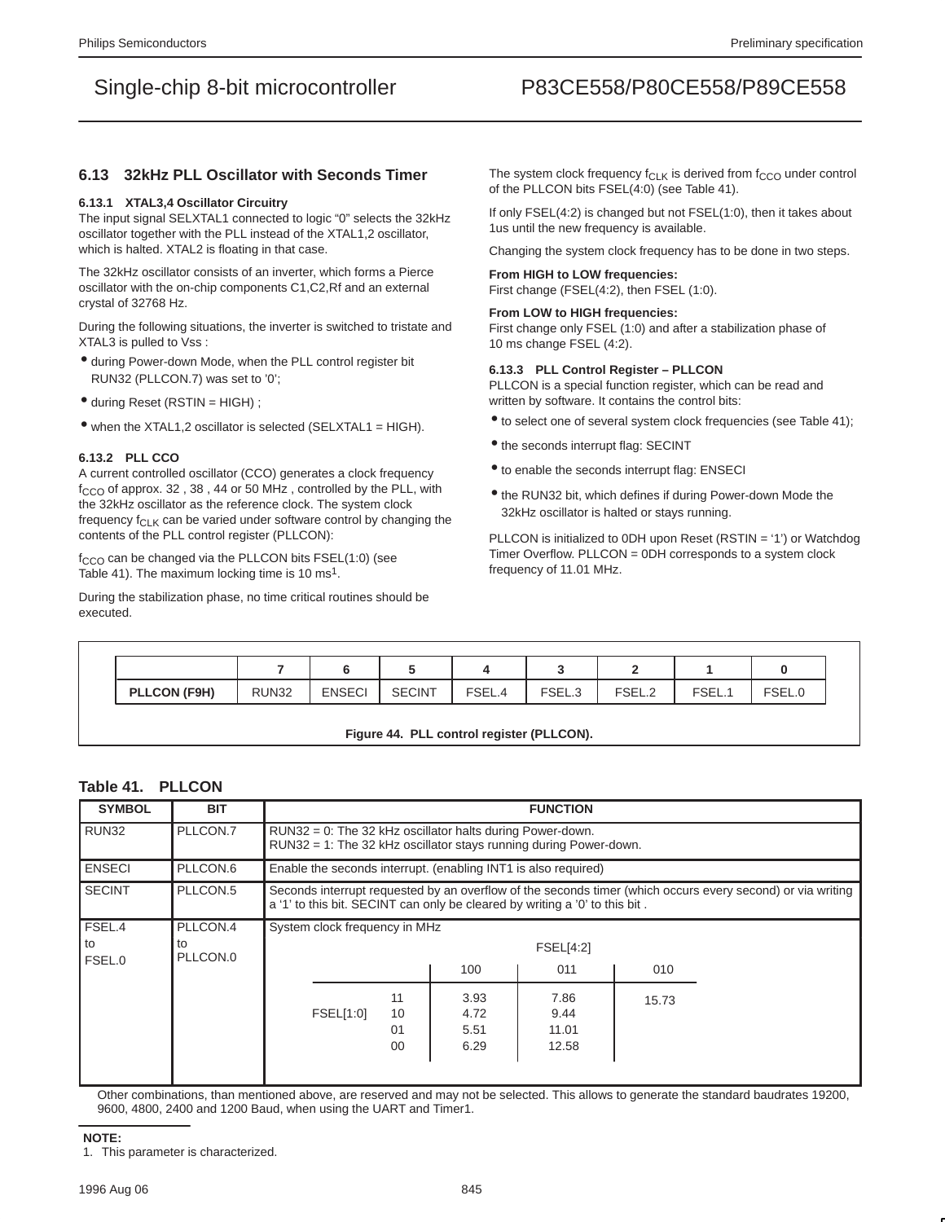## 6.13 32kHz PLL Oscillator with Seconds Timer

### 6.13.1 XTAL3,4 Oscillator Circuitry

The input signal SELXTAL1 connected to logic "0" selects the 32kHz oscillator together with the PLL instead of the XTAL1,2 oscillator, which is halted. XTAL2 is floating in that case.

The 32kHz oscillator consists of an inverter, which forms a Pierce oscillator with the on-chip components C1,C2,Rf and an external crystal of 32768 Hz.

During the following situations, the inverter is switched to tristate and XTAL3 is pulled to Vss :

- during Power-down Mode, when the PLL control register bit RUN32 (PLLCON.7) was set to '0';
- during Reset (RSTIN = HIGH) ;
- when the XTAL1,2 oscillator is selected (SELXTAL1 = HIGH).

### 6.13.2 PLL CCO

A current controlled oscillator (CCO) generates a clock frequency $f_{CCO}$ of approx. 32 , 38 , 44 or 50 MHz , controlled by the PLL, with the 32kHz oscillator as the reference clock. The system clock frequency $f_{CLK}$ can be varied under software control by changing the contents of the PLL control register (PLLCON):

$f_{CCO}$ can be changed via the PLLCON bits FSEL(1:0) (see Table 41). The maximum locking time is 10 ms[1].

During the stabilization phase, no time critical routines should be executed.

The system clock frequency $f_{CLK}$ is derived from $f_{CCO}$ under control of the PLLCON bits FSEL(4:0) (see Table 41).

If only FSEL(4:2) is changed but not FSEL(1:0), then it takes about 1us until the new frequency is available.

Changing the system clock frequency has to be done in two steps.

**From HIGH to LOW frequencies:**
First change (FSEL(4:2), then FSEL (1:0).

**From LOW to HIGH frequencies:**
First change only FSEL (1:0) and after a stabilization phase of 10 ms change FSEL (4:2).

### 6.13.3 PLL Control Register – PLLCON

PLLCON is a special function register, which can be read and written by software. It contains the control bits:

- to select one of several system clock frequencies (see Table 41);
- the seconds interrupt flag: SECINT
- to enable the seconds interrupt flag: ENSECI
- the RUN32 bit, which defines if during Power-down Mode the 32kHz oscillator is halted or stays running.

PLLCON is initialized to 0DH upon Reset (RSTIN = '1') or Watchdog Timer Overflow. PLLCON = 0DH corresponds to a system clock frequency of 11.01 MHz.

| | 7 | 6 | 5 | 4 | 3 | 2 | 1 | 0 |
|---|---|---|---|---|---|---|---|---|
| **PLLCON (F9H)** | RUN32 | ENSECI | SECINT | FSEL.4 | FSEL.3 | FSEL.2 | FSEL.1 | FSEL.0 |

**Figure 44. PLL control register (PLLCON).**

**Table 41. PLLCON**

| SYMBOL | BIT | FUNCTION |
|---|---|---|
| RUN32 | PLLCON.7 | RUN32 = 0: The 32 kHz oscillator halts during Power-down.<br>RUN32 = 1: The 32 kHz oscillator stays running during Power-down. |
| ENSECI | PLLCON.6 | Enable the seconds interrupt. (enabling INT1 is also required) |
| SECINT | PLLCON.5 | Seconds interrupt requested by an overflow of the seconds timer (which occurs every second) or via writing a '1' to this bit. SECINT can only be cleared by writing a '0' to this bit . |
| FSEL.4 to FSEL.0 | PLLCON.4 to PLLCON.0 | System clock frequency in MHz (see sub-table below) |

System clock frequency in MHz:

| FSEL[1:0] \ FSEL[4:2] | 100 | 011 | 010 |
|---|---|---|---|
| 11 | 3.93 | 7.86 | 15.73 |
| 10 | 4.72 | 9.44 | |
| 01 | 5.51 | 11.01 | |
| 00 | 6.29 | 12.58 | |

Other combinations, than mentioned above, are reserved and may not be selected. This allows to generate the standard baudrates 19200, 9600, 4800, 2400 and 1200 Baud, when using the UART and Timer1.

**NOTE:**
1. This parameter is characterized.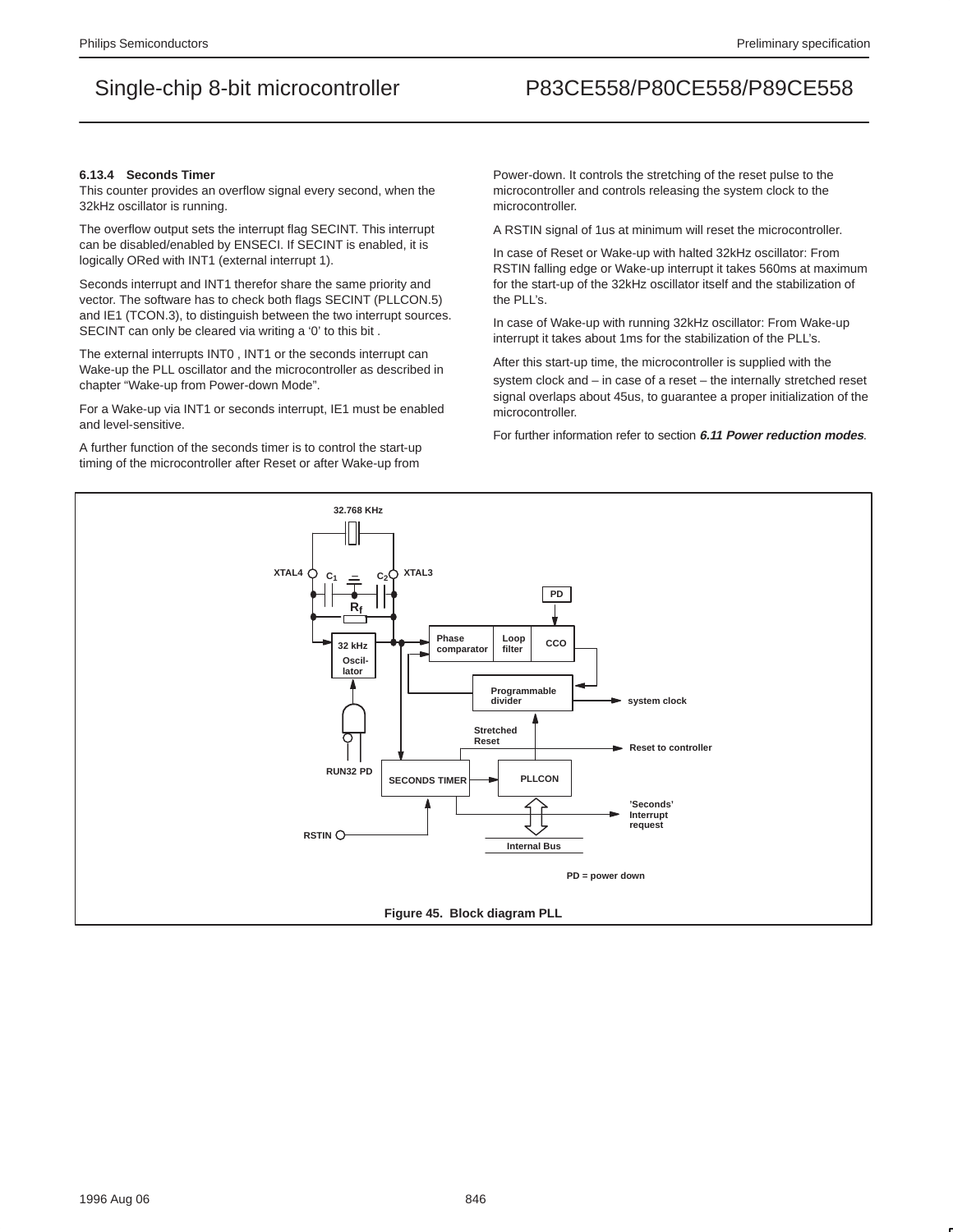### 6.13.4 Seconds Timer

This counter provides an overflow signal every second, when the 32kHz oscillator is running.

The overflow output sets the interrupt flag SECINT. This interrupt can be disabled/enabled by ENSECI. If SECINT is enabled, it is logically ORed with INT1 (external interrupt 1).

Seconds interrupt and INT1 therefor share the same priority and vector. The software has to check both flags SECINT (PLLCON.5) and IE1 (TCON.3), to distinguish between the two interrupt sources. SECINT can only be cleared via writing a '0' to this bit .

The external interrupts INT0 , INT1 or the seconds interrupt can Wake-up the PLL oscillator and the microcontroller as described in chapter "Wake-up from Power-down Mode".

For a Wake-up via INT1 or seconds interrupt, IE1 must be enabled and level-sensitive.

A further function of the seconds timer is to control the start-up timing of the microcontroller after Reset or after Wake-up from Power-down. It controls the stretching of the reset pulse to the microcontroller and controls releasing the system clock to the microcontroller.

A RSTIN signal of 1us at minimum will reset the microcontroller.

In case of Reset or Wake-up with halted 32kHz oscillator: From RSTIN falling edge or Wake-up interrupt it takes 560ms at maximum for the start-up of the 32kHz oscillator itself and the stabilization of the PLL's.

In case of Wake-up with running 32kHz oscillator: From Wake-up interrupt it takes about 1ms for the stabilization of the PLL's.

After this start-up time, the microcontroller is supplied with the system clock and – in case of a reset – the internally stretched reset signal overlaps about 45us, to guarantee a proper initialization of the microcontroller.

For further information refer to section ***6.11 Power reduction modes***.

32.768 KHz
XTAL4 XTAL3
$C_1$ $C_2$
$R_f$
PD
32 kHz Oscil-lator
Phase comparator
Loop filter
CCO
Programmable divider
system clock
Stretched Reset
Reset to controller
RUN32 PD
SECONDS TIMER
PLLCON
'Seconds' Interrupt request
RSTIN
Internal Bus
PD = power down

**Figure 45. Block diagram PLL**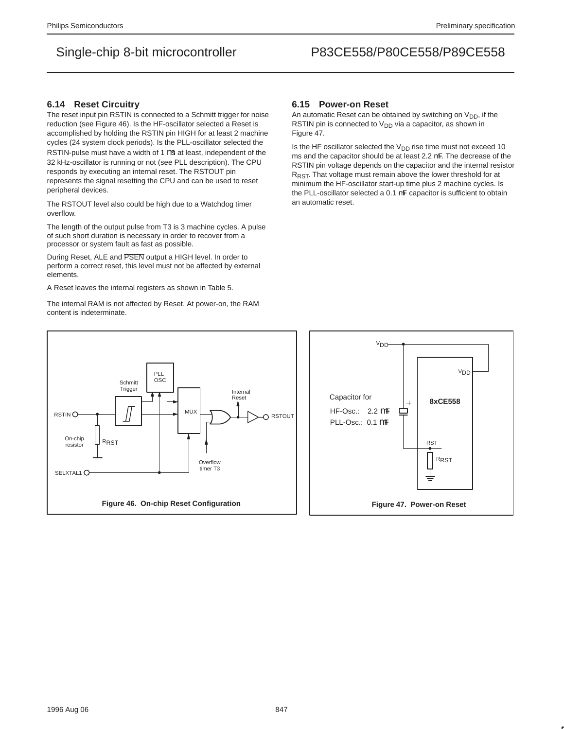## 6.14 Reset Circuitry

The reset input pin RSTIN is connected to a Schmitt trigger for noise reduction (see Figure 46). Is the HF-oscillator selected a Reset is accomplished by holding the RSTIN pin HIGH for at least 2 machine cycles (24 system clock periods). Is the PLL-oscillator selected the RSTIN-pulse must have a width of 1 ms at least, independent of the 32 kHz-oscillator is running or not (see PLL description). The CPU responds by executing an internal reset. The RSTOUT pin represents the signal resetting the CPU and can be used to reset peripheral devices.

The RSTOUT level also could be high due to a Watchdog timer overflow.

The length of the output pulse from T3 is 3 machine cycles. A pulse of such short duration is necessary in order to recover from a processor or system fault as fast as possible.

During Reset, ALE and $\overline{PSEN}$ output a HIGH level. In order to perform a correct reset, this level must not be affected by external elements.

A Reset leaves the internal registers as shown in Table 5.

The internal RAM is not affected by Reset. At power-on, the RAM content is indeterminate.

## 6.15 Power-on Reset

An automatic Reset can be obtained by switching on $V_{DD}$, if the RSTIN pin is connected to $V_{DD}$ via a capacitor, as shown in Figure 47.

Is the HF oscillator selected the $V_{DD}$ rise time must not exceed 10 ms and the capacitor should be at least 2.2 mF. The decrease of the RSTIN pin voltage depends on the capacitor and the internal resistor $R_{RST}$. That voltage must remain above the lower threshold for at minimum the HF-oscillator start-up time plus 2 machine cycles. Is the PLL-oscillator selected a 0.1 mF capacitor is sufficient to obtain an automatic reset.

Figure 46. On-chip Reset Configuration

Figure 47. Power-on Reset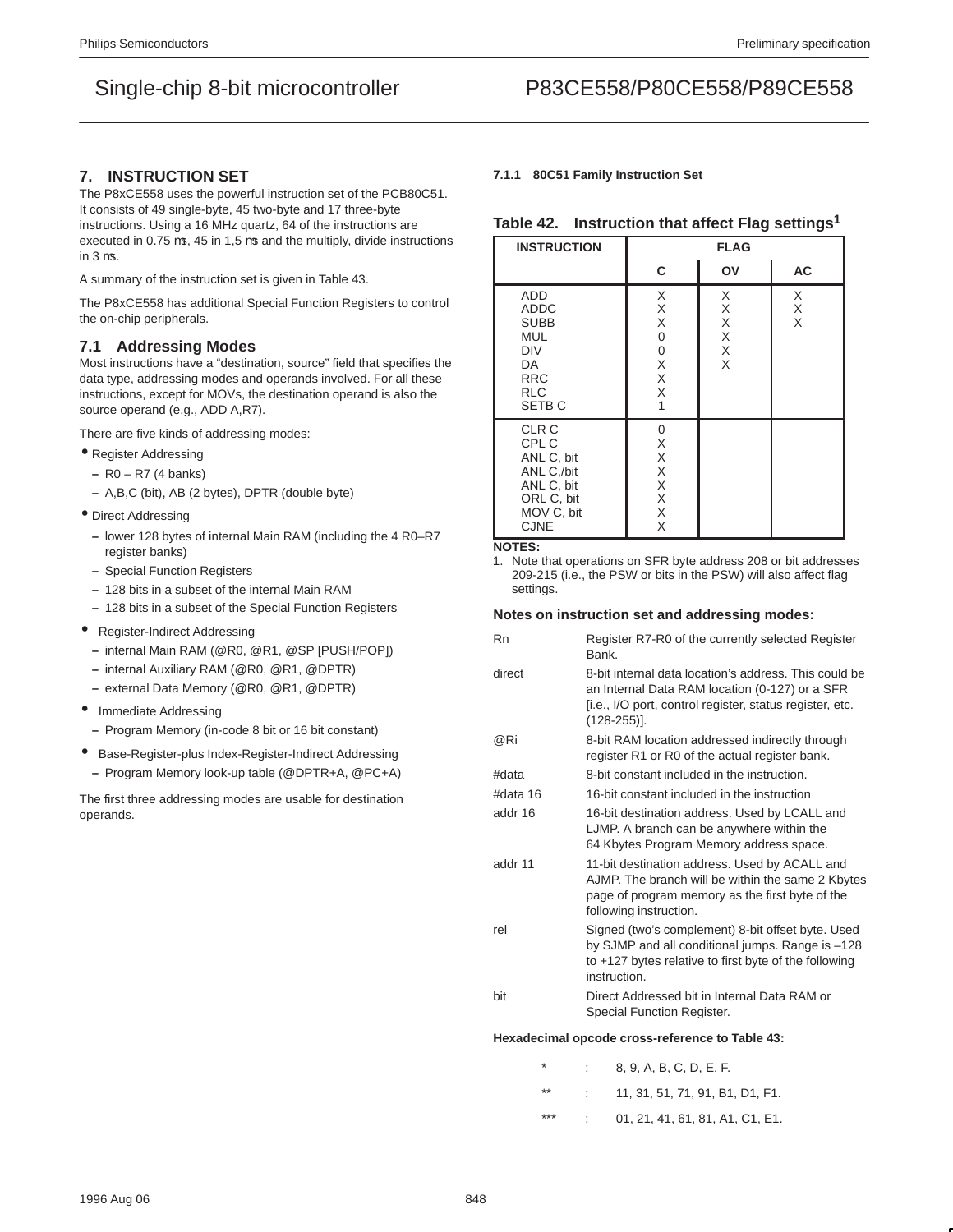## 7. INSTRUCTION SET

The P8xCE558 uses the powerful instruction set of the PCB80C51. It consists of 49 single-byte, 45 two-byte and 17 three-byte instructions. Using a 16 MHz quartz, 64 of the instructions are executed in 0.75 ms, 45 in 1,5 ms and the multiply, divide instructions in 3 ms.

A summary of the instruction set is given in Table 43.

The P8xCE558 has additional Special Function Registers to control the on-chip peripherals.

### 7.1 Addressing Modes

Most instructions have a “destination, source” field that specifies the data type, addressing modes and operands involved. For all these instructions, except for MOVs, the destination operand is also the source operand (e.g., ADD A,R7).

There are five kinds of addressing modes:

- Register Addressing
  - R0 – R7 (4 banks)
  - A,B,C (bit), AB (2 bytes), DPTR (double byte)
- Direct Addressing
  - lower 128 bytes of internal Main RAM (including the 4 R0–R7 register banks)
  - Special Function Registers
  - 128 bits in a subset of the internal Main RAM
  - 128 bits in a subset of the Special Function Registers
- Register-Indirect Addressing
  - internal Main RAM (@R0, @R1, @SP [PUSH/POP])
  - internal Auxiliary RAM (@R0, @R1, @DPTR)
  - external Data Memory (@R0, @R1, @DPTR)
- Immediate Addressing
  - Program Memory (in-code 8 bit or 16 bit constant)
- Base-Register-plus Index-Register-Indirect Addressing
  - Program Memory look-up table (@DPTR+A, @PC+A)

The first three addressing modes are usable for destination operands.

#### 7.1.1 80C51 Family Instruction Set

**Table 42. Instruction that affect Flag settings[1]**

| INSTRUCTION | FLAG | | |
|---|---|---|---|
| | C | OV | AC |
| ADD | X | X | X |
| ADDC | X | X | X |
| SUBB | X | X | X |
| MUL | 0 | X | |
| DIV | 0 | X | |
| DA | X | X | |
| RRC | X | | |
| RLC | X | | |
| SETB C | 1 | | |
| CLR C | 0 | | |
| CPL C | X | | |
| ANL C, bit | X | | |
| ANL C,/bit | X | | |
| ANL C, bit | X | | |
| ORL C, bit | X | | |
| MOV C, bit | X | | |
| CJNE | X | | |

**NOTES:**

1. Note that operations on SFR byte address 208 or bit addresses 209-215 (i.e., the PSW or bits in the PSW) will also affect flag settings.

**Notes on instruction set and addressing modes:**

| | |
|---|---|
| Rn | Register R7-R0 of the currently selected Register Bank. |
| direct | 8-bit internal data location's address. This could be an Internal Data RAM location (0-127) or a SFR [i.e., I/O port, control register, status register, etc. (128-255)]. |
| @Ri | 8-bit RAM location addressed indirectly through register R1 or R0 of the actual register bank. |
| #data | 8-bit constant included in the instruction. |
| #data 16 | 16-bit constant included in the instruction |
| addr 16 | 16-bit destination address. Used by LCALL and LJMP. A branch can be anywhere within the 64 Kbytes Program Memory address space. |
| addr 11 | 11-bit destination address. Used by ACALL and AJMP. The branch will be within the same 2 Kbytes page of program memory as the first byte of the following instruction. |
| rel | Signed (two's complement) 8-bit offset byte. Used by SJMP and all conditional jumps. Range is –128 to +127 bytes relative to first byte of the following instruction. |
| bit | Direct Addressed bit in Internal Data RAM or Special Function Register. |

**Hexadecimal opcode cross-reference to Table 43:**

| | | |
|---|---|---|
| * | : | 8, 9, A, B, C, D, E. F. |
| ** | : | 11, 31, 51, 71, 91, B1, D1, F1. |
| *** | : | 01, 21, 41, 61, 81, A1, C1, E1. |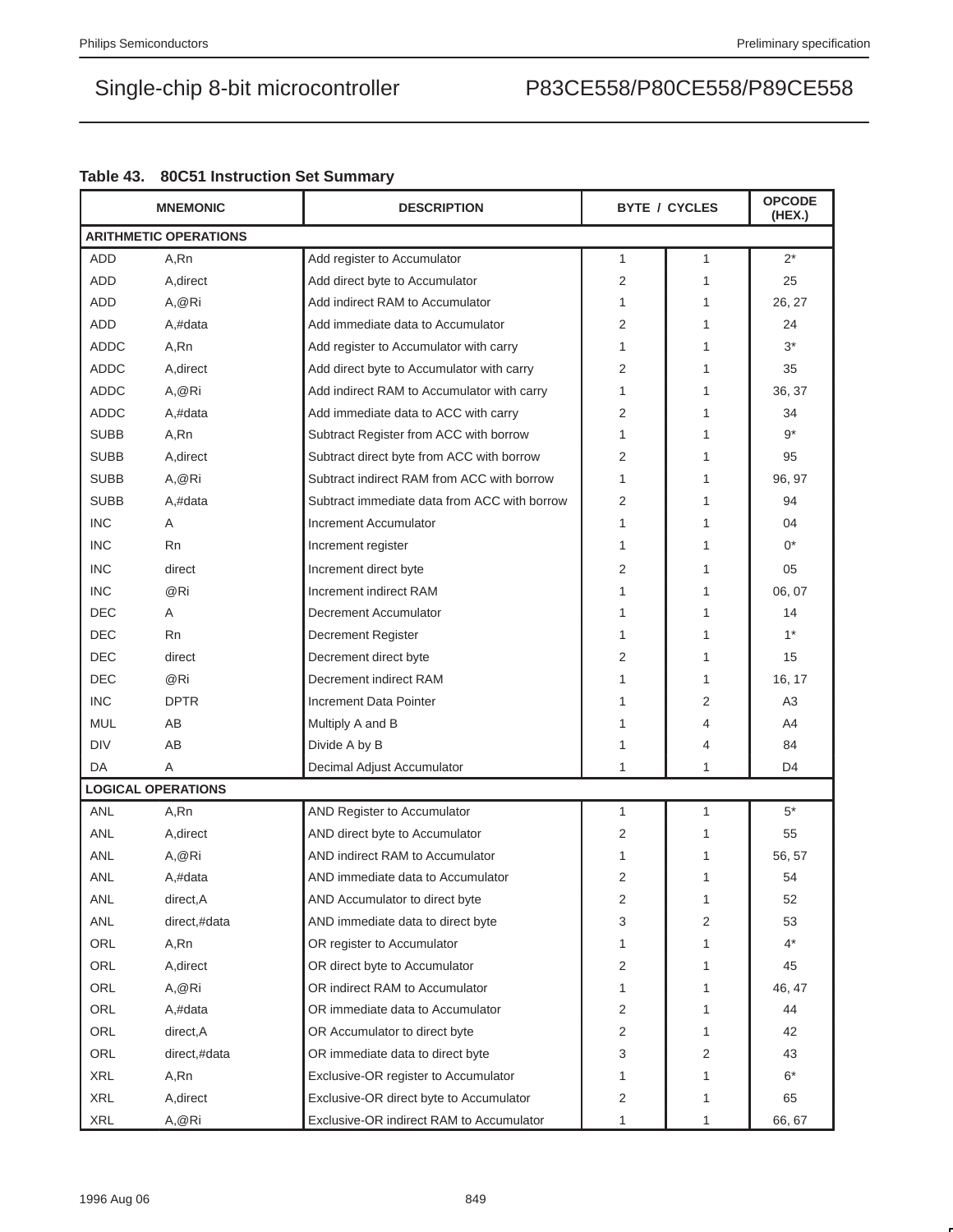**Table 43. 80C51 Instruction Set Summary**

| MNEMONIC | | DESCRIPTION | BYTE | CYCLES | OPCODE (HEX.) |
|---|---|---|---|---|---|
| **ARITHMETIC OPERATIONS** | | | | | |
| ADD | A,Rn | Add register to Accumulator | 1 | 1 | 2* |
| ADD | A,direct | Add direct byte to Accumulator | 2 | 1 | 25 |
| ADD | A,@Ri | Add indirect RAM to Accumulator | 1 | 1 | 26, 27 |
| ADD | A,#data | Add immediate data to Accumulator | 2 | 1 | 24 |
| ADDC | A,Rn | Add register to Accumulator with carry | 1 | 1 | 3* |
| ADDC | A,direct | Add direct byte to Accumulator with carry | 2 | 1 | 35 |
| ADDC | A,@Ri | Add indirect RAM to Accumulator with carry | 1 | 1 | 36, 37 |
| ADDC | A,#data | Add immediate data to ACC with carry | 2 | 1 | 34 |
| SUBB | A,Rn | Subtract Register from ACC with borrow | 1 | 1 | 9* |
| SUBB | A,direct | Subtract direct byte from ACC with borrow | 2 | 1 | 95 |
| SUBB | A,@Ri | Subtract indirect RAM from ACC with borrow | 1 | 1 | 96, 97 |
| SUBB | A,#data | Subtract immediate data from ACC with borrow | 2 | 1 | 94 |
| INC | A | Increment Accumulator | 1 | 1 | 04 |
| INC | Rn | Increment register | 1 | 1 | 0* |
| INC | direct | Increment direct byte | 2 | 1 | 05 |
| INC | @Ri | Increment indirect RAM | 1 | 1 | 06, 07 |
| DEC | A | Decrement Accumulator | 1 | 1 | 14 |
| DEC | Rn | Decrement Register | 1 | 1 | 1* |
| DEC | direct | Decrement direct byte | 2 | 1 | 15 |
| DEC | @Ri | Decrement indirect RAM | 1 | 1 | 16, 17 |
| INC | DPTR | Increment Data Pointer | 1 | 2 | A3 |
| MUL | AB | Multiply A and B | 1 | 4 | A4 |
| DIV | AB | Divide A by B | 1 | 4 | 84 |
| DA | A | Decimal Adjust Accumulator | 1 | 1 | D4 |
| **LOGICAL OPERATIONS** | | | | | |
| ANL | A,Rn | AND Register to Accumulator | 1 | 1 | 5* |
| ANL | A,direct | AND direct byte to Accumulator | 2 | 1 | 55 |
| ANL | A,@Ri | AND indirect RAM to Accumulator | 1 | 1 | 56, 57 |
| ANL | A,#data | AND immediate data to Accumulator | 2 | 1 | 54 |
| ANL | direct,A | AND Accumulator to direct byte | 2 | 1 | 52 |
| ANL | direct,#data | AND immediate data to direct byte | 3 | 2 | 53 |
| ORL | A,Rn | OR register to Accumulator | 1 | 1 | 4* |
| ORL | A,direct | OR direct byte to Accumulator | 2 | 1 | 45 |
| ORL | A,@Ri | OR indirect RAM to Accumulator | 1 | 1 | 46, 47 |
| ORL | A,#data | OR immediate data to Accumulator | 2 | 1 | 44 |
| ORL | direct,A | OR Accumulator to direct byte | 2 | 1 | 42 |
| ORL | direct,#data | OR immediate data to direct byte | 3 | 2 | 43 |
| XRL | A,Rn | Exclusive-OR register to Accumulator | 1 | 1 | 6* |
| XRL | A,direct | Exclusive-OR direct byte to Accumulator | 2 | 1 | 65 |
| XRL | A,@Ri | Exclusive-OR indirect RAM to Accumulator | 1 | 1 | 66, 67 |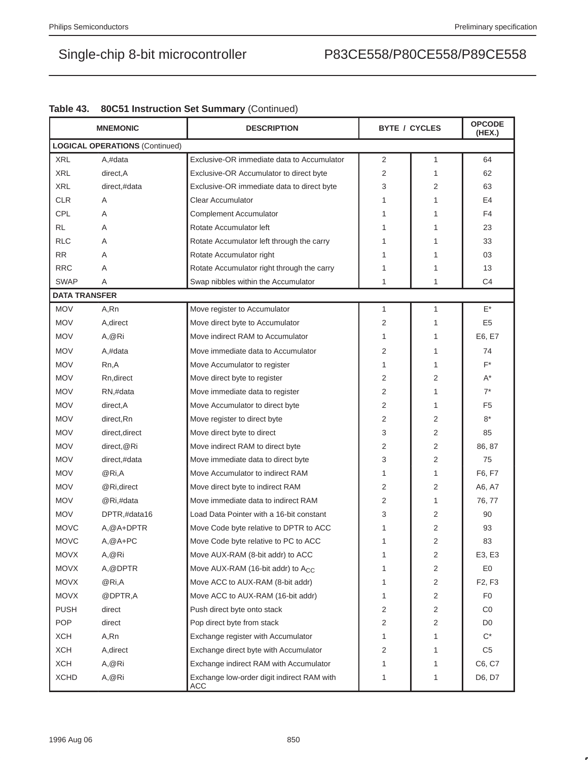**Table 43. 80C51 Instruction Set Summary** (Continued)

| MNEMONIC | | DESCRIPTION | BYTE | CYCLES | OPCODE (HEX.) |
|---|---|---|---|---|---|
| **LOGICAL OPERATIONS** (Continued) | | | | | |
| XRL | A,#data | Exclusive-OR immediate data to Accumulator | 2 | 1 | 64 |
| XRL | direct,A | Exclusive-OR Accumulator to direct byte | 2 | 1 | 62 |
| XRL | direct,#data | Exclusive-OR immediate data to direct byte | 3 | 2 | 63 |
| CLR | A | Clear Accumulator | 1 | 1 | E4 |
| CPL | A | Complement Accumulator | 1 | 1 | F4 |
| RL | A | Rotate Accumulator left | 1 | 1 | 23 |
| RLC | A | Rotate Accumulator left through the carry | 1 | 1 | 33 |
| RR | A | Rotate Accumulator right | 1 | 1 | 03 |
| RRC | A | Rotate Accumulator right through the carry | 1 | 1 | 13 |
| SWAP | A | Swap nibbles within the Accumulator | 1 | 1 | C4 |
| **DATA TRANSFER** | | | | | |
| MOV | A,Rn | Move register to Accumulator | 1 | 1 | E* |
| MOV | A,direct | Move direct byte to Accumulator | 2 | 1 | E5 |
| MOV | A,@Ri | Move indirect RAM to Accumulator | 1 | 1 | E6, E7 |
| MOV | A,#data | Move immediate data to Accumulator | 2 | 1 | 74 |
| MOV | Rn,A | Move Accumulator to register | 1 | 1 | F* |
| MOV | Rn,direct | Move direct byte to register | 2 | 2 | A* |
| MOV | RN,#data | Move immediate data to register | 2 | 1 | 7* |
| MOV | direct,A | Move Accumulator to direct byte | 2 | 1 | F5 |
| MOV | direct,Rn | Move register to direct byte | 2 | 2 | 8* |
| MOV | direct,direct | Move direct byte to direct | 3 | 2 | 85 |
| MOV | direct,@Ri | Move indirect RAM to direct byte | 2 | 2 | 86, 87 |
| MOV | direct,#data | Move immediate data to direct byte | 3 | 2 | 75 |
| MOV | @Ri,A | Move Accumulator to indirect RAM | 1 | 1 | F6, F7 |
| MOV | @Ri,direct | Move direct byte to indirect RAM | 2 | 2 | A6, A7 |
| MOV | @Ri,#data | Move immediate data to indirect RAM | 2 | 1 | 76, 77 |
| MOV | DPTR,#data16 | Load Data Pointer with a 16-bit constant | 3 | 2 | 90 |
| MOVC | A,@A+DPTR | Move Code byte relative to DPTR to ACC | 1 | 2 | 93 |
| MOVC | A,@A+PC | Move Code byte relative to PC to ACC | 1 | 2 | 83 |
| MOVX | A,@Ri | Move AUX-RAM (8-bit addr) to ACC | 1 | 2 | E3, E3 |
| MOVX | A,@DPTR | Move AUX-RAM (16-bit addr) to $A_{CC}$ | 1 | 2 | E0 |
| MOVX | @Ri,A | Move ACC to AUX-RAM (8-bit addr) | 1 | 2 | F2, F3 |
| MOVX | @DPTR,A | Move ACC to AUX-RAM (16-bit addr) | 1 | 2 | F0 |
| PUSH | direct | Push direct byte onto stack | 2 | 2 | C0 |
| POP | direct | Pop direct byte from stack | 2 | 2 | D0 |
| XCH | A,Rn | Exchange register with Accumulator | 1 | 1 | C* |
| XCH | A,direct | Exchange direct byte with Accumulator | 2 | 1 | C5 |
| XCH | A,@Ri | Exchange indirect RAM with Accumulator | 1 | 1 | C6, C7 |
| XCHD | A,@Ri | Exchange low-order digit indirect RAM with ACC | 1 | 1 | D6, D7 |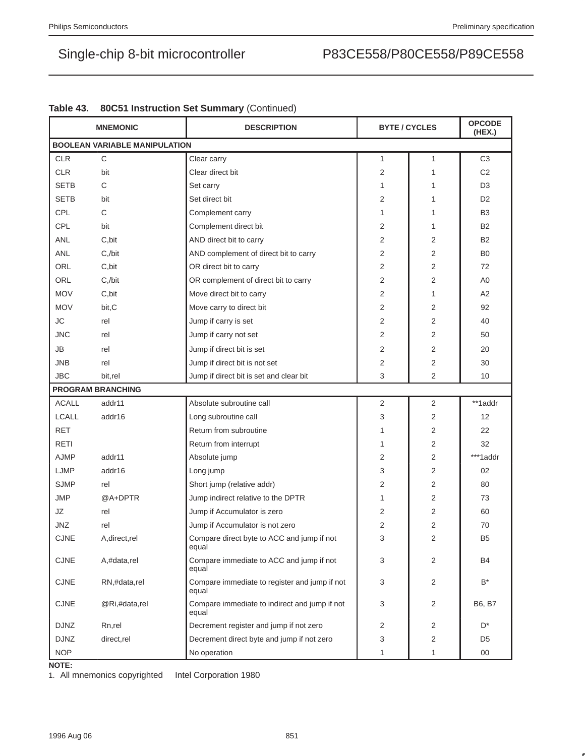**Table 43. 80C51 Instruction Set Summary** (Continued)

| MNEMONIC | | DESCRIPTION | BYTE / CYCLES | | OPCODE (HEX.) |
|---|---|---|---|---|---|
| **BOOLEAN VARIABLE MANIPULATION** | | | | | |
| CLR | C | Clear carry | 1 | 1 | C3 |
| CLR | bit | Clear direct bit | 2 | 1 | C2 |
| SETB | C | Set carry | 1 | 1 | D3 |
| SETB | bit | Set direct bit | 2 | 1 | D2 |
| CPL | C | Complement carry | 1 | 1 | B3 |
| CPL | bit | Complement direct bit | 2 | 1 | B2 |
| ANL | C,bit | AND direct bit to carry | 2 | 2 | B2 |
| ANL | C,/bit | AND complement of direct bit to carry | 2 | 2 | B0 |
| ORL | C,bit | OR direct bit to carry | 2 | 2 | 72 |
| ORL | C,/bit | OR complement of direct bit to carry | 2 | 2 | A0 |
| MOV | C,bit | Move direct bit to carry | 2 | 1 | A2 |
| MOV | bit,C | Move carry to direct bit | 2 | 2 | 92 |
| JC | rel | Jump if carry is set | 2 | 2 | 40 |
| JNC | rel | Jump if carry not set | 2 | 2 | 50 |
| JB | rel | Jump if direct bit is set | 2 | 2 | 20 |
| JNB | rel | Jump if direct bit is not set | 2 | 2 | 30 |
| JBC | bit,rel | Jump if direct bit is set and clear bit | 3 | 2 | 10 |
| **PROGRAM BRANCHING** | | | | | |
| ACALL | addr11 | Absolute subroutine call | 2 | 2 | **1addr |
| LCALL | addr16 | Long subroutine call | 3 | 2 | 12 |
| RET | | Return from subroutine | 1 | 2 | 22 |
| RETI | | Return from interrupt | 1 | 2 | 32 |
| AJMP | addr11 | Absolute jump | 2 | 2 | ***1addr |
| LJMP | addr16 | Long jump | 3 | 2 | 02 |
| SJMP | rel | Short jump (relative addr) | 2 | 2 | 80 |
| JMP | @A+DPTR | Jump indirect relative to the DPTR | 1 | 2 | 73 |
| JZ | rel | Jump if Accumulator is zero | 2 | 2 | 60 |
| JNZ | rel | Jump if Accumulator is not zero | 2 | 2 | 70 |
| CJNE | A,direct,rel | Compare direct byte to ACC and jump if not equal | 3 | 2 | B5 |
| CJNE | A,#data,rel | Compare immediate to ACC and jump if not equal | 3 | 2 | B4 |
| CJNE | RN,#data,rel | Compare immediate to register and jump if not equal | 3 | 2 | B* |
| CJNE | @Ri,#data,rel | Compare immediate to indirect and jump if not equal | 3 | 2 | B6, B7 |
| DJNZ | Rn,rel | Decrement register and jump if not zero | 2 | 2 | D* |
| DJNZ | direct,rel | Decrement direct byte and jump if not zero | 3 | 2 | D5 |
| NOP | | No operation | 1 | 1 | 00 |

**NOTE:**

1. All mnemonics copyrighted Intel Corporation 1980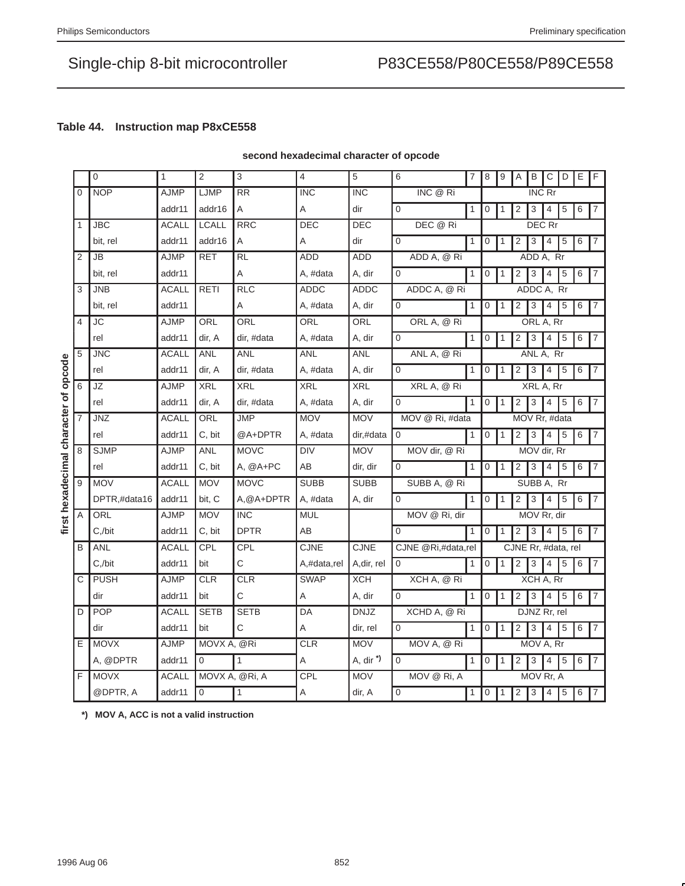### Table 44. Instruction map P8xCE558

**second hexadecimal character of opcode**

first hexadecimal character of opcode

| | 0 | 1 | 2 | 3 | 4 | 5 | 6 | 7 | 8 | 9 | A | B | C | D | E | F |
|---|---|---|---|---|---|---|---|---|---|---|---|---|---|---|---|---|
| 0 | NOP | AJMP | LJMP | RR | INC | INC | INC @ Ri | | INC Rr | | | | | | | |
| | | addr11 | addr16 | A | A | dir | 0 | 1 | 0 | 1 | 2 | 3 | 4 | 5 | 6 | 7 |
| 1 | JBC | ACALL | LCALL | RRC | DEC | DEC | DEC @ Ri | | DEC Rr | | | | | | | |
| | bit, rel | addr11 | addr16 | A | A | dir | 0 | 1 | 0 | 1 | 2 | 3 | 4 | 5 | 6 | 7 |
| 2 | JB | AJMP | RET | RL | ADD | ADD | ADD A, @ Ri | | ADD A, Rr | | | | | | | |
| | bit, rel | addr11 | | A | A, #data | A, dir | 0 | 1 | 0 | 1 | 2 | 3 | 4 | 5 | 6 | 7 |
| 3 | JNB | ACALL | RETI | RLC | ADDC | ADDC | ADDC A, @ Ri | | ADDC A, Rr | | | | | | | |
| | bit, rel | addr11 | | A | A, #data | A, dir | 0 | 1 | 0 | 1 | 2 | 3 | 4 | 5 | 6 | 7 |
| 4 | JC | AJMP | ORL | ORL | ORL | ORL | ORL A, @ Ri | | ORL A, Rr | | | | | | | |
| | rel | addr11 | dir, A | dir, #data | A, #data | A, dir | 0 | 1 | 0 | 1 | 2 | 3 | 4 | 5 | 6 | 7 |
| 5 | JNC | ACALL | ANL | ANL | ANL | ANL | ANL A, @ Ri | | ANL A, Rr | | | | | | | |
| | rel | addr11 | dir, A | dir, #data | A, #data | A, dir | 0 | 1 | 0 | 1 | 2 | 3 | 4 | 5 | 6 | 7 |
| 6 | JZ | AJMP | XRL | XRL | XRL | XRL | XRL A, @ Ri | | XRL A, Rr | | | | | | | |
| | rel | addr11 | dir, A | dir, #data | A, #data | A, dir | 0 | 1 | 0 | 1 | 2 | 3 | 4 | 5 | 6 | 7 |
| 7 | JNZ | ACALL | ORL | JMP | MOV | MOV | MOV @ Ri, #data | | MOV Rr, #data | | | | | | | |
| | rel | addr11 | C, bit | @A+DPTR | A, #data | dir,#data | 0 | 1 | 0 | 1 | 2 | 3 | 4 | 5 | 6 | 7 |
| 8 | SJMP | AJMP | ANL | MOVC | DIV | MOV | MOV dir, @ Ri | | MOV dir, Rr | | | | | | | |
| | rel | addr11 | C, bit | A, @A+PC | AB | dir, dir | 0 | 1 | 0 | 1 | 2 | 3 | 4 | 5 | 6 | 7 |
| 9 | MOV | ACALL | MOV | MOVC | SUBB | SUBB | SUBB A, @ Ri | | SUBB A, Rr | | | | | | | |
| | DPTR,#data16 | addr11 | bit, C | A,@A+DPTR | A, #data | A, dir | 0 | 1 | 0 | 1 | 2 | 3 | 4 | 5 | 6 | 7 |
| A | ORL | AJMP | MOV | INC | MUL | | MOV @ Ri, dir | | MOV Rr, dir | | | | | | | |
| | C,/bit | addr11 | C, bit | DPTR | AB | | 0 | 1 | 0 | 1 | 2 | 3 | 4 | 5 | 6 | 7 |
| B | ANL | ACALL | CPL | CPL | CJNE | CJNE | CJNE @Ri,#data,rel | | CJNE Rr, #data, rel | | | | | | | |
| | C,/bit | addr11 | bit | C | A,#data,rel | A,dir, rel | 0 | 1 | 0 | 1 | 2 | 3 | 4 | 5 | 6 | 7 |
| C | PUSH | AJMP | CLR | CLR | SWAP | XCH | XCH A, @ Ri | | XCH A, Rr | | | | | | | |
| | dir | addr11 | bit | C | A | A, dir | 0 | 1 | 0 | 1 | 2 | 3 | 4 | 5 | 6 | 7 |
| D | POP | ACALL | SETB | SETB | DA | DNJZ | XCHD A, @ Ri | | DJNZ Rr, rel | | | | | | | |
| | dir | addr11 | bit | C | A | dir, rel | 0 | 1 | 0 | 1 | 2 | 3 | 4 | 5 | 6 | 7 |
| E | MOVX | AJMP | MOVX A, @Ri | | CLR | MOV | MOV A, @ Ri | | MOV A, Rr | | | | | | | |
| | A, @DPTR | addr11 | 0 | 1 | A | A, dir *) | 0 | 1 | 0 | 1 | 2 | 3 | 4 | 5 | 6 | 7 |
| F | MOVX | ACALL | MOVX A, @Ri, A | | CPL | MOV | MOV @ Ri, A | | MOV Rr, A | | | | | | | |
| | @DPTR, A | addr11 | 0 | 1 | A | dir, A | 0 | 1 | 0 | 1 | 2 | 3 | 4 | 5 | 6 | 7 |

**\*) MOV A, ACC is not a valid instruction**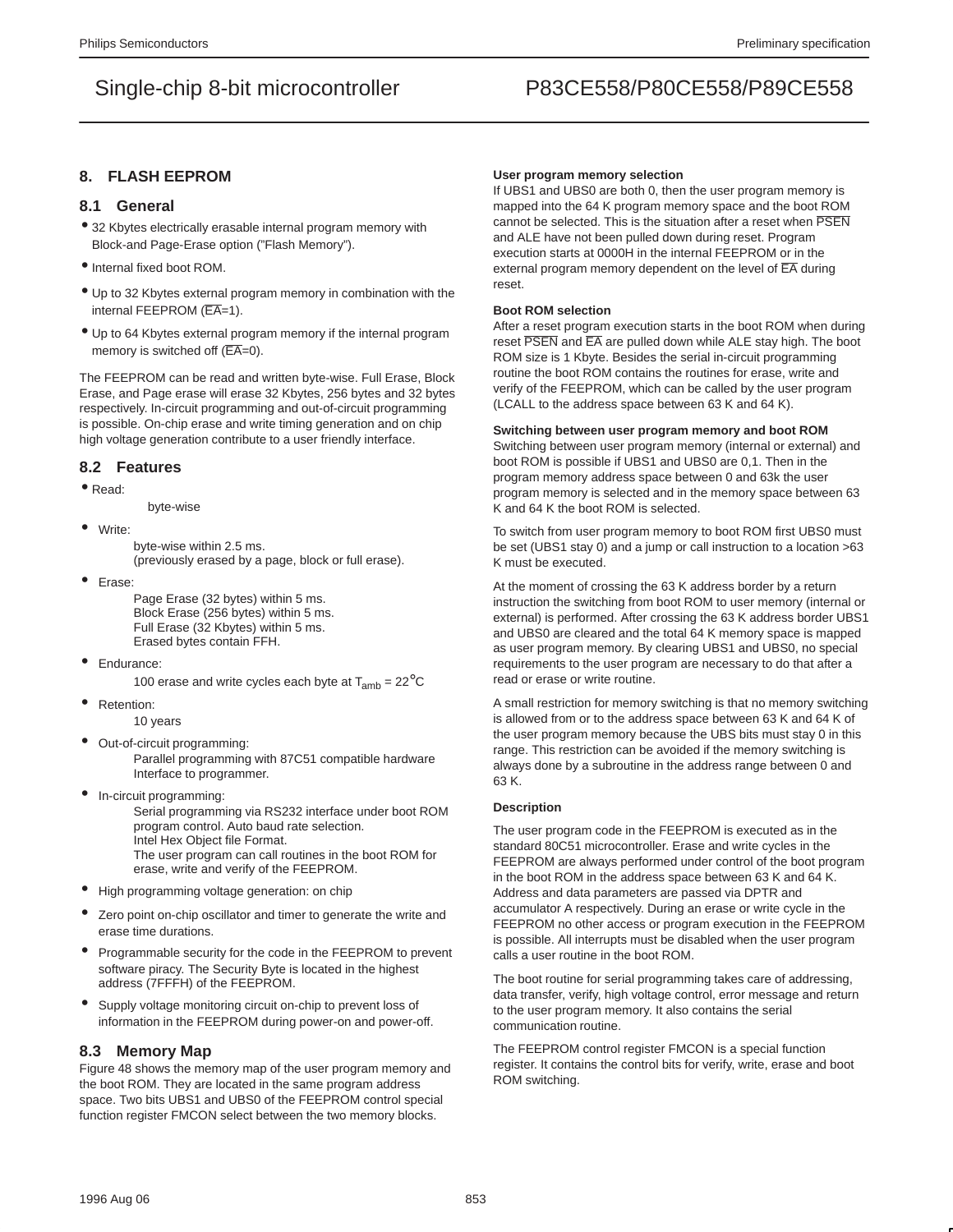## 8. FLASH EEPROM

### 8.1 General

- 32 Kbytes electrically erasable internal program memory with Block-and Page-Erase option ("Flash Memory").
- Internal fixed boot ROM.
- Up to 32 Kbytes external program memory in combination with the internal FEEPROM ($\overline{EA}$=1).
- Up to 64 Kbytes external program memory if the internal program memory is switched off ($\overline{EA}$=0).

The FEEPROM can be read and written byte-wise. Full Erase, Block Erase, and Page erase will erase 32 Kbytes, 256 bytes and 32 bytes respectively. In-circuit programming and out-of-circuit programming is possible. On-chip erase and write timing generation and on chip high voltage generation contribute to a user friendly interface.

### 8.2 Features

- Read:
  byte-wise
- Write:
  byte-wise within 2.5 ms.
  (previously erased by a page, block or full erase).
- Erase:
  Page Erase (32 bytes) within 5 ms.
  Block Erase (256 bytes) within 5 ms.
  Full Erase (32 Kbytes) within 5 ms.
  Erased bytes contain FFH.
- Endurance:
  100 erase and write cycles each byte at $T_{amb}$ = 22°C
- Retention:
  10 years
- Out-of-circuit programming:
  Parallel programming with 87C51 compatible hardware Interface to programmer.
- In-circuit programming:
  Serial programming via RS232 interface under boot ROM program control. Auto baud rate selection.
  Intel Hex Object file Format.
  The user program can call routines in the boot ROM for erase, write and verify of the FEEPROM.
- High programming voltage generation: on chip
- Zero point on-chip oscillator and timer to generate the write and erase time durations.
- Programmable security for the code in the FEEPROM to prevent software piracy. The Security Byte is located in the highest address (7FFFH) of the FEEPROM.
- Supply voltage monitoring circuit on-chip to prevent loss of information in the FEEPROM during power-on and power-off.

### 8.3 Memory Map

Figure 48 shows the memory map of the user program memory and the boot ROM. They are located in the same program address space. Two bits UBS1 and UBS0 of the FEEPROM control special function register FMCON select between the two memory blocks.

**User program memory selection**

If UBS1 and UBS0 are both 0, then the user program memory is mapped into the 64 K program memory space and the boot ROM cannot be selected. This is the situation after a reset when $\overline{PSEN}$ and ALE have not been pulled down during reset. Program execution starts at 0000H in the internal FEEPROM or in the external program memory dependent on the level of $\overline{EA}$ during reset.

**Boot ROM selection**

After a reset program execution starts in the boot ROM when during reset $\overline{PSEN}$ and $\overline{EA}$ are pulled down while ALE stay high. The boot ROM size is 1 Kbyte. Besides the serial in-circuit programming routine the boot ROM contains the routines for erase, write and verify of the FEEPROM, which can be called by the user program (LCALL to the address space between 63 K and 64 K).

**Switching between user program memory and boot ROM**

Switching between user program memory (internal or external) and boot ROM is possible if UBS1 and UBS0 are 0,1. Then in the program memory address space between 0 and 63k the user program memory is selected and in the memory space between 63 K and 64 K the boot ROM is selected.

To switch from user program memory to boot ROM first UBS0 must be set (UBS1 stay 0) and a jump or call instruction to a location >63 K must be executed.

At the moment of crossing the 63 K address border by a return instruction the switching from boot ROM to user memory (internal or external) is performed. After crossing the 63 K address border UBS1 and UBS0 are cleared and the total 64 K memory space is mapped as user program memory. By clearing UBS1 and UBS0, no special requirements to the user program are necessary to do that after a read or erase or write routine.

A small restriction for memory switching is that no memory switching is allowed from or to the address space between 63 K and 64 K of the user program memory because the UBS bits must stay 0 in this range. This restriction can be avoided if the memory switching is always done by a subroutine in the address range between 0 and 63 K.

**Description**

The user program code in the FEEPROM is executed as in the standard 80C51 microcontroller. Erase and write cycles in the FEEPROM are always performed under control of the boot program in the boot ROM in the address space between 63 K and 64 K. Address and data parameters are passed via DPTR and accumulator A respectively. During an erase or write cycle in the FEEPROM no other access or program execution in the FEEPROM is possible. All interrupts must be disabled when the user program calls a user routine in the boot ROM.

The boot routine for serial programming takes care of addressing, data transfer, verify, high voltage control, error message and return to the user program memory. It also contains the serial communication routine.

The FEEPROM control register FMCON is a special function register. It contains the control bits for verify, write, erase and boot ROM switching.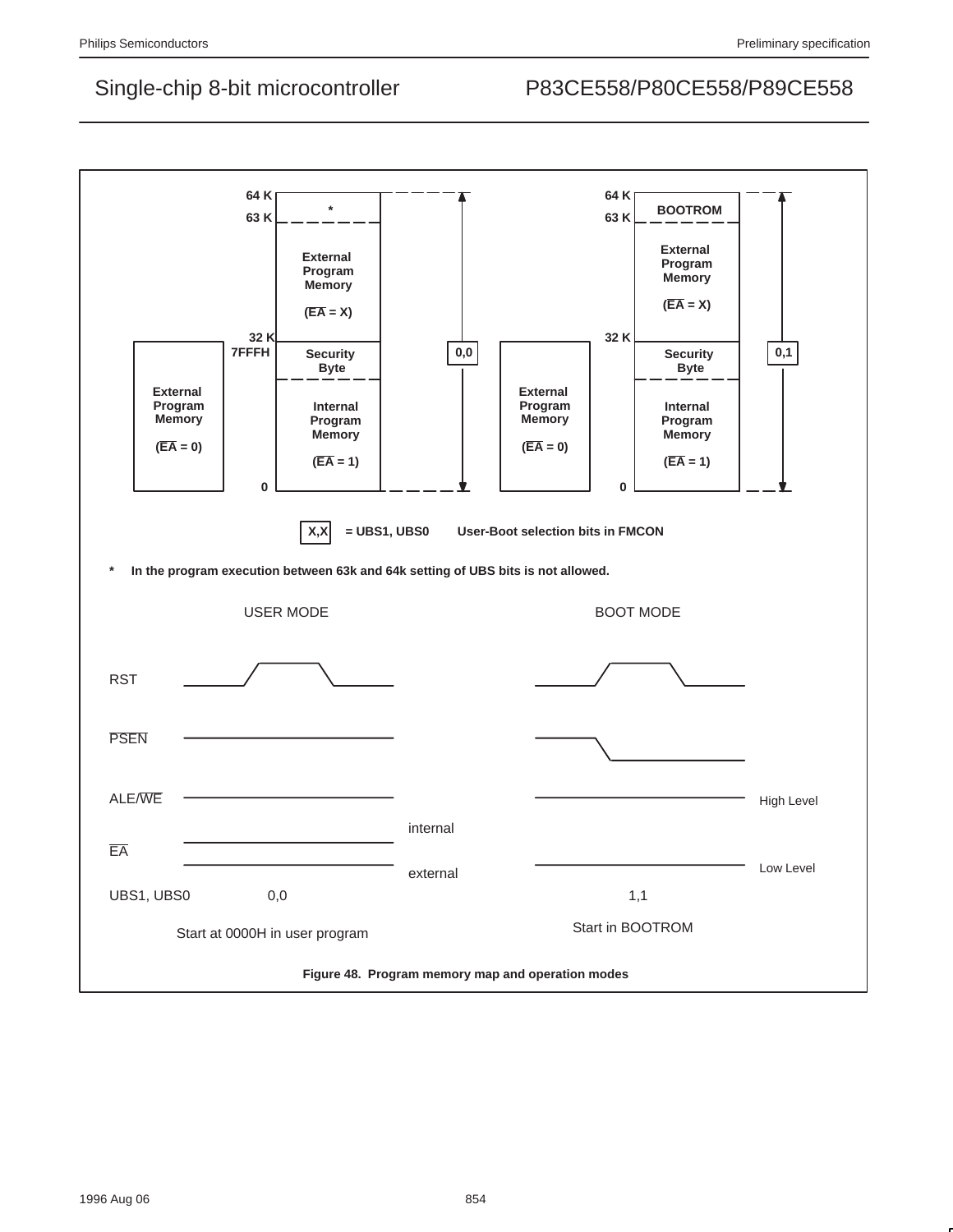64 K

63 K

*

External Program Memory

($\overline{EA}$ = X)

32 K

7FFFH

Security Byte

Internal Program Memory

($\overline{EA}$ = 1)

0

External Program Memory

($\overline{EA}$ = 0)

0,0

64 K

63 K

BOOTROM

External Program Memory

($\overline{EA}$ = X)

32 K

Security Byte

Internal Program Memory

($\overline{EA}$ = 1)

0

External Program Memory

($\overline{EA}$ = 0)

0,1

**X,X** = UBS1, UBS0 User-Boot selection bits in FMCON

\* In the program execution between 63k and 64k setting of UBS bits is not allowed.

USER MODE

BOOT MODE

RST

$\overline{PSEN}$

ALE/$\overline{WE}$

High Level

internal

$\overline{EA}$

external

Low Level

UBS1, UBS0 0,0 1,1

Start at 0000H in user program

Start in BOOTROM

**Figure 48. Program memory map and operation modes**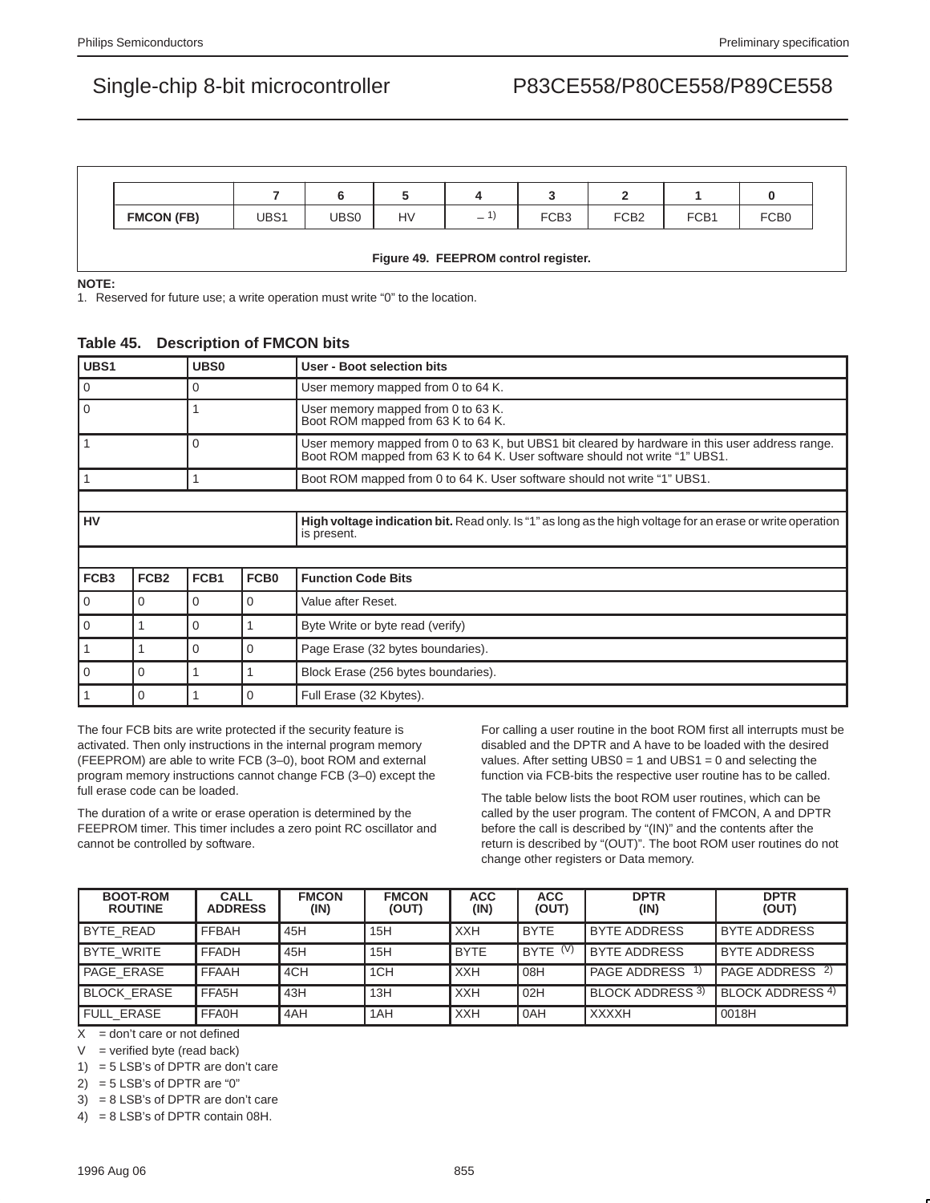|  | 7 | 6 | 5 | 4 | 3 | 2 | 1 | 0 |
|---|---|---|---|---|---|---|---|---|
| **FMCON (FB)** | UBS1 | UBS0 | HV | – [1] | FCB3 | FCB2 | FCB1 | FCB0 |

**Figure 49. FEEPROM control register.**

**NOTE:**

1. Reserved for future use; a write operation must write “0” to the location.

### Table 45. Description of FMCON bits

| UBS1 | | UBS0 | | User - Boot selection bits |
|---|---|---|---|---|
| 0 | | 0 | | User memory mapped from 0 to 64 K. |
| 0 | | 1 | | User memory mapped from 0 to 63 K. Boot ROM mapped from 63 K to 64 K. |
| 1 | | 0 | | User memory mapped from 0 to 63 K, but UBS1 bit cleared by hardware in this user address range. Boot ROM mapped from 63 K to 64 K. User software should not write “1” UBS1. |
| 1 | | 1 | | Boot ROM mapped from 0 to 64 K. User software should not write “1” UBS1. |
| | | | | |
| **HV** | | | | **High voltage indication bit.** Read only. Is “1” as long as the high voltage for an erase or write operation is present. |
| | | | | |
| **FCB3** | **FCB2** | **FCB1** | **FCB0** | **Function Code Bits** |
| 0 | 0 | 0 | 0 | Value after Reset. |
| 0 | 1 | 0 | 1 | Byte Write or byte read (verify) |
| 1 | 1 | 0 | 0 | Page Erase (32 bytes boundaries). |
| 0 | 0 | 1 | 1 | Block Erase (256 bytes boundaries). |
| 1 | 0 | 1 | 0 | Full Erase (32 Kbytes). |

The four FCB bits are write protected if the security feature is activated. Then only instructions in the internal program memory (FEEPROM) are able to write FCB (3–0), boot ROM and external program memory instructions cannot change FCB (3–0) except the full erase code can be loaded.

The duration of a write or erase operation is determined by the FEEPROM timer. This timer includes a zero point RC oscillator and cannot be controlled by software.

For calling a user routine in the boot ROM first all interrupts must be disabled and the DPTR and A have to be loaded with the desired values. After setting UBS0 = 1 and UBS1 = 0 and selecting the function via FCB-bits the respective user routine has to be called.

The table below lists the boot ROM user routines, which can be called by the user program. The content of FMCON, A and DPTR before the call is described by “(IN)” and the contents after the return is described by “(OUT)”. The boot ROM user routines do not change other registers or Data memory.

| BOOT-ROM ROUTINE | CALL ADDRESS | FMCON (IN) | FMCON (OUT) | ACC (IN) | ACC (OUT) | DPTR (IN) | DPTR (OUT) |
|---|---|---|---|---|---|---|---|
| BYTE_READ | FFBAH | 45H | 15H | XXH | BYTE | BYTE ADDRESS | BYTE ADDRESS |
| BYTE_WRITE | FFADH | 45H | 15H | BYTE | BYTE (V) | BYTE ADDRESS | BYTE ADDRESS |
| PAGE_ERASE | FFAAH | 4CH | 1CH | XXH | 08H | PAGE ADDRESS 1) | PAGE ADDRESS 2) |
| BLOCK_ERASE | FFA5H | 43H | 13H | XXH | 02H | BLOCK ADDRESS 3) | BLOCK ADDRESS 4) |
| FULL_ERASE | FFA0H | 4AH | 1AH | XXH | 0AH | XXXXH | 0018H |

X = don’t care or not defined

V = verified byte (read back)

1) = 5 LSB’s of DPTR are don’t care

2) = 5 LSB’s of DPTR are “0”

3) = 8 LSB’s of DPTR are don’t care

4) = 8 LSB’s of DPTR contain 08H.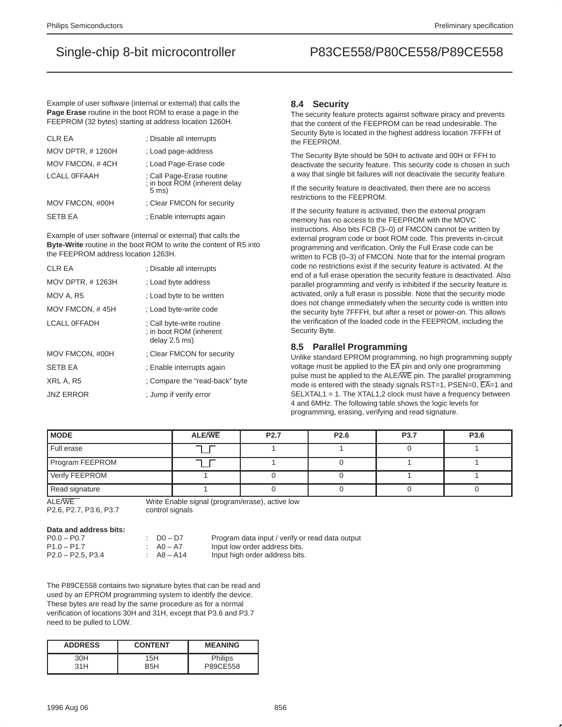Example of user software (internal or external) that calls the **Page Erase** routine in the boot ROM to erase a page in the FEEPROM (32 bytes) starting at address location 1260H.

```
CLR EA              ; Disable all interrupts
MOV DPTR, # 1260H   ; Load page-address
MOV FMCON, # 4CH    ; Load Page-Erase code
LCALL 0FFAAH        ; Call Page-Erase routine
                    ; in boot ROM (inherent delay
                      5 ms)
MOV FMCON, #00H     ; Clear FMCON for security
SETB EA             ; Enable interrupts again
```

Example of user software (internal or external) that calls the **Byte-Write** routine in the boot ROM to write the content of R5 into the FEEPROM address location 1263H.

```
CLR EA              ; Disable all interrupts
MOV DPTR, # 1263H   ; Load byte address
MOV A, R5           ; Load byte to be written
MOV FMCON, # 45H    ; Load byte-write code
LCALL 0FFADH        ; Call byte-write routine
                    ; in boot ROM (inherent
                      delay 2.5 ms)
MOV FMCON, #00H     ; Clear FMCON for security
SETB EA             ; Enable interrupts again
XRL A, R5           ; Compare the "read-back" byte
JNZ ERROR           ; Jump if verify error
```

## 8.4 Security

The security feature protects against software piracy and prevents that the content of the FEEPROM can be read undesirable. The Security Byte is located in the highest address location 7FFFH of the FEEPROM.

The Security Byte should be 50H to activate and 00H or FFH to deactivate the security feature. This security code is chosen in such a way that single bit failures will not deactivate the security feature.

If the security feature is deactivated, then there are no access restrictions to the FEEPROM.

If the security feature is activated, then the external program memory has no access to the FEEPROM with the MOVC instructions. Also bits FCB (3–0) of FMCON cannot be written by external program code or boot ROM code. This prevents in-circuit programming and verification. Only the Full Erase code can be written to FCB (0–3) of FMCON. Note that for the internal program code no restrictions exist if the security feature is activated. At the end of a full erase operation the security feature is deactivated. Also parallel programming and verify is inhibited if the security feature is activated, only a full erase is possible. Note that the security mode does not change immediately when the security code is written into the security byte 7FFFH, but after a reset or power-on. This allows the verification of the loaded code in the FEEPROM, including the Security Byte.

## 8.5 Parallel Programming

Unlike standard EPROM programming, no high programming supply voltage must be applied to the EA pin and only one programming pulse must be applied to the ALE/WE pin. The parallel programming mode is entered with the steady signals RST=1, PSEN=0, EA=1 and SELXTAL1 = 1. The XTAL1,2 clock must have a frequency between 4 and 6MHz. The following table shows the logic levels for programming, erasing, verifying and read signature.

| MODE | ALE/WE | P2.7 | P2.6 | P3.7 | P3.6 |
|---|---|---|---|---|---|
| Full erase | ‾\_‾ (low pulse) | 1 | 1 | 0 | 1 |
| Program FEEPROM | ‾\_‾ (low pulse) | 1 | 0 | 1 | 1 |
| Verify FEEPROM | 1 | 0 | 0 | 1 | 1 |
| Read signature | 1 | 0 | 0 | 0 | 0 |

ALE/WE — Write Enable signal (program/erase), active low
P2.6, P2.7, P3.6, P3.7 — control signals

**Data and address bits:**

| | | |
|---|---|---|
| P0.0 – P0.7 | : D0 – D7 | Program data input / verify or read data output |
| P1.0 – P1.7 | : A0 – A7 | Input low order address bits. |
| P2.0 – P2.5, P3.4 | : A8 – A14 | Input high order address bits. |

The P89CE558 contains two signature bytes that can be read and used by an EPROM programming system to identify the device. These bytes are read by the same procedure as for a normal verification of locations 30H and 31H, except that P3.6 and P3.7 need to be pulled to LOW.

| ADDRESS | CONTENT | MEANING |
|---|---|---|
| 30H | 15H | Philips |
| 31H | B5H | P89CE558 |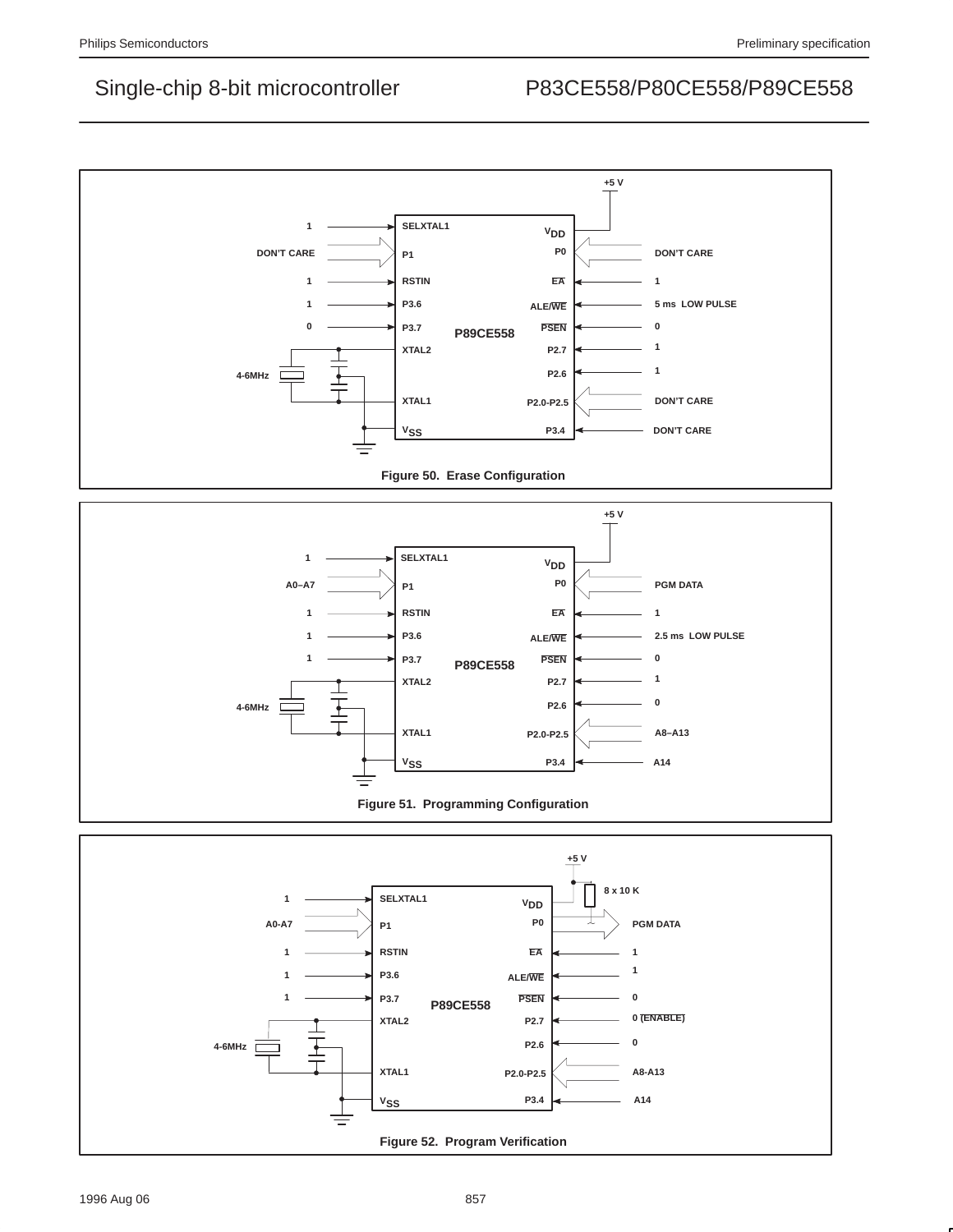Figure 50. Erase Configuration

Figure 51. Programming Configuration

Figure 52. Program Verification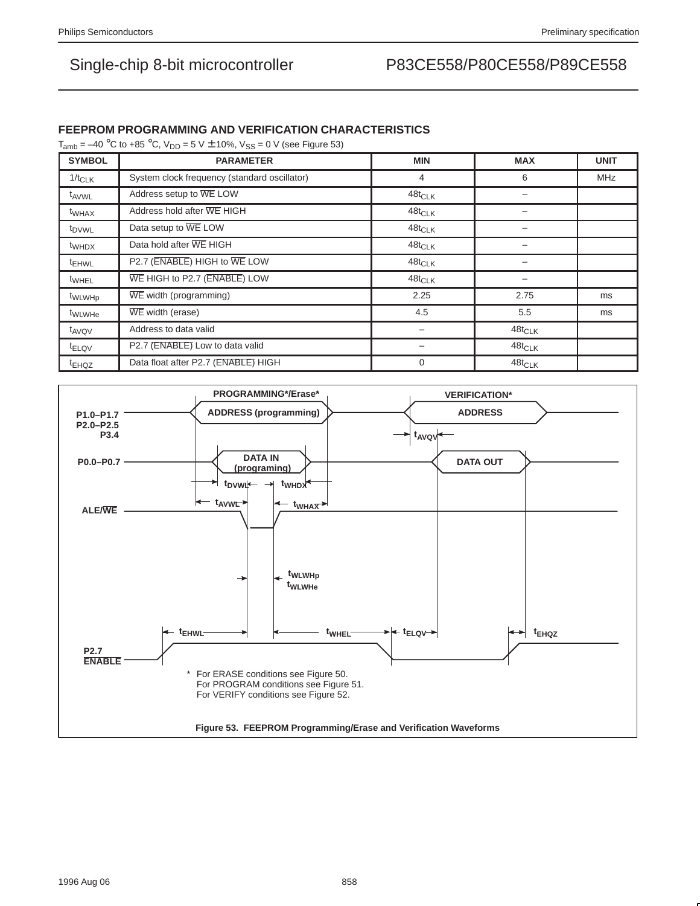## FEEPROM PROGRAMMING AND VERIFICATION CHARACTERISTICS

$T_{amb}$ = –40 °C to +85 °C, $V_{DD}$ = 5 V ±10%, $V_{SS}$ = 0 V (see Figure 53)

| SYMBOL | PARAMETER | MIN | MAX | UNIT |
|---|---|---|---|---|
| $1/t_{CLK}$ | System clock frequency (standard oscillator) | 4 | 6 | MHz |
| $t_{AVWL}$ | Address setup to $\overline{WE}$ LOW | $48t_{CLK}$ | – | |
| $t_{WHAX}$ | Address hold after $\overline{WE}$ HIGH | $48t_{CLK}$ | – | |
| $t_{DVWL}$ | Data setup to $\overline{WE}$ LOW | $48t_{CLK}$ | – | |
| $t_{WHDX}$ | Data hold after $\overline{WE}$ HIGH | $48t_{CLK}$ | – | |
| $t_{EHWL}$ | P2.7 ($\overline{ENABLE}$) HIGH to $\overline{WE}$ LOW | $48t_{CLK}$ | – | |
| $t_{WHEL}$ | $\overline{WE}$ HIGH to P2.7 ($\overline{ENABLE}$) LOW | $48t_{CLK}$ | – | |
| $t_{WLWHp}$ | $\overline{WE}$ width (programming) | 2.25 | 2.75 | ms |
| $t_{WLWHe}$ | $\overline{WE}$ width (erase) | 4.5 | 5.5 | ms |
| $t_{AVQV}$ | Address to data valid | – | $48t_{CLK}$ | |
| $t_{ELQV}$ | P2.7 ($\overline{ENABLE}$) Low to data valid | – | $48t_{CLK}$ | |
| $t_{EHQZ}$ | Data float after P2.7 ($\overline{ENABLE}$) HIGH | 0 | $48t_{CLK}$ | |

PROGRAMMING*/Erase* VERIFICATION*

P1.0–P1.7 P2.0–P2.5 P3.4 — ADDRESS (programming) — ADDRESS — $t_{AVQV}$

P0.0–P0.7 — DATA IN (programing) — DATA OUT — $t_{DVWL}$ $t_{WHDX}$

ALE/$\overline{WE}$ — $t_{AVWL}$ $t_{WHAX}$ — $t_{WLWHp}$ $t_{WLWHe}$

P2.7 $\overline{ENABLE}$ — $t_{EHWL}$ $t_{WHEL}$ $t_{ELQV}$ $t_{EHQZ}$

\* For ERASE conditions see Figure 50.
For PROGRAM conditions see Figure 51.
For VERIFY conditions see Figure 52.

**Figure 53. FEEPROM Programming/Erase and Verification Waveforms**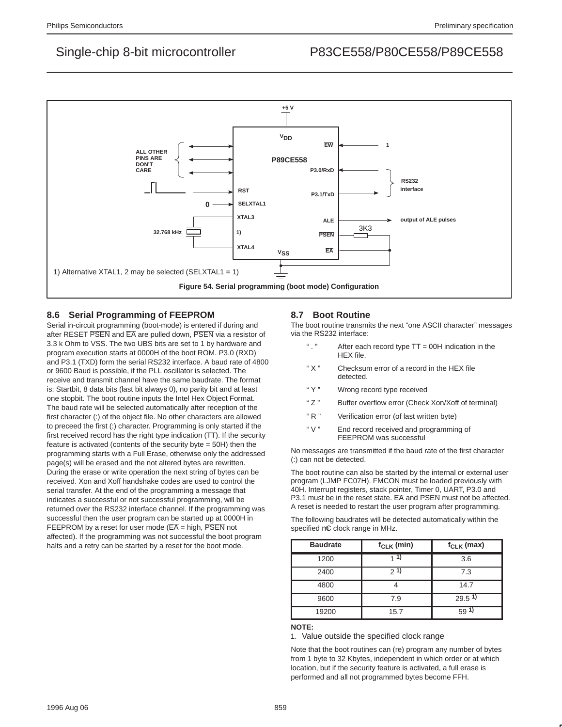1) Alternative XTAL1, 2 may be selected (SELXTAL1 = 1)

**Figure 54. Serial programming (boot mode) Configuration**

## 8.6 Serial Programming of FEEPROM

Serial in-circuit programming (boot-mode) is entered if during and after RESET PSEN and EA are pulled down, PSEN via a resistor of 3.3 k Ohm to VSS. The two UBS bits are set to 1 by hardware and program execution starts at 0000H of the boot ROM. P3.0 (RXD) and P3.1 (TXD) form the serial RS232 interface. A baud rate of 4800 or 9600 Baud is possible, if the PLL oscillator is selected. The receive and transmit channel have the same baudrate. The format is: Startbit, 8 data bits (last bit always 0), no parity bit and at least one stopbit. The boot routine inputs the Intel Hex Object Format. The baud rate will be selected automatically after reception of the first character (:) of the object file. No other characters are allowed to preceed the first (:) character. Programming is only started if the first received record has the right type indication (TT). If the security feature is activated (contents of the security byte = 50H) then the programming starts with a Full Erase, otherwise only the addressed page(s) will be erased and the not altered bytes are rewritten. During the erase or write operation the next string of bytes can be received. Xon and Xoff handshake codes are used to control the serial transfer. At the end of the programming a message that indicates a successful or not successful programming, will be returned over the RS232 interface channel. If the programming was successful then the user program can be started up at 0000H in FEEPROM by a reset for user mode (EA = high, PSEN not affected). If the programming was not successful the boot program halts and a retry can be started by a reset for the boot mode.

## 8.7 Boot Routine

The boot routine transmits the next "one ASCII character" messages via the RS232 interface:

- " . " After each record type TT = 00H indication in the HEX file.
- " X " Checksum error of a record in the HEX file detected.
- " Y " Wrong record type received
- " Z " Buffer overflow error (Check Xon/Xoff of terminal)
- " R " Verification error (of last written byte)
- " V " End record received and programming of FEEPROM was successful

No messages are transmitted if the baud rate of the first character (:) can not be detected.

The boot routine can also be started by the internal or external user program (LJMP FC07H). FMCON must be loaded previously with 40H. Interrupt registers, stack pointer, Timer 0, UART, P3.0 and P3.1 must be in the reset state. EA and PSEN must not be affected. A reset is needed to restart the user program after programming.

The following baudrates will be detected automatically within the specified mC clock range in MHz.

| Baudrate | $f_{CLK}$ (min) | $f_{CLK}$ (max) |
|---|---|---|
| 1200 | 1 [1)] | 3.6 |
| 2400 | 2 [1)] | 7.3 |
| 4800 | 4 | 14.7 |
| 9600 | 7.9 | 29.5 [1)] |
| 19200 | 15.7 | 59 [1)] |

**NOTE:**

1. Value outside the specified clock range

Note that the boot routines can (re) program any number of bytes from 1 byte to 32 Kbytes, independent in which order or at which location, but if the security feature is activated, a full erase is performed and all not programmed bytes become FFH.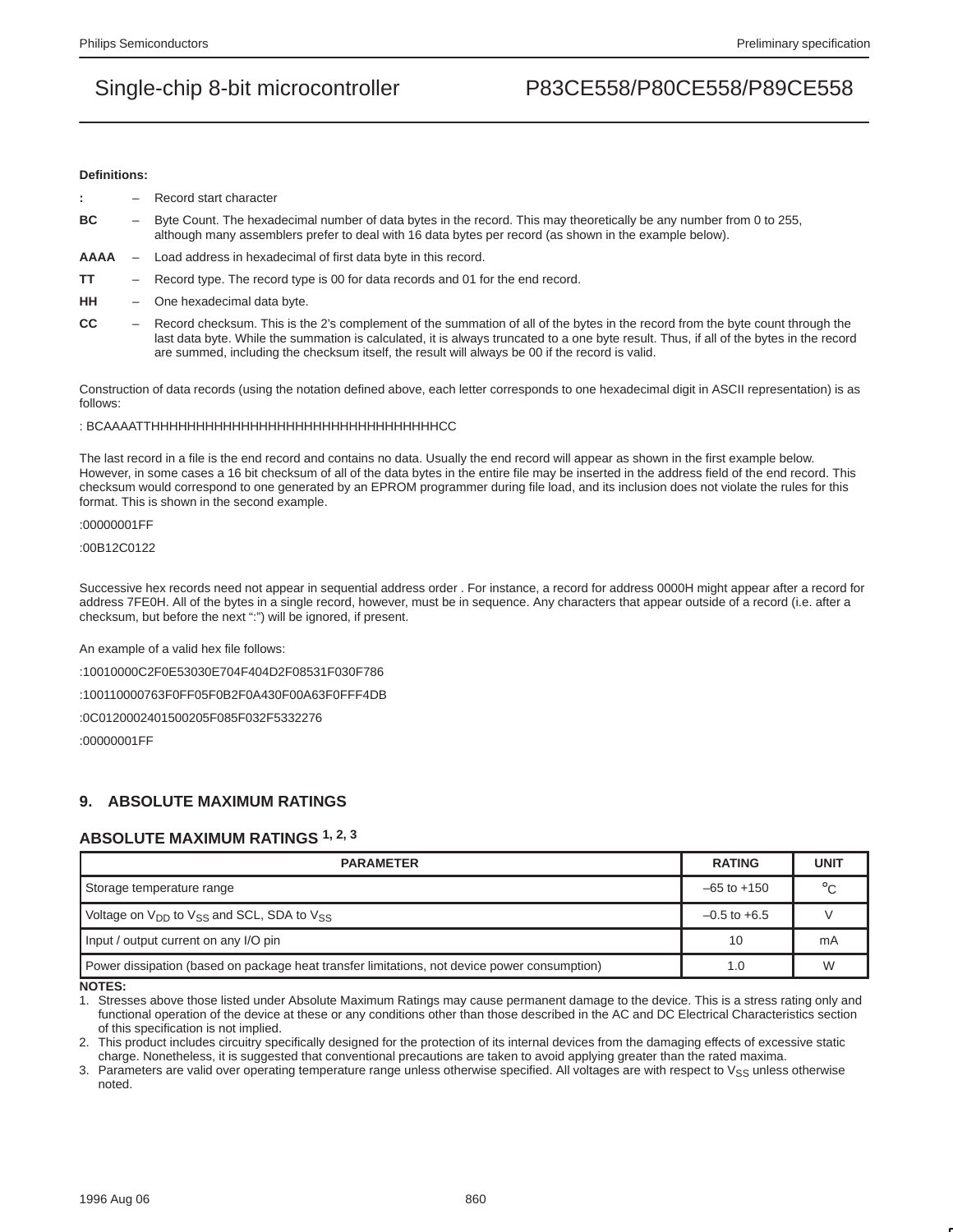**Definitions:**

| | | |
|---|---|---|
| **:** | – | Record start character |
| **BC** | – | Byte Count. The hexadecimal number of data bytes in the record. This may theoretically be any number from 0 to 255, although many assemblers prefer to deal with 16 data bytes per record (as shown in the example below). |
| **AAAA** | – | Load address in hexadecimal of first data byte in this record. |
| **TT** | – | Record type. The record type is 00 for data records and 01 for the end record. |
| **HH** | – | One hexadecimal data byte. |
| **CC** | – | Record checksum. This is the 2's complement of the summation of all of the bytes in the record from the byte count through the last data byte. While the summation is calculated, it is always truncated to a one byte result. Thus, if all of the bytes in the record are summed, including the checksum itself, the result will always be 00 if the record is valid. |

Construction of data records (using the notation defined above, each letter corresponds to one hexadecimal digit in ASCII representation) is as follows:

: BCAAAATTHHHHHHHHHHHHHHHHHHHHHHHHHHHHHHHHHHCC

The last record in a file is the end record and contains no data. Usually the end record will appear as shown in the first example below. However, in some cases a 16 bit checksum of all of the data bytes in the entire file may be inserted in the address field of the end record. This checksum would correspond to one generated by an EPROM programmer during file load, and its inclusion does not violate the rules for this format. This is shown in the second example.

:00000001FF

:00B12C0122

Successive hex records need not appear in sequential address order . For instance, a record for address 0000H might appear after a record for address 7FE0H. All of the bytes in a single record, however, must be in sequence. Any characters that appear outside of a record (i.e. after a checksum, but before the next ":") will be ignored, if present.

An example of a valid hex file follows:

:10010000C2F0E53030E704F404D2F08531F030F786

:100110000763F0FF05F0B2F0A430F00A63F0FFF4DB

:0C0120002401500205F085F032F5332276

:00000001FF

## 9. ABSOLUTE MAXIMUM RATINGS

### ABSOLUTE MAXIMUM RATINGS [1, 2, 3]

| PARAMETER | RATING | UNIT |
|---|---|---|
| Storage temperature range | –65 to +150 | °C |
| Voltage on $V_{DD}$ to $V_{SS}$ and SCL, SDA to $V_{SS}$ | –0.5 to +6.5 | V |
| Input / output current on any I/O pin | 10 | mA |
| Power dissipation (based on package heat transfer limitations, not device power consumption) | 1.0 | W |

**NOTES:**

1. Stresses above those listed under Absolute Maximum Ratings may cause permanent damage to the device. This is a stress rating only and functional operation of the device at these or any conditions other than those described in the AC and DC Electrical Characteristics section of this specification is not implied.
2. This product includes circuitry specifically designed for the protection of its internal devices from the damaging effects of excessive static charge. Nonetheless, it is suggested that conventional precautions are taken to avoid applying greater than the rated maxima.
3. Parameters are valid over operating temperature range unless otherwise specified. All voltages are with respect to $V_{SS}$ unless otherwise noted.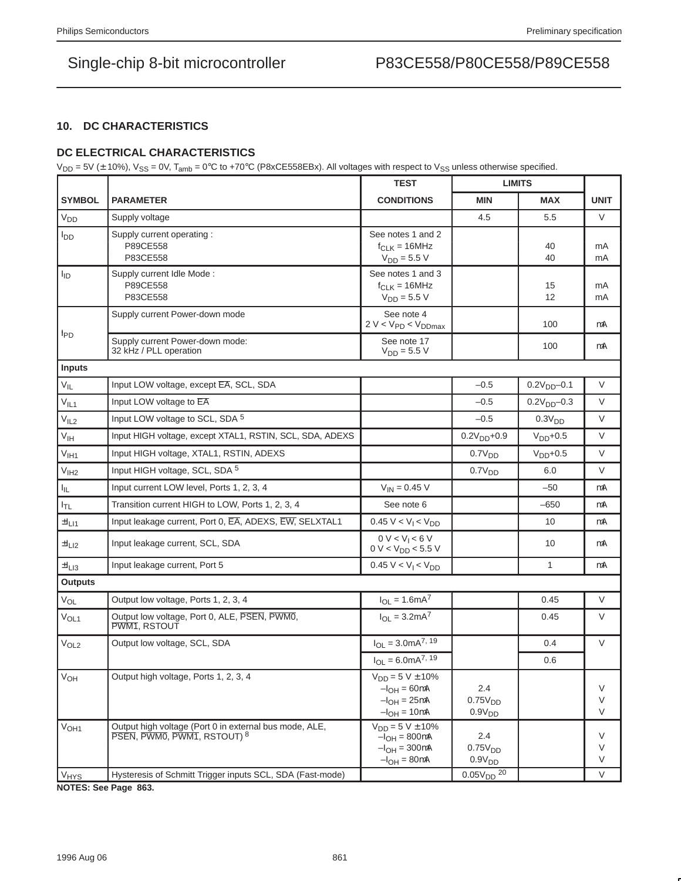## 10. DC CHARACTERISTICS

### DC ELECTRICAL CHARACTERISTICS

$V_{DD}$ = 5V (± 10%), $V_{SS}$ = 0V, $T_{amb}$ = 0°C to +70°C (P8xCE558EBx). All voltages with respect to $V_{SS}$ unless otherwise specified.

| SYMBOL | PARAMETER | TEST CONDITIONS | LIMITS MIN | LIMITS MAX | UNIT |
|---|---|---|---|---|---|
| $V_{DD}$ | Supply voltage | | 4.5 | 5.5 | V |
| $I_{DD}$ | Supply current operating : P89CE558 / P83CE558 | See notes 1 and 2; $f_{CLK}$ = 16MHz; $V_{DD}$ = 5.5 V | | 40 / 40 | mA / mA |
| $I_{ID}$ | Supply current Idle Mode : P89CE558 / P83CE558 | See notes 1 and 3; $f_{CLK}$ = 16MHz; $V_{DD}$ = 5.5 V | | 15 / 12 | mA / mA |
| $I_{PD}$ | Supply current Power-down mode | See note 4; 2 V < $V_{PD}$ < $V_{DDmax}$ | | 100 | µA |
| | Supply current Power-down mode: 32 kHz / PLL operation | See note 17; $V_{DD}$ = 5.5 V | | 100 | µA |
| **Inputs** | | | | | |
| $V_{IL}$ | Input LOW voltage, except $\overline{EA}$, SCL, SDA | | –0.5 | $0.2V_{DD}$–0.1 | V |
| $V_{IL1}$ | Input LOW voltage to $\overline{EA}$ | | –0.5 | $0.2V_{DD}$–0.3 | V |
| $V_{IL2}$ | Input LOW voltage to SCL, SDA [5] | | –0.5 | $0.3V_{DD}$ | V |
| $V_{IH}$ | Input HIGH voltage, except XTAL1, RSTIN, SCL, SDA, ADEXS | | $0.2V_{DD}$+0.9 | $V_{DD}$+0.5 | V |
| $V_{IH1}$ | Input HIGH voltage, XTAL1, RSTIN, ADEXS | | $0.7V_{DD}$ | $V_{DD}$+0.5 | V |
| $V_{IH2}$ | Input HIGH voltage, SCL, SDA [5] | | $0.7V_{DD}$ | 6.0 | V |
| $I_{IL}$ | Input current LOW level, Ports 1, 2, 3, 4 | $V_{IN}$ = 0.45 V | | –50 | µA |
| $I_{TL}$ | Transition current HIGH to LOW, Ports 1, 2, 3, 4 | See note 6 | | –650 | µA |
| $\pm I_{LI1}$ | Input leakage current, Port 0, $\overline{EA}$, ADEXS, $\overline{EW}$, SELXTAL1 | 0.45 V < $V_I$ < $V_{DD}$ | | 10 | µA |
| $\pm I_{LI2}$ | Input leakage current, SCL, SDA | 0 V < $V_I$ < 6 V; 0 V < $V_{DD}$ < 5.5 V | | 10 | µA |
| $\pm I_{LI3}$ | Input leakage current, Port 5 | 0.45 V < $V_I$ < $V_{DD}$ | | 1 | µA |
| **Outputs** | | | | | |
| $V_{OL}$ | Output low voltage, Ports 1, 2, 3, 4 | $I_{OL}$ = 1.6mA [7] | | 0.45 | V |
| $V_{OL1}$ | Output low voltage, Port 0, ALE, $\overline{PSEN}$, $\overline{PWM0}$, $\overline{PWM1}$, RSTOUT | $I_{OL}$ = 3.2mA [7] | | 0.45 | V |
| $V_{OL2}$ | Output low voltage, SCL, SDA | $I_{OL}$ = 3.0mA [7, 19] | | 0.4 | V |
| | | $I_{OL}$ = 6.0mA [7, 19] | | 0.6 | |
| $V_{OH}$ | Output high voltage, Ports 1, 2, 3, 4 | $V_{DD}$ = 5 V ± 10%; $-I_{OH}$ = 60µA; $-I_{OH}$ = 25µA; $-I_{OH}$ = 10µA | 2.4; $0.75V_{DD}$; $0.9V_{DD}$ | | V; V; V |
| $V_{OH1}$ | Output high voltage (Port 0 in external bus mode, ALE, $\overline{PSEN}$, $\overline{PWM0}$, $\overline{PWM1}$, RSTOUT) [8] | $V_{DD}$ = 5 V ± 10%; $-I_{OH}$ = 800µA; $-I_{OH}$ = 300µA; $-I_{OH}$ = 80µA | 2.4; $0.75V_{DD}$; $0.9V_{DD}$ | | V; V; V |
| $V_{HYS}$ | Hysteresis of Schmitt Trigger inputs SCL, SDA (Fast-mode) | | $0.05V_{DD}$ [20] | | V |

**NOTES: See Page 863.**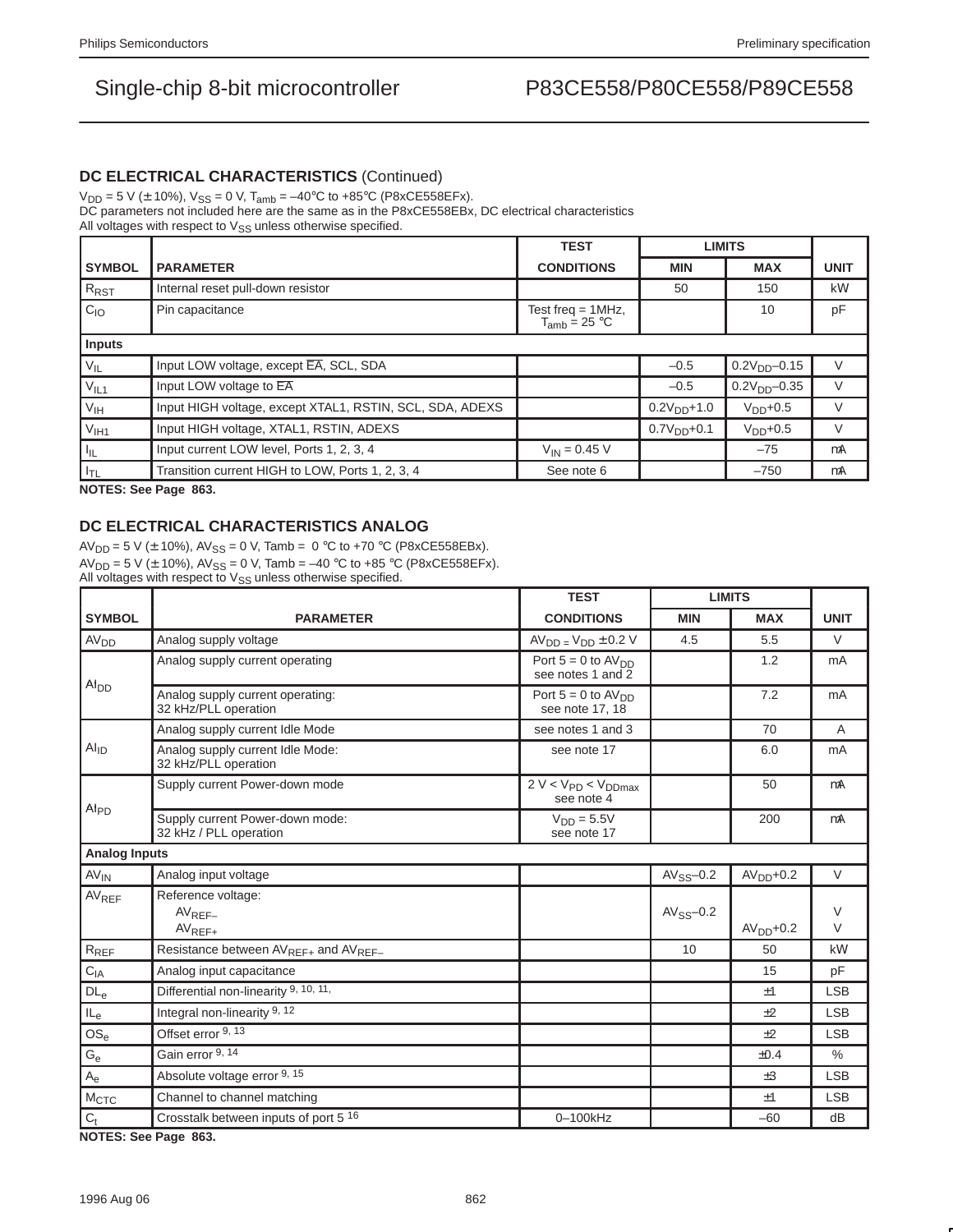## DC ELECTRICAL CHARACTERISTICS (Continued)

$V_{DD}$ = 5 V (± 10%), $V_{SS}$ = 0 V, $T_{amb}$ = –40°C to +85°C (P8xCE558EFx).
DC parameters not included here are the same as in the P8xCE558EBx, DC electrical characteristics
All voltages with respect to $V_{SS}$ unless otherwise specified.

| SYMBOL | PARAMETER | TEST CONDITIONS | LIMITS MIN | LIMITS MAX | UNIT |
|---|---|---|---|---|---|
| $R_{RST}$ | Internal reset pull-down resistor | | 50 | 150 | kW |
| $C_{IO}$ | Pin capacitance | Test freq = 1MHz, $T_{amb}$ = 25 °C | | 10 | pF |
| **Inputs** | | | | | |
| $V_{IL}$ | Input LOW voltage, except $\overline{EA}$, SCL, SDA | | –0.5 | $0.2V_{DD}$–0.15 | V |
| $V_{IL1}$ | Input LOW voltage to $\overline{EA}$ | | –0.5 | $0.2V_{DD}$–0.35 | V |
| $V_{IH}$ | Input HIGH voltage, except XTAL1, RSTIN, SCL, SDA, ADEXS | | $0.2V_{DD}$+1.0 | $V_{DD}$+0.5 | V |
| $V_{IH1}$ | Input HIGH voltage, XTAL1, RSTIN, ADEXS | | $0.7V_{DD}$+0.1 | $V_{DD}$+0.5 | V |
| $I_{IL}$ | Input current LOW level, Ports 1, 2, 3, 4 | $V_{IN}$ = 0.45 V | | –75 | mA |
| $I_{TL}$ | Transition current HIGH to LOW, Ports 1, 2, 3, 4 | See note 6 | | –750 | mA |

**NOTES: See Page 863.**

## DC ELECTRICAL CHARACTERISTICS ANALOG

$AV_{DD}$ = 5 V (± 10%), $AV_{SS}$ = 0 V, Tamb = 0 °C to +70 °C (P8xCE558EBx).
$AV_{DD}$ = 5 V (± 10%), $AV_{SS}$ = 0 V, Tamb = –40 °C to +85 °C (P8xCE558EFx).
All voltages with respect to $V_{SS}$ unless otherwise specified.

| SYMBOL | PARAMETER | TEST CONDITIONS | LIMITS MIN | LIMITS MAX | UNIT |
|---|---|---|---|---|---|
| $AV_{DD}$ | Analog supply voltage | $AV_{DD} = V_{DD}$ ± 0.2 V | 4.5 | 5.5 | V |
| $AI_{DD}$ | Analog supply current operating | Port 5 = 0 to $AV_{DD}$ see notes 1 and 2 | | 1.2 | mA |
| | Analog supply current operating: 32 kHz/PLL operation | Port 5 = 0 to $AV_{DD}$ see note 17, 18 | | 7.2 | mA |
| $AI_{ID}$ | Analog supply current Idle Mode | see notes 1 and 3 | | 70 | A |
| | Analog supply current Idle Mode: 32 kHz/PLL operation | see note 17 | | 6.0 | mA |
| $AI_{PD}$ | Supply current Power-down mode | 2 V < $V_{PD}$ < $V_{DDmax}$ see note 4 | | 50 | mA |
| | Supply current Power-down mode: 32 kHz / PLL operation | $V_{DD}$ = 5.5V see note 17 | | 200 | mA |
| **Analog Inputs** | | | | | |
| $AV_{IN}$ | Analog input voltage | | $AV_{SS}$–0.2 | $AV_{DD}$+0.2 | V |
| $AV_{REF}$ | Reference voltage: $AV_{REF-}$ $AV_{REF+}$ | | $AV_{SS}$–0.2 | $AV_{DD}$+0.2 | V V |
| $R_{REF}$ | Resistance between $AV_{REF+}$ and $AV_{REF-}$ | | 10 | 50 | kW |
| $C_{IA}$ | Analog input capacitance | | | 15 | pF |
| $DL_e$ | Differential non-linearity [9, 10, 11,] | | | ±1 | LSB |
| $IL_e$ | Integral non-linearity [9, 12] | | | ±2 | LSB |
| $OS_e$ | Offset error [9, 13] | | | ±2 | LSB |
| $G_e$ | Gain error [9, 14] | | | ±0.4 | % |
| $A_e$ | Absolute voltage error [9, 15] | | | ±3 | LSB |
| $M_{CTC}$ | Channel to channel matching | | | ±1 | LSB |
| $C_t$ | Crosstalk between inputs of port 5 [16] | 0–100kHz | | –60 | dB |

**NOTES: See Page 863.**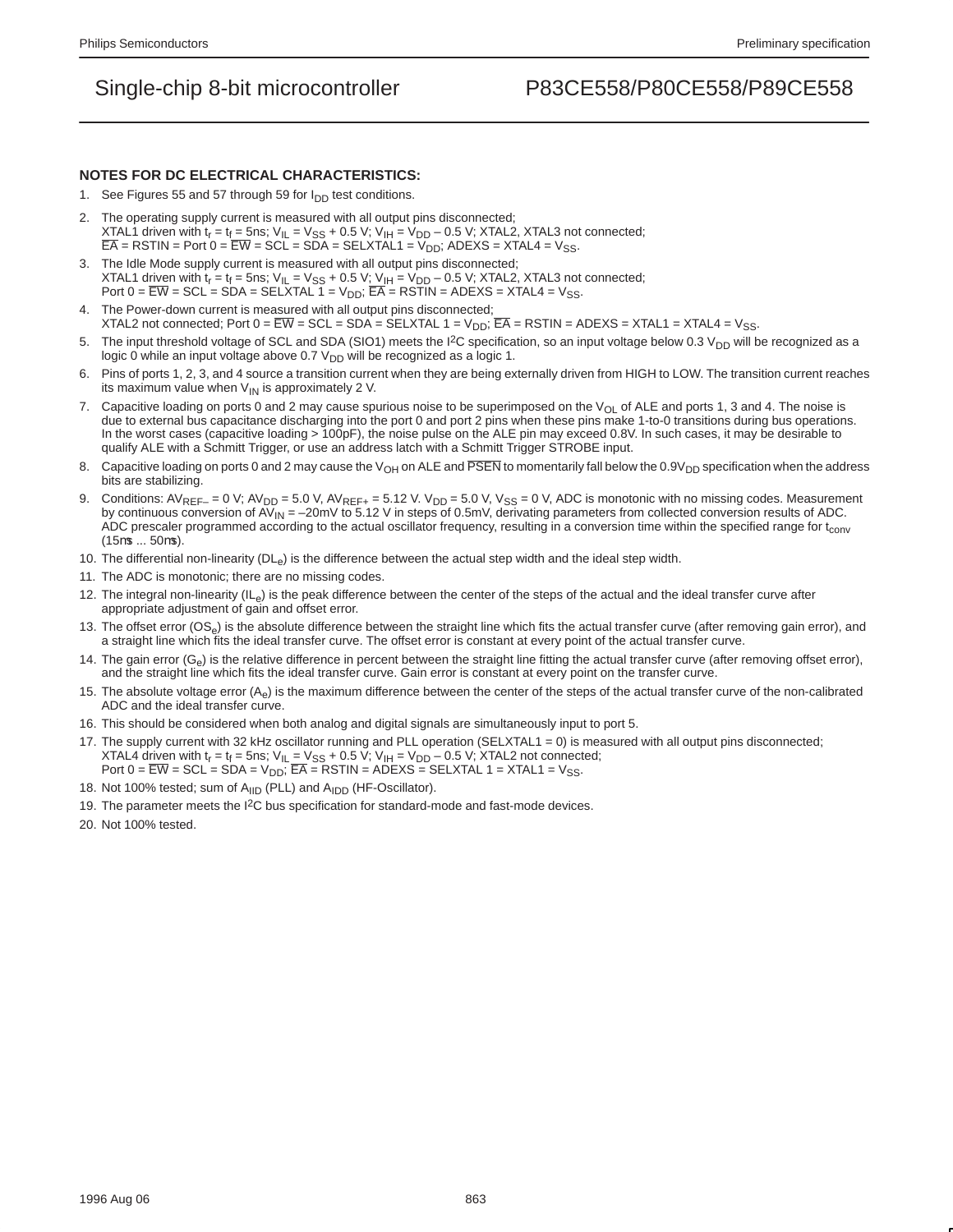### NOTES FOR DC ELECTRICAL CHARACTERISTICS:

1. See Figures 55 and 57 through 59 for $I_{DD}$ test conditions.
2. The operating supply current is measured with all output pins disconnected; XTAL1 driven with $t_r = t_f$ = 5ns; $V_{IL} = V_{SS}$ + 0.5 V; $V_{IH} = V_{DD}$ – 0.5 V; XTAL2, XTAL3 not connected; $\overline{EA}$ = RSTIN = Port 0 = $\overline{EW}$ = SCL = SDA = SELXTAL1 = $V_{DD}$; ADEXS = XTAL4 = $V_{SS}$.
3. The Idle Mode supply current is measured with all output pins disconnected; XTAL1 driven with $t_r = t_f$ = 5ns; $V_{IL} = V_{SS}$ + 0.5 V; $V_{IH} = V_{DD}$ – 0.5 V; XTAL2, XTAL3 not connected; Port 0 = $\overline{EW}$ = SCL = SDA = SELXTAL 1 = $V_{DD}$; $\overline{EA}$ = RSTIN = ADEXS = XTAL4 = $V_{SS}$.
4. The Power-down current is measured with all output pins disconnected; XTAL2 not connected; Port 0 = $\overline{EW}$ = SCL = SDA = SELXTAL 1 = $V_{DD}$; $\overline{EA}$ = RSTIN = ADEXS = XTAL1 = XTAL4 = $V_{SS}$.
5. The input threshold voltage of SCL and SDA (SIO1) meets the $I^2C$ specification, so an input voltage below 0.3 $V_{DD}$ will be recognized as a logic 0 while an input voltage above 0.7 $V_{DD}$ will be recognized as a logic 1.
6. Pins of ports 1, 2, 3, and 4 source a transition current when they are being externally driven from HIGH to LOW. The transition current reaches its maximum value when $V_{IN}$ is approximately 2 V.
7. Capacitive loading on ports 0 and 2 may cause spurious noise to be superimposed on the $V_{OL}$ of ALE and ports 1, 3 and 4. The noise is due to external bus capacitance discharging into the port 0 and port 2 pins when these pins make 1-to-0 transitions during bus operations. In the worst cases (capacitive loading > 100pF), the noise pulse on the ALE pin may exceed 0.8V. In such cases, it may be desirable to qualify ALE with a Schmitt Trigger, or use an address latch with a Schmitt Trigger STROBE input.
8. Capacitive loading on ports 0 and 2 may cause the $V_{OH}$ on ALE and $\overline{PSEN}$ to momentarily fall below the 0.9$V_{DD}$ specification when the address bits are stabilizing.
9. Conditions: $AV_{REF-}$ = 0 V; $AV_{DD}$ = 5.0 V, $AV_{REF+}$ = 5.12 V. $V_{DD}$ = 5.0 V, $V_{SS}$ = 0 V, ADC is monotonic with no missing codes. Measurement by continuous conversion of $AV_{IN}$ = –20mV to 5.12 V in steps of 0.5mV, derivating parameters from collected conversion results of ADC. ADC prescaler programmed according to the actual oscillator frequency, resulting in a conversion time within the specified range for $t_{conv}$ (15ms ... 50ms).
10. The differential non-linearity ($DL_e$) is the difference between the actual step width and the ideal step width.
11. The ADC is monotonic; there are no missing codes.
12. The integral non-linearity ($IL_e$) is the peak difference between the center of the steps of the actual and the ideal transfer curve after appropriate adjustment of gain and offset error.
13. The offset error ($OS_e$) is the absolute difference between the straight line which fits the actual transfer curve (after removing gain error), and a straight line which fits the ideal transfer curve. The offset error is constant at every point of the actual transfer curve.
14. The gain error ($G_e$) is the relative difference in percent between the straight line fitting the actual transfer curve (after removing offset error), and the straight line which fits the ideal transfer curve. Gain error is constant at every point on the transfer curve.
15. The absolute voltage error ($A_e$) is the maximum difference between the center of the steps of the actual transfer curve of the non-calibrated ADC and the ideal transfer curve.
16. This should be considered when both analog and digital signals are simultaneously input to port 5.
17. The supply current with 32 kHz oscillator running and PLL operation (SELXTAL1 = 0) is measured with all output pins disconnected; XTAL4 driven with $t_r = t_f$ = 5ns; $V_{IL} = V_{SS}$ + 0.5 V; $V_{IH} = V_{DD}$ – 0.5 V; XTAL2 not connected; Port 0 = $\overline{EW}$ = SCL = SDA = $V_{DD}$; $\overline{EA}$ = RSTIN = ADEXS = SELXTAL 1 = XTAL1 = $V_{SS}$.
18. Not 100% tested; sum of $A_{IID}$ (PLL) and $A_{IDD}$ (HF-Oscillator).
19. The parameter meets the $I^2C$ bus specification for standard-mode and fast-mode devices.
20. Not 100% tested.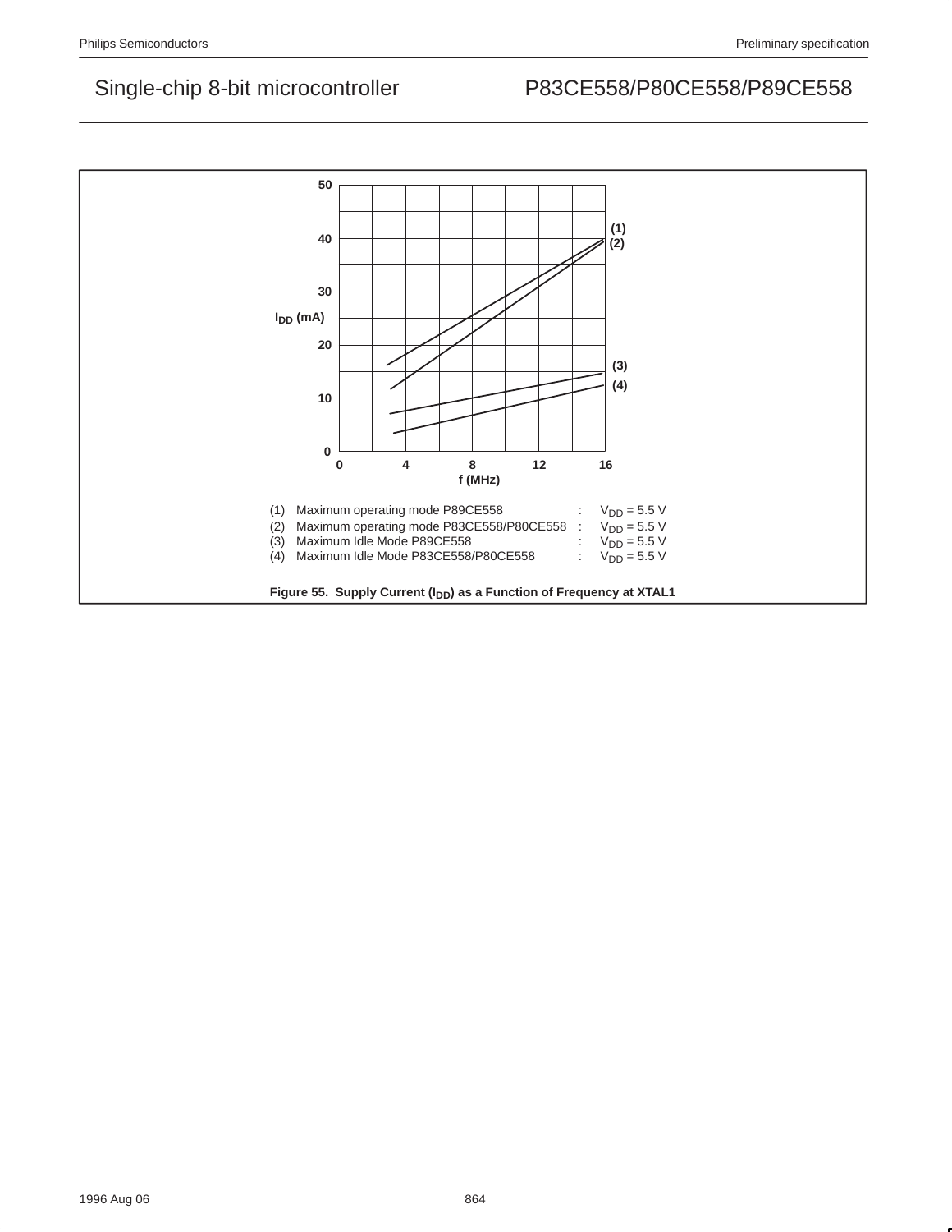(1) Maximum operating mode P89CE558 : $V_{DD}$ = 5.5 V
(2) Maximum operating mode P83CE558/P80CE558 : $V_{DD}$ = 5.5 V
(3) Maximum Idle Mode P89CE558 : $V_{DD}$ = 5.5 V
(4) Maximum Idle Mode P83CE558/P80CE558 : $V_{DD}$ = 5.5 V

**Figure 55. Supply Current ($I_{DD}$) as a Function of Frequency at XTAL1**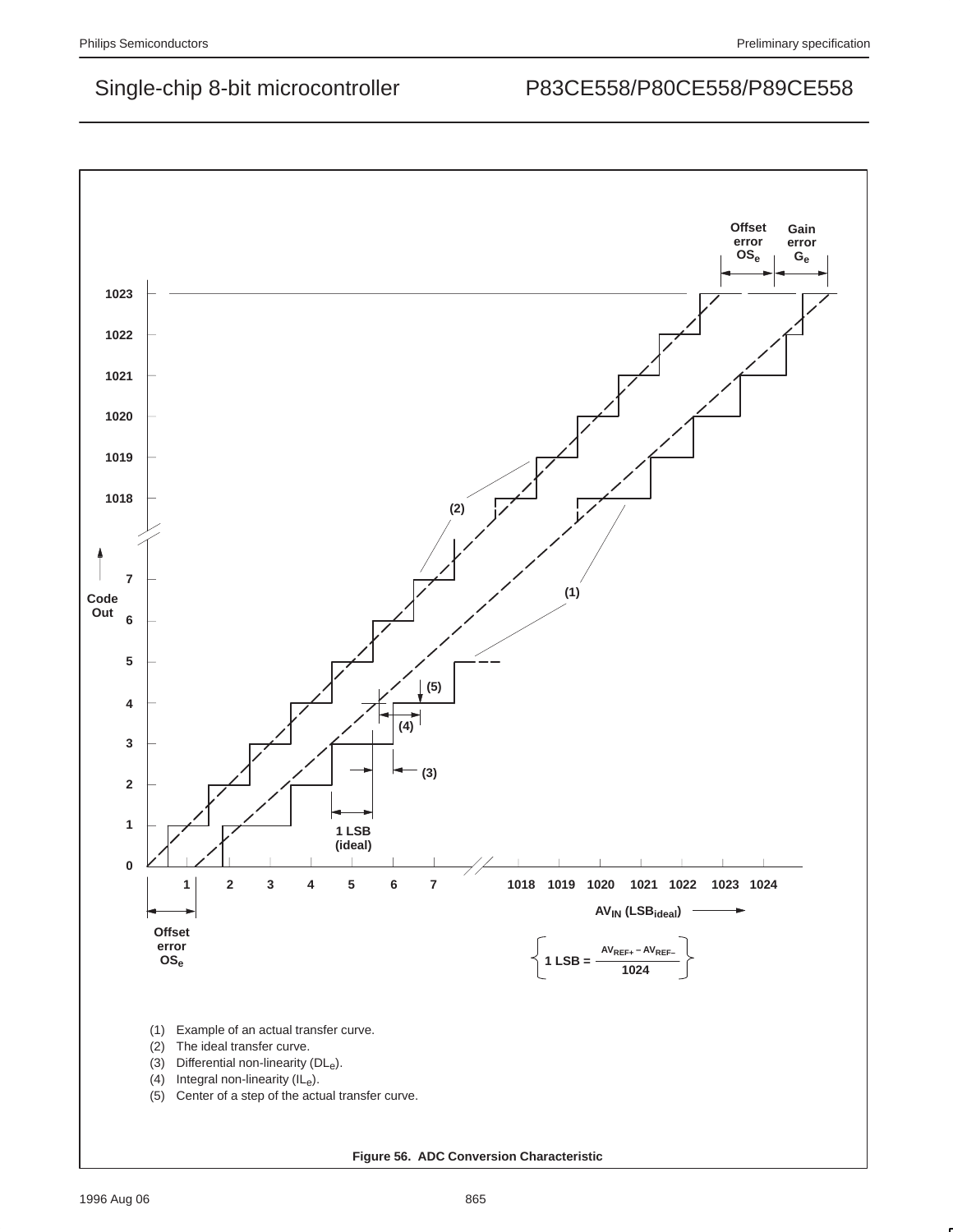Offset error $OS_e$

Gain error $G_e$

Code Out

$AV_{IN}$ ($LSB_{ideal}$)

Offset error $OS_e$

1 LSB (ideal)

$$1\ \text{LSB} = \frac{AV_{REF+} - AV_{REF-}}{1024}$$

(1) Example of an actual transfer curve.
(2) The ideal transfer curve.
(3) Differential non-linearity ($DL_e$).
(4) Integral non-linearity ($IL_e$).
(5) Center of a step of the actual transfer curve.

**Figure 56. ADC Conversion Characteristic**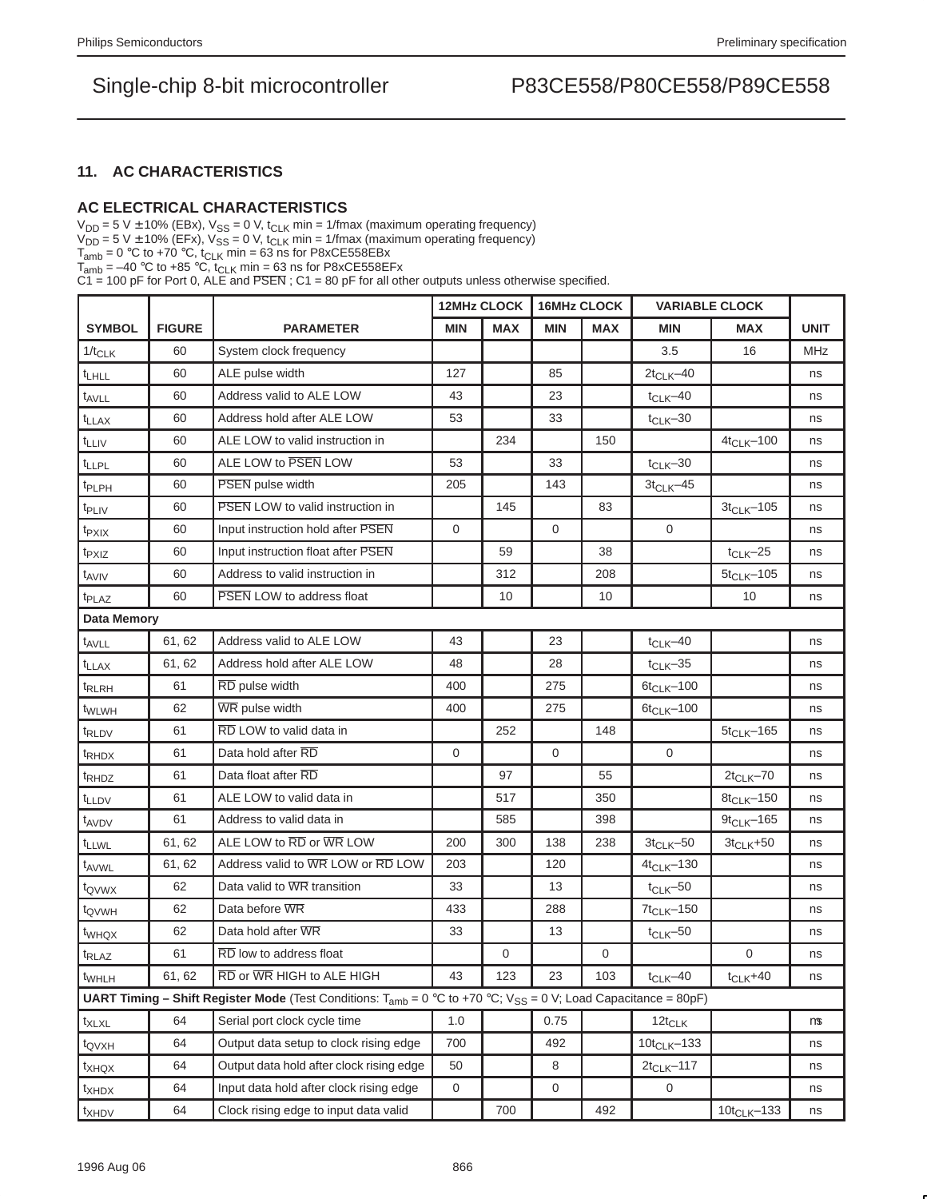## 11. AC CHARACTERISTICS

### AC ELECTRICAL CHARACTERISTICS

$V_{DD}$ = 5 V ±10% (EBx), $V_{SS}$ = 0 V, $t_{CLK}$ min = 1/fmax (maximum operating frequency)
$V_{DD}$ = 5 V ±10% (EFx), $V_{SS}$ = 0 V, $t_{CLK}$ min = 1/fmax (maximum operating frequency)
$T_{amb}$ = 0 °C to +70 °C, $t_{CLK}$ min = 63 ns for P8xCE558EBx
$T_{amb}$ = –40 °C to +85 °C, $t_{CLK}$ min = 63 ns for P8xCE558EFx
C1 = 100 pF for Port 0, ALE and $\overline{PSEN}$ ; C1 = 80 pF for all other outputs unless otherwise specified.

| SYMBOL | FIGURE | PARAMETER | 12MHz CLOCK | | 16MHz CLOCK | | VARIABLE CLOCK | | UNIT |
|---|---|---|---|---|---|---|---|---|---|
| | | | MIN | MAX | MIN | MAX | MIN | MAX | |
| $1/t_{CLK}$ | 60 | System clock frequency | | | | | 3.5 | 16 | MHz |
| $t_{LHLL}$ | 60 | ALE pulse width | 127 | | 85 | | $2t_{CLK}$–40 | | ns |
| $t_{AVLL}$ | 60 | Address valid to ALE LOW | 43 | | 23 | | $t_{CLK}$–40 | | ns |
| $t_{LLAX}$ | 60 | Address hold after ALE LOW | 53 | | 33 | | $t_{CLK}$–30 | | ns |
| $t_{LLIV}$ | 60 | ALE LOW to valid instruction in | | 234 | | 150 | | $4t_{CLK}$–100 | ns |
| $t_{LLPL}$ | 60 | ALE LOW to $\overline{PSEN}$ LOW | 53 | | 33 | | $t_{CLK}$–30 | | ns |
| $t_{PLPH}$ | 60 | $\overline{PSEN}$ pulse width | 205 | | 143 | | $3t_{CLK}$–45 | | ns |
| $t_{PLIV}$ | 60 | $\overline{PSEN}$ LOW to valid instruction in | | 145 | | 83 | | $3t_{CLK}$–105 | ns |
| $t_{PXIX}$ | 60 | Input instruction hold after $\overline{PSEN}$ | 0 | | 0 | | 0 | | ns |
| $t_{PXIZ}$ | 60 | Input instruction float after $\overline{PSEN}$ | | 59 | | 38 | | $t_{CLK}$–25 | ns |
| $t_{AVIV}$ | 60 | Address to valid instruction in | | 312 | | 208 | | $5t_{CLK}$–105 | ns |
| $t_{PLAZ}$ | 60 | $\overline{PSEN}$ LOW to address float | | 10 | | 10 | | 10 | ns |
| **Data Memory** | | | | | | | | | |
| $t_{AVLL}$ | 61, 62 | Address valid to ALE LOW | 43 | | 23 | | $t_{CLK}$–40 | | ns |
| $t_{LLAX}$ | 61, 62 | Address hold after ALE LOW | 48 | | 28 | | $t_{CLK}$–35 | | ns |
| $t_{RLRH}$ | 61 | $\overline{RD}$ pulse width | 400 | | 275 | | $6t_{CLK}$–100 | | ns |
| $t_{WLWH}$ | 62 | $\overline{WR}$ pulse width | 400 | | 275 | | $6t_{CLK}$–100 | | ns |
| $t_{RLDV}$ | 61 | $\overline{RD}$ LOW to valid data in | | 252 | | 148 | | $5t_{CLK}$–165 | ns |
| $t_{RHDX}$ | 61 | Data hold after $\overline{RD}$ | 0 | | 0 | | 0 | | ns |
| $t_{RHDZ}$ | 61 | Data float after $\overline{RD}$ | | 97 | | 55 | | $2t_{CLK}$–70 | ns |
| $t_{LLDV}$ | 61 | ALE LOW to valid data in | | 517 | | 350 | | $8t_{CLK}$–150 | ns |
| $t_{AVDV}$ | 61 | Address to valid data in | | 585 | | 398 | | $9t_{CLK}$–165 | ns |
| $t_{LLWL}$ | 61, 62 | ALE LOW to $\overline{RD}$ or $\overline{WR}$ LOW | 200 | 300 | 138 | 238 | $3t_{CLK}$–50 | $3t_{CLK}$+50 | ns |
| $t_{AVWL}$ | 61, 62 | Address valid to $\overline{WR}$ LOW or $\overline{RD}$ LOW | 203 | | 120 | | $4t_{CLK}$–130 | | ns |
| $t_{QVWX}$ | 62 | Data valid to $\overline{WR}$ transition | 33 | | 13 | | $t_{CLK}$–50 | | ns |
| $t_{QVWH}$ | 62 | Data before $\overline{WR}$ | 433 | | 288 | | $7t_{CLK}$–150 | | ns |
| $t_{WHQX}$ | 62 | Data hold after $\overline{WR}$ | 33 | | 13 | | $t_{CLK}$–50 | | ns |
| $t_{RLAZ}$ | 61 | $\overline{RD}$ low to address float | | 0 | | 0 | | 0 | ns |
| $t_{WHLH}$ | 61, 62 | $\overline{RD}$ or $\overline{WR}$ HIGH to ALE HIGH | 43 | 123 | 23 | 103 | $t_{CLK}$–40 | $t_{CLK}$+40 | ns |
| **UART Timing – Shift Register Mode** (Test Conditions: $T_{amb}$ = 0 °C to +70 °C; $V_{SS}$ = 0 V; Load Capacitance = 80pF) | | | | | | | | | |
| $t_{XLXL}$ | 64 | Serial port clock cycle time | 1.0 | | 0.75 | | $12t_{CLK}$ | | μs |
| $t_{QVXH}$ | 64 | Output data setup to clock rising edge | 700 | | 492 | | $10t_{CLK}$–133 | | ns |
| $t_{XHQX}$ | 64 | Output data hold after clock rising edge | 50 | | 8 | | $2t_{CLK}$–117 | | ns |
| $t_{XHDX}$ | 64 | Input data hold after clock rising edge | 0 | | 0 | | 0 | | ns |
| $t_{XHDV}$ | 64 | Clock rising edge to input data valid | | 700 | | 492 | | $10t_{CLK}$–133 | ns |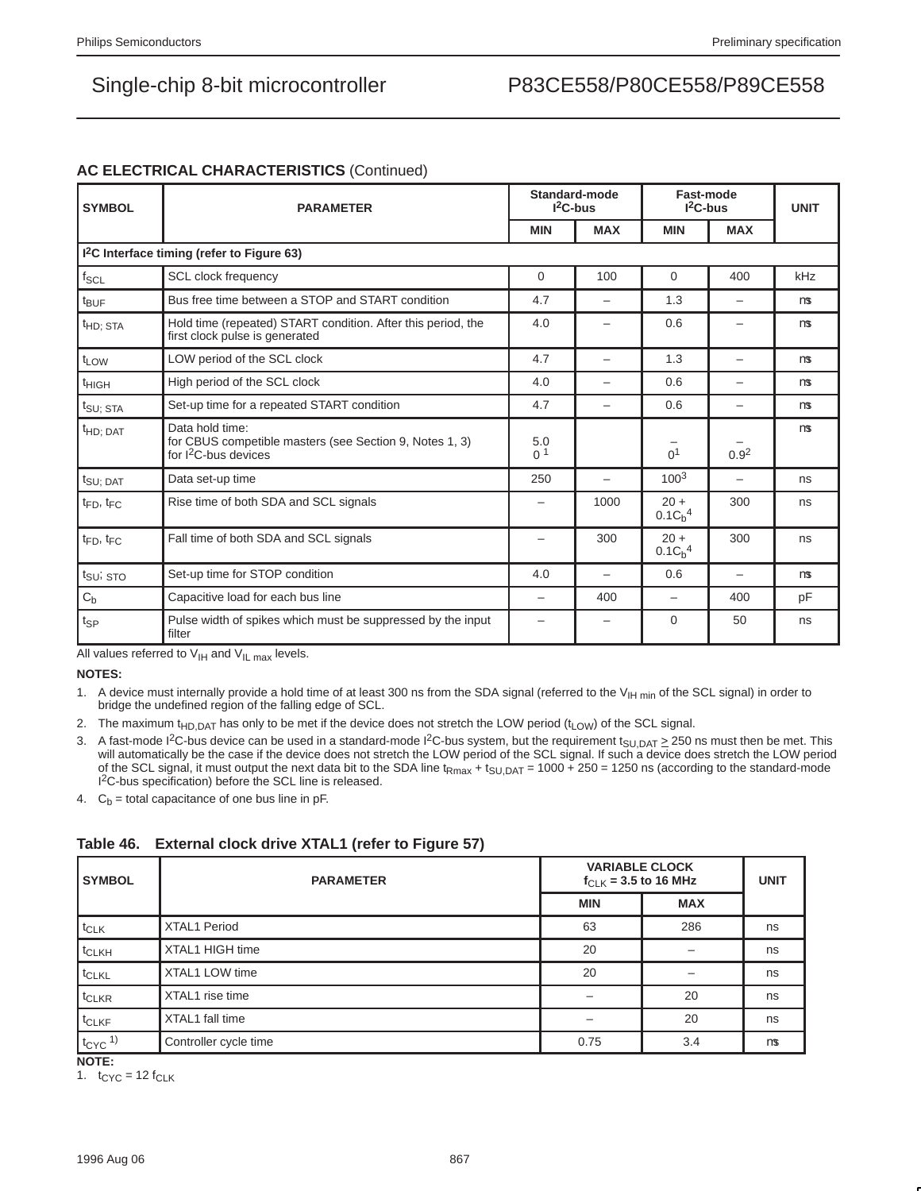## AC ELECTRICAL CHARACTERISTICS (Continued)

| SYMBOL | PARAMETER | Standard-mode $I^2C$-bus | | Fast-mode $I^2C$-bus | | UNIT |
|---|---|---|---|---|---|---|
| | | MIN | MAX | MIN | MAX | |
| **$I^2C$ Interface timing (refer to Figure 63)** | | | | | | |
| $f_{SCL}$ | SCL clock frequency | 0 | 100 | 0 | 400 | kHz |
| $t_{BUF}$ | Bus free time between a STOP and START condition | 4.7 | – | 1.3 | – | µs |
| $t_{HD;STA}$ | Hold time (repeated) START condition. After this period, the first clock pulse is generated | 4.0 | – | 0.6 | – | µs |
| $t_{LOW}$ | LOW period of the SCL clock | 4.7 | – | 1.3 | – | µs |
| $t_{HIGH}$ | High period of the SCL clock | 4.0 | – | 0.6 | – | µs |
| $t_{SU;STA}$ | Set-up time for a repeated START condition | 4.7 | – | 0.6 | – | µs |
| $t_{HD;DAT}$ | Data hold time: for CBUS competible masters (see Section 9, Notes 1, 3) for $I^2C$-bus devices | 5.0 0 [1] | | – 0[1] | – 0.9[2] | µs |
| $t_{SU;DAT}$ | Data set-up time | 250 | – | 100[3] | – | ns |
| $t_{FD}$, $t_{FC}$ | Rise time of both SDA and SCL signals | – | 1000 | $20 + 0.1C_b$[4] | 300 | ns |
| $t_{FD}$, $t_{FC}$ | Fall time of both SDA and SCL signals | – | 300 | $20 + 0.1C_b$[4] | 300 | ns |
| $t_{SU;STO}$ | Set-up time for STOP condition | 4.0 | – | 0.6 | – | µs |
| $C_b$ | Capacitive load for each bus line | – | 400 | – | 400 | pF |
| $t_{SP}$ | Pulse width of spikes which must be suppressed by the input filter | – | – | 0 | 50 | ns |

All values referred to $V_{IH}$ and $V_{IL\,max}$ levels.

**NOTES:**

1. A device must internally provide a hold time of at least 300 ns from the SDA signal (referred to the $V_{IH\,min}$ of the SCL signal) in order to bridge the undefined region of the falling edge of SCL.
2. The maximum $t_{HD,DAT}$ has only to be met if the device does not stretch the LOW period ($t_{LOW}$) of the SCL signal.
3. A fast-mode $I^2C$-bus device can be used in a standard-mode $I^2C$-bus system, but the requirement $t_{SU,DAT} \geq 250$ ns must then be met. This will automatically be the case if the device does not stretch the LOW period of the SCL signal. If such a device does stretch the LOW period of the SCL signal, it must output the next data bit to the SDA line $t_{Rmax} + t_{SU,DAT} = 1000 + 250 = 1250$ ns (according to the standard-mode $I^2C$-bus specification) before the SCL line is released.
4. $C_b$ = total capacitance of one bus line in pF.

### Table 46. External clock drive XTAL1 (refer to Figure 57)

| SYMBOL | PARAMETER | VARIABLE CLOCK $f_{CLK}$ = 3.5 to 16 MHz | | UNIT |
|---|---|---|---|---|
| | | MIN | MAX | |
| $t_{CLK}$ | XTAL1 Period | 63 | 286 | ns |
| $t_{CLKH}$ | XTAL1 HIGH time | 20 | – | ns |
| $t_{CLKL}$ | XTAL1 LOW time | 20 | – | ns |
| $t_{CLKR}$ | XTAL1 rise time | – | 20 | ns |
| $t_{CLKF}$ | XTAL1 fall time | – | 20 | ns |
| $t_{CYC}$ [1)] | Controller cycle time | 0.75 | 3.4 | µs |

**NOTE:**

1. $t_{CYC} = 12\ f_{CLK}$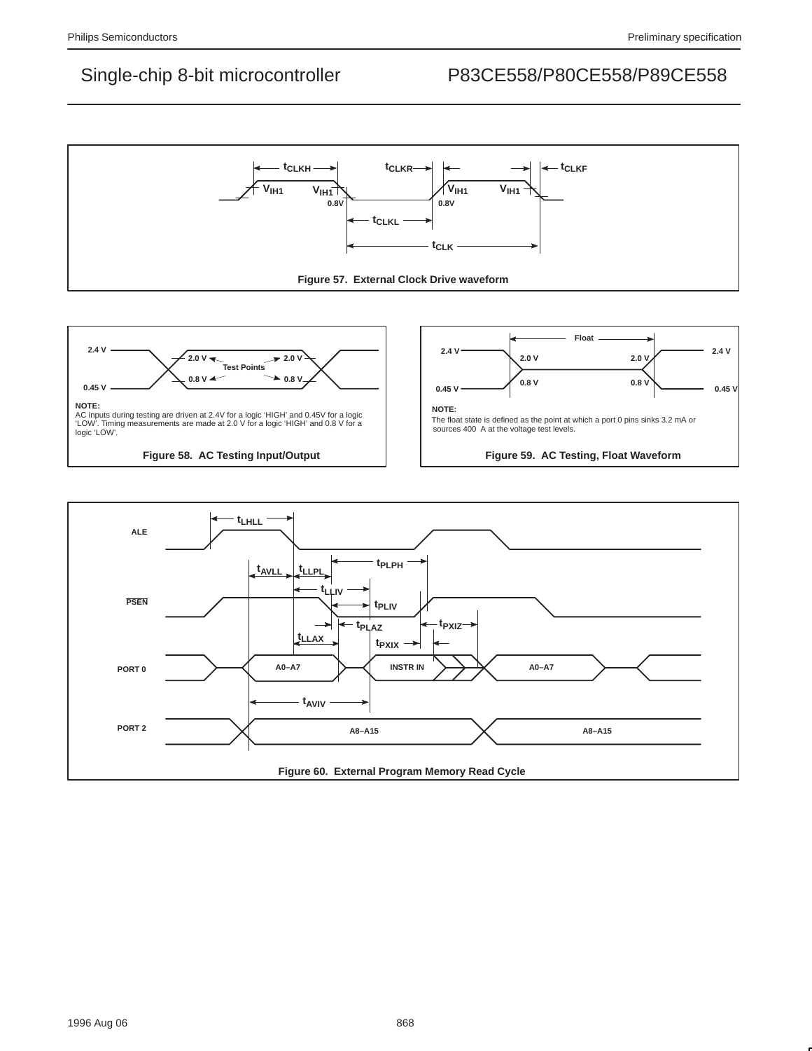Figure 57. External Clock Drive waveform

**NOTE:**
AC inputs during testing are driven at 2.4V for a logic 'HIGH' and 0.45V for a logic 'LOW'. Timing measurements are made at 2.0 V for a logic 'HIGH' and 0.8 V for a logic 'LOW'.

Figure 58. AC Testing Input/Output

**NOTE:**
The float state is defined as the point at which a port 0 pins sinks 3.2 mA or sources 400 A at the voltage test levels.

Figure 59. AC Testing, Float Waveform

Figure 60. External Program Memory Read Cycle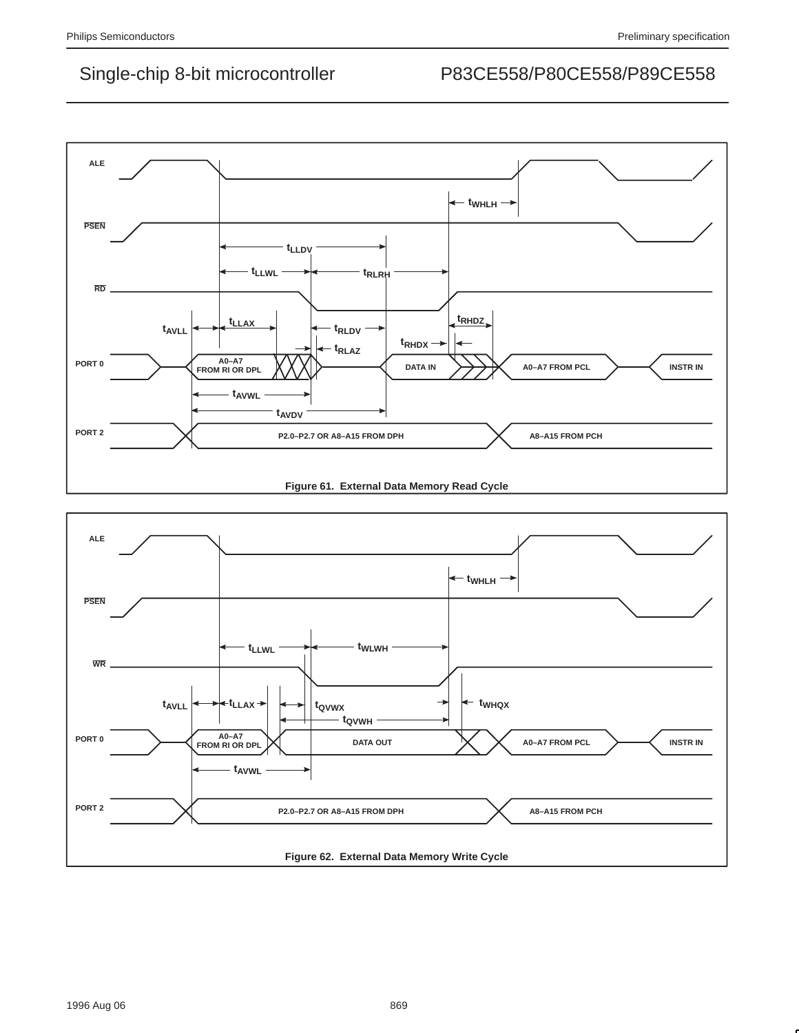ALE

PSEN

RD

PORT 0

PORT 2

$t_{WHLH}$

$t_{LLDV}$

$t_{LLWL}$ $t_{RLRH}$

$t_{AVLL}$ $t_{LLAX}$ $t_{RLDV}$ $t_{RHDZ}$

$t_{RLAZ}$ $t_{RHDX}$

A0–A7 FROM RI OR DPL | DATA IN | A0–A7 FROM PCL | INSTR IN

$t_{AVWL}$

$t_{AVDV}$

P2.0–P2.7 OR A8–A15 FROM DPH | A8–A15 FROM PCH

Figure 61. External Data Memory Read Cycle

ALE

PSEN

WR

PORT 0

PORT 2

$t_{WHLH}$

$t_{LLWL}$ $t_{WLWH}$

$t_{AVLL}$ $t_{LLAX}$ $t_{QVWX}$ $t_{WHQX}$

$t_{QVWH}$

A0–A7 FROM RI OR DPL | DATA OUT | A0–A7 FROM PCL | INSTR IN

$t_{AVWL}$

P2.0–P2.7 OR A8–A15 FROM DPH | A8–A15 FROM PCH

Figure 62. External Data Memory Write Cycle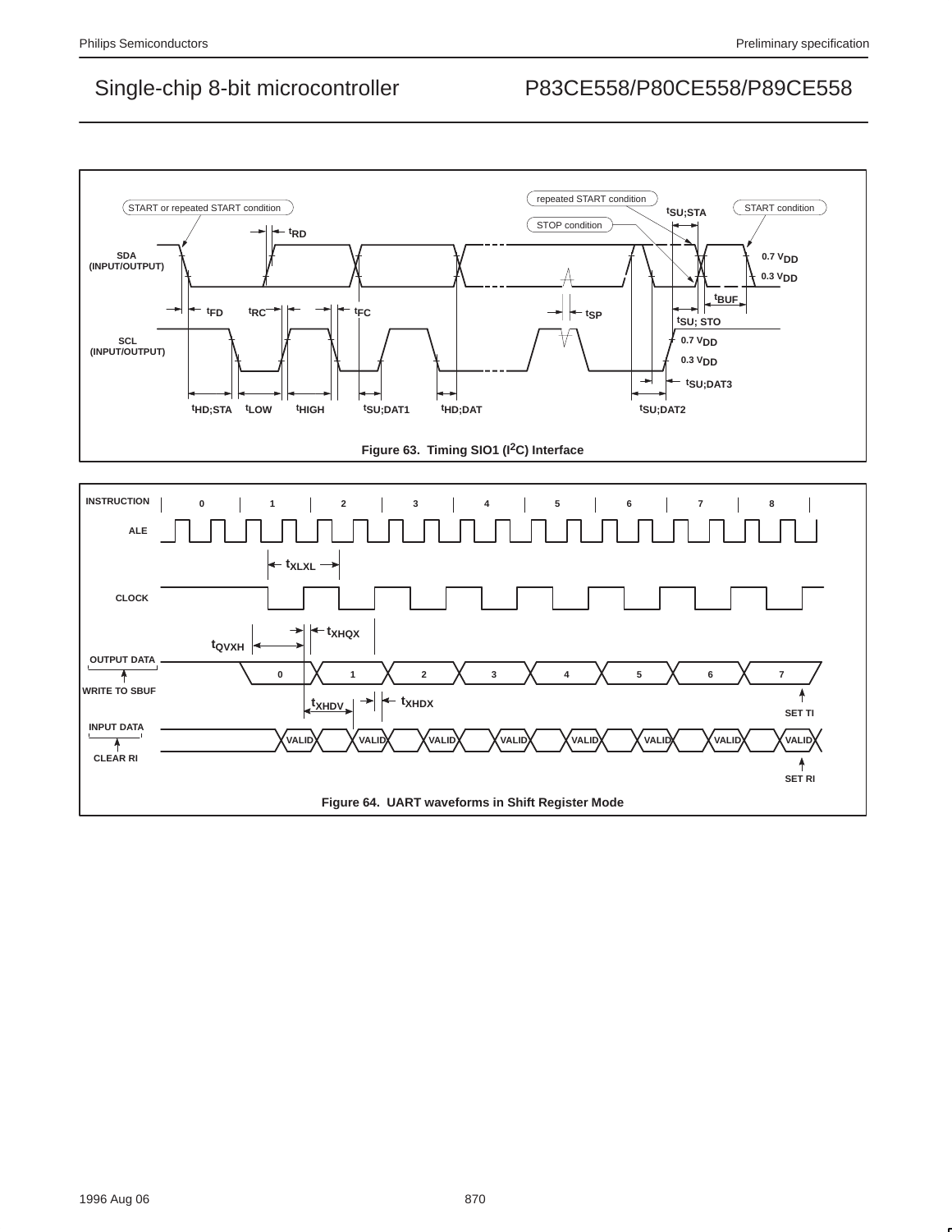Figure 63. Timing SIO1 ($I^2C$) Interface

Figure 64. UART waveforms in Shift Register Mode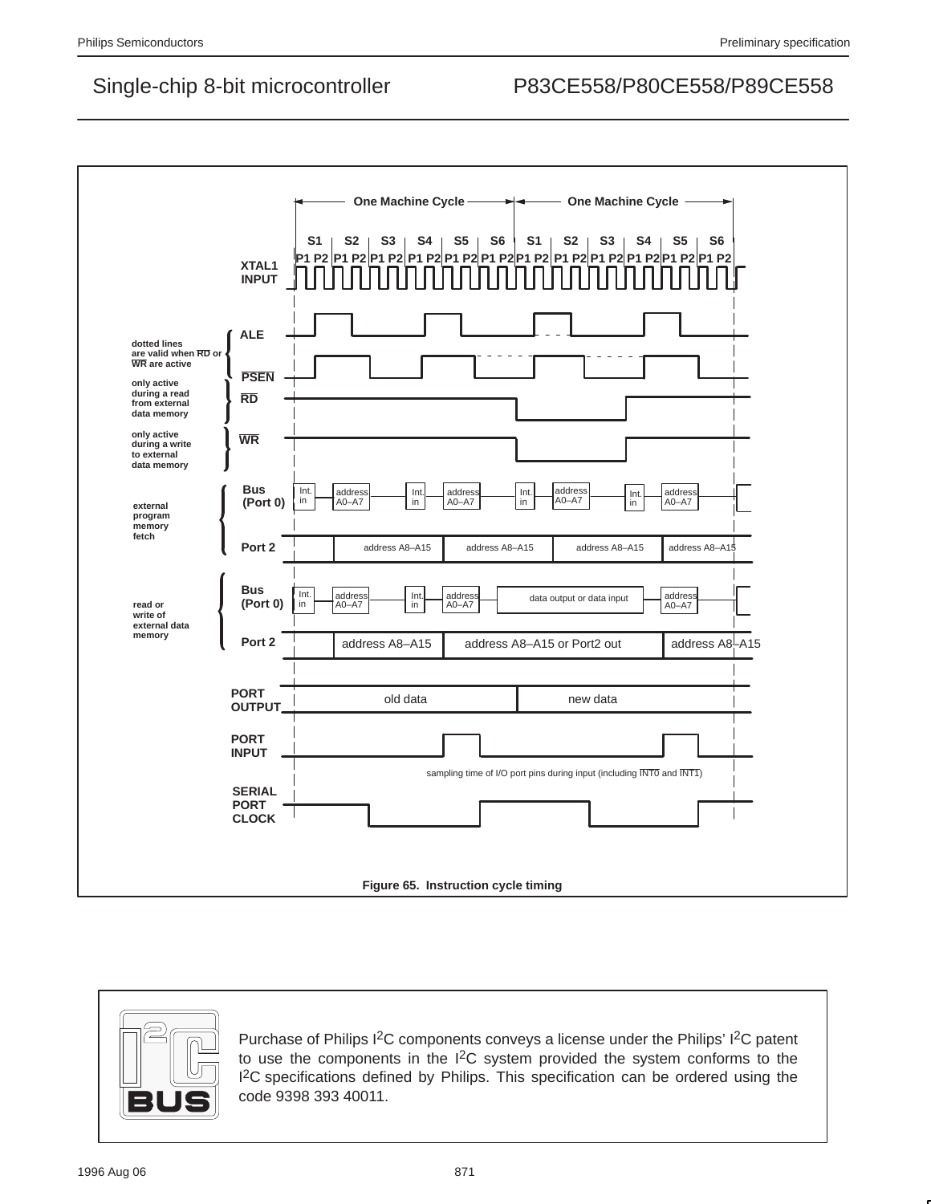One Machine Cycle — One Machine Cycle

S1 S2 S3 S4 S5 S6 S1 S2 S3 S4 S5 S6

P1 P2 P1 P2 P1 P2 P1 P2 P1 P2 P1 P2 P1 P2 P1 P2 P1 P2 P1 P2 P1 P2 P1 P2

XTAL1 INPUT

ALE

dotted lines are valid when $\overline{RD}$ or $\overline{WR}$ are active

$\overline{PSEN}$

only active during a read from external data memory

$\overline{RD}$

only active during a write to external data memory

$\overline{WR}$

external program memory fetch

Bus (Port 0): Int. in | address A0–A7 | Int. in | address A0–A7 | Int. in | address A0–A7 | Int. in | address A0–A7

Port 2: address A8–A15 | address A8–A15 | address A8–A15 | address A8–A15

read or write of external data memory

Bus (Port 0): Int. in | address A0–A7 | Int. in | address A0–A7 | data output or data input | address A0–A7

Port 2: address A8–A15 | address A8–A15 or Port2 out | address A8–A15

PORT OUTPUT: old data | new data

PORT INPUT

sampling time of I/O port pins during input (including $\overline{INT0}$ and $\overline{INT1}$)

SERIAL PORT CLOCK

**Figure 65. Instruction cycle timing**

Purchase of Philips I²C components conveys a license under the Philips' I²C patent to use the components in the I²C system provided the system conforms to the I²C specifications defined by Philips. This specification can be ordered using the code 9398 393 40011.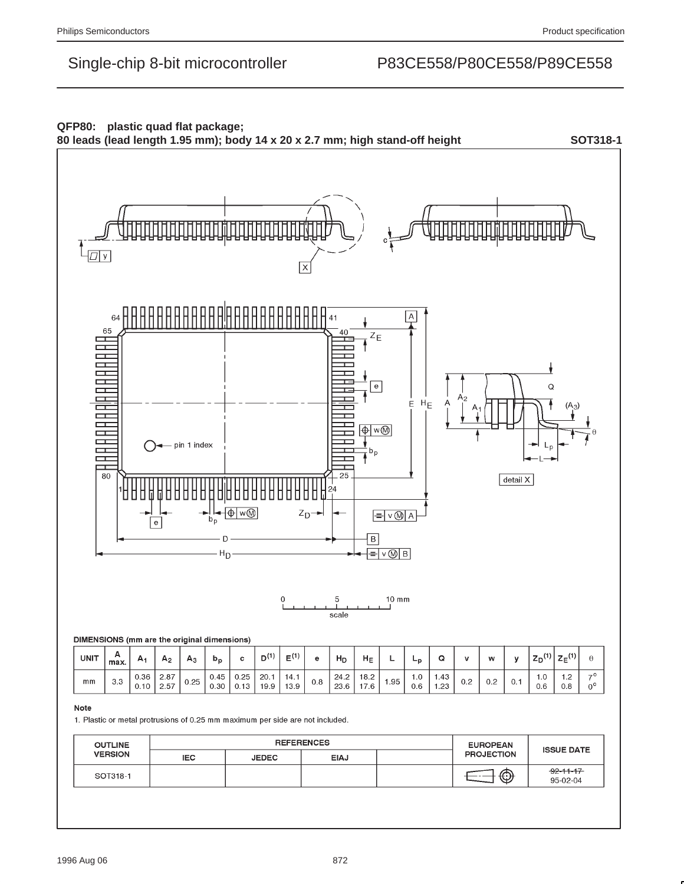## QFP80: plastic quad flat package; 80 leads (lead length 1.95 mm); body 14 x 20 x 2.7 mm; high stand-off height

**SOT318-1**

0 5 10 mm

scale

**DIMENSIONS (mm are the original dimensions)**

| UNIT | A max. | $A_1$ | $A_2$ | $A_3$ | $b_p$ | c | D(1) | E(1) | e | $H_D$ | $H_E$ | L | $L_p$ | Q | v | w | y | $Z_D$(1) | $Z_E$(1) | θ |
|---|---|---|---|---|---|---|---|---|---|---|---|---|---|---|---|---|---|---|---|---|
| mm | 3.3 | 0.36<br>0.10 | 2.87<br>2.57 | 0.25 | 0.45<br>0.30 | 0.25<br>0.13 | 20.1<br>19.9 | 14.1<br>13.9 | 0.8 | 24.2<br>23.6 | 18.2<br>17.6 | 1.95 | 1.0<br>0.6 | 1.43<br>1.23 | 0.2 | 0.2 | 0.1 | 1.0<br>0.6 | 1.2<br>0.8 | 7°<br>0° |

**Note**

1. Plastic or metal protrusions of 0.25 mm maximum per side are not included.

| OUTLINE VERSION | REFERENCES | | | | EUROPEAN PROJECTION | ISSUE DATE |
|---|---|---|---|---|---|---|
| | IEC | JEDEC | EIAJ | | | |
| SOT318-1 | | | | | | ~~92-11-17~~<br>95-02-04 |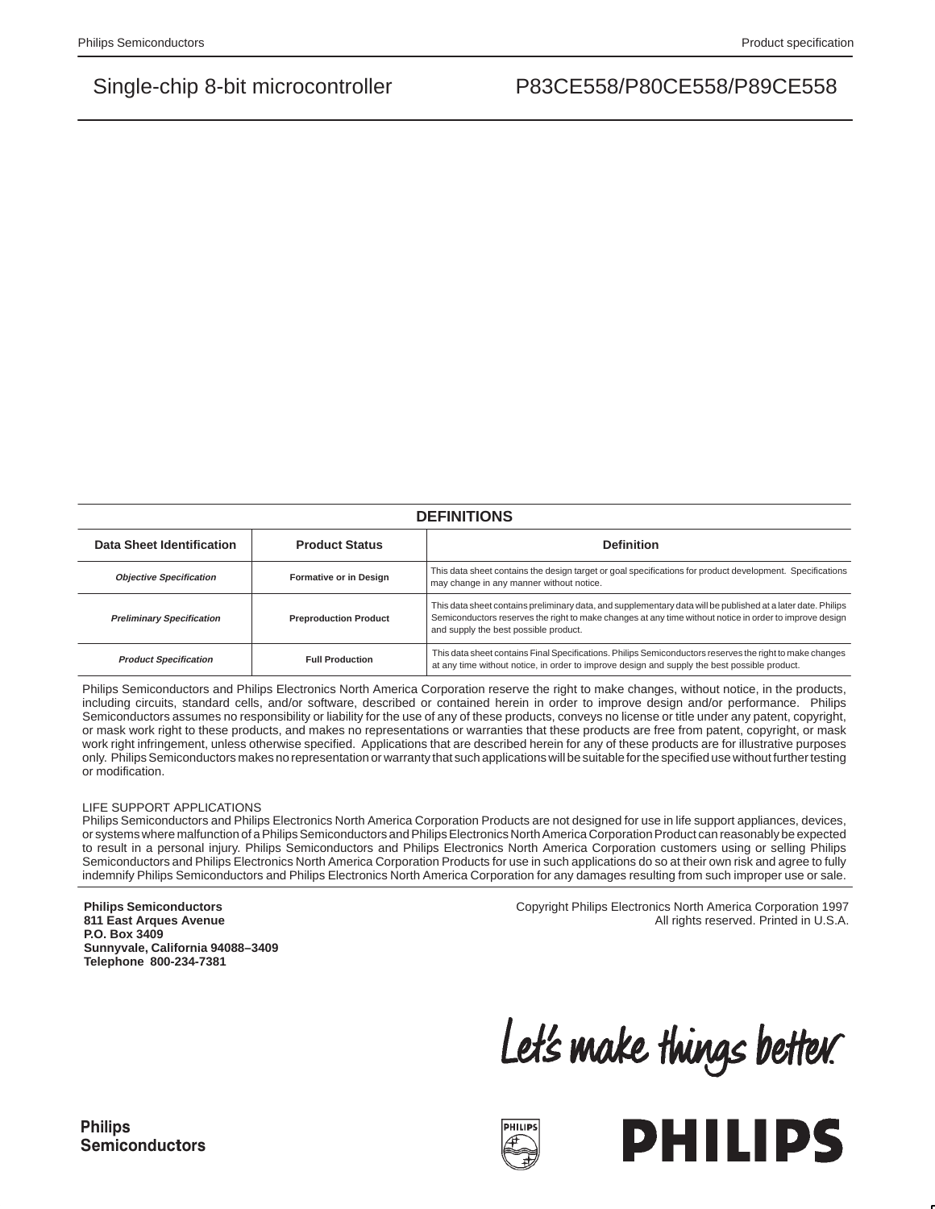## DEFINITIONS

| Data Sheet Identification | Product Status | Definition |
|---|---|---|
| *Objective Specification* | Formative or in Design | This data sheet contains the design target or goal specifications for product development. Specifications may change in any manner without notice. |
| *Preliminary Specification* | Preproduction Product | This data sheet contains preliminary data, and supplementary data will be published at a later date. Philips Semiconductors reserves the right to make changes at any time without notice in order to improve design and supply the best possible product. |
| *Product Specification* | Full Production | This data sheet contains Final Specifications. Philips Semiconductors reserves the right to make changes at any time without notice, in order to improve design and supply the best possible product. |

Philips Semiconductors and Philips Electronics North America Corporation reserve the right to make changes, without notice, in the products, including circuits, standard cells, and/or software, described or contained herein in order to improve design and/or performance. Philips Semiconductors assumes no responsibility or liability for the use of any of these products, conveys no license or title under any patent, copyright, or mask work right to these products, and makes no representations or warranties that these products are free from patent, copyright, or mask work right infringement, unless otherwise specified. Applications that are described herein for any of these products are for illustrative purposes only. Philips Semiconductors makes no representation or warranty that such applications will be suitable for the specified use without further testing or modification.

LIFE SUPPORT APPLICATIONS
Philips Semiconductors and Philips Electronics North America Corporation Products are not designed for use in life support appliances, devices, or systems where malfunction of a Philips Semiconductors and Philips Electronics North America Corporation Product can reasonably be expected to result in a personal injury. Philips Semiconductors and Philips Electronics North America Corporation customers using or selling Philips Semiconductors and Philips Electronics North America Corporation Products for use in such applications do so at their own risk and agree to fully indemnify Philips Semiconductors and Philips Electronics North America Corporation for any damages resulting from such improper use or sale.

**Philips Semiconductors**
**811 East Arques Avenue**
**P.O. Box 3409**
**Sunnyvale, California 94088–3409**
**Telephone 800-234-7381**

Copyright Philips Electronics North America Corporation 1997
All rights reserved. Printed in U.S.A.

Let's make things better.

**Philips Semiconductors**

**PHILIPS**